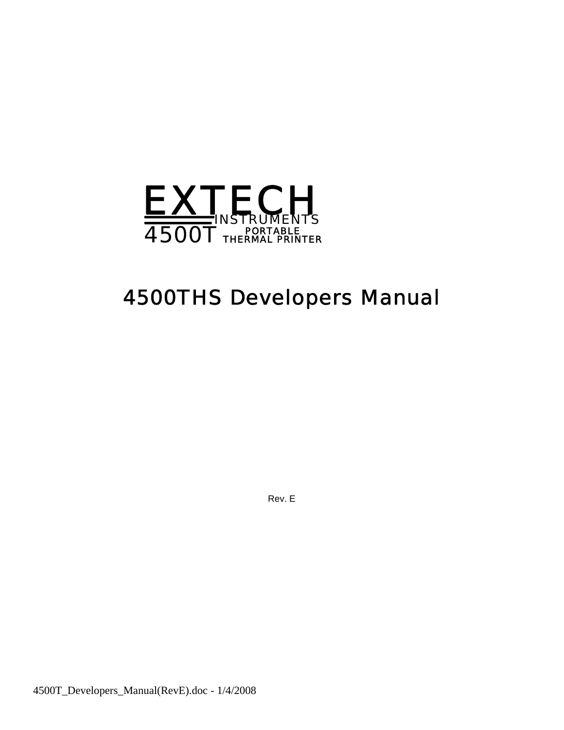EXTECH
INSTRUMENTS
4500T PORTABLE THERMAL PRINTER

# 4500THS Developers Manual

Rev. E

4500T_Developers_Manual(RevE).doc - 1/4/2008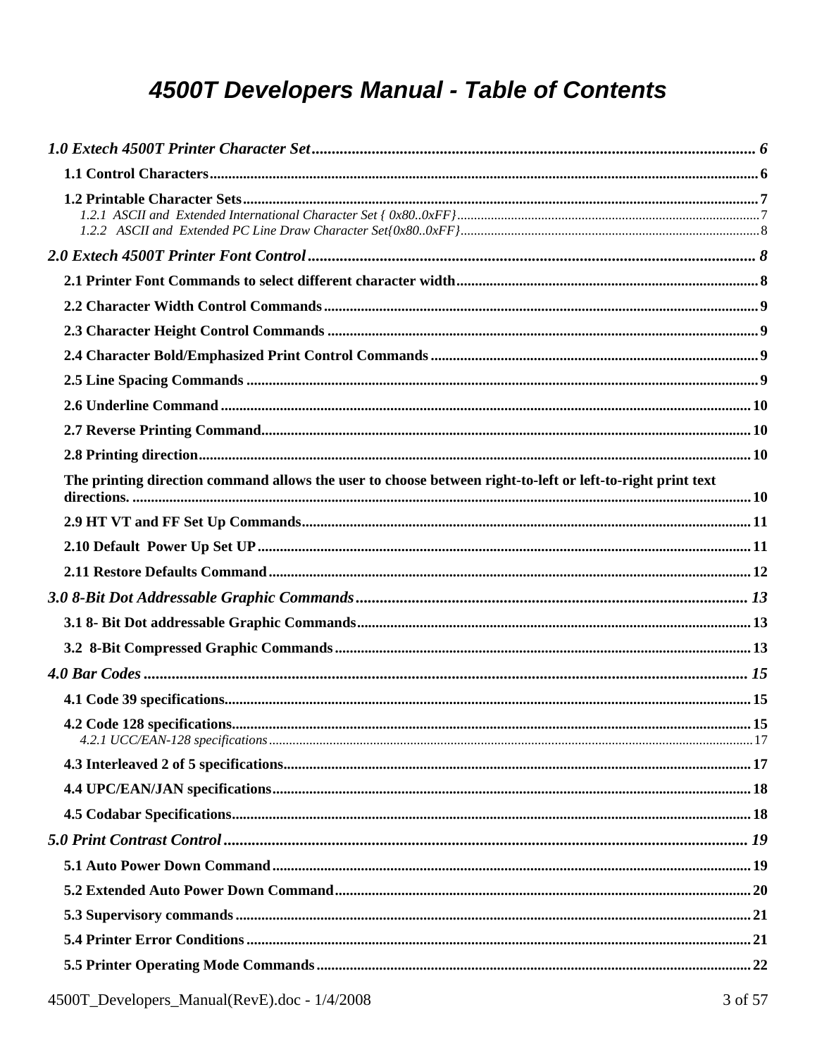# 4500T Developers Manual - Table of Contents

*1.0 Extech 4500T Printer Character Set* ........ 6

**1.1 Control Characters** ........ 6

**1.2 Printable Character Sets** ........ 7

*1.2.1 ASCII and Extended International Character Set { 0x80..0xFF}* ........ 7

*1.2.2 ASCII and Extended PC Line Draw Character Set{0x80..0xFF}* ........ 8

*2.0 Extech 4500T Printer Font Control* ........ 8

**2.1 Printer Font Commands to select different character width** ........ 8

**2.2 Character Width Control Commands** ........ 9

**2.3 Character Height Control Commands** ........ 9

**2.4 Character Bold/Emphasized Print Control Commands** ........ 9

**2.5 Line Spacing Commands** ........ 9

**2.6 Underline Command** ........ 10

**2.7 Reverse Printing Command** ........ 10

**2.8 Printing direction** ........ 10

**The printing direction command allows the user to choose between right-to-left or left-to-right print text directions.** ........ 10

**2.9 HT VT and FF Set Up Commands** ........ 11

**2.10 Default Power Up Set UP** ........ 11

**2.11 Restore Defaults Command** ........ 12

*3.0 8-Bit Dot Addressable Graphic Commands* ........ 13

**3.1 8- Bit Dot addressable Graphic Commands** ........ 13

**3.2 8-Bit Compressed Graphic Commands** ........ 13

*4.0 Bar Codes* ........ 15

**4.1 Code 39 specifications** ........ 15

**4.2 Code 128 specifications** ........ 15

*4.2.1 UCC/EAN-128 specifications* ........ 17

**4.3 Interleaved 2 of 5 specifications** ........ 17

**4.4 UPC/EAN/JAN specifications** ........ 18

**4.5 Codabar Specifications** ........ 18

*5.0 Print Contrast Control* ........ 19

**5.1 Auto Power Down Command** ........ 19

**5.2 Extended Auto Power Down Command** ........ 20

**5.3 Supervisory commands** ........ 21

**5.4 Printer Error Conditions** ........ 21

**5.5 Printer Operating Mode Commands** ........ 22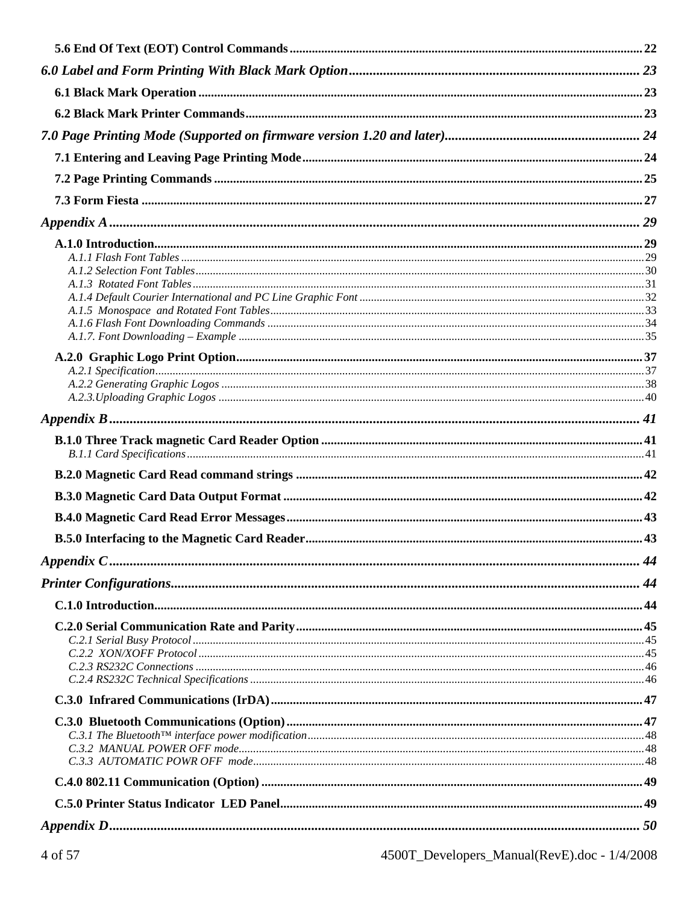**5.6 End Of Text (EOT) Control Commands** .......... 22

***6.0 Label and Form Printing With Black Mark Option*** .......... 23

**6.1 Black Mark Operation** .......... 23

**6.2 Black Mark Printer Commands** .......... 23

***7.0 Page Printing Mode (Supported on firmware version 1.20 and later)*** .......... 24

**7.1 Entering and Leaving Page Printing Mode** .......... 24

**7.2 Page Printing Commands** .......... 25

**7.3 Form Fiesta** .......... 27

***Appendix A*** .......... 29

**A.1.0 Introduction** .......... 29

*A.1.1 Flash Font Tables* .......... 29

*A.1.2 Selection Font Tables* .......... 30

*A.1.3 Rotated Font Tables* .......... 31

*A.1.4 Default Courier International and PC Line Graphic Font* .......... 32

*A.1.5 Monospace and Rotated Font Tables* .......... 33

*A.1.6 Flash Font Downloading Commands* .......... 34

*A.1.7. Font Downloading – Example* .......... 35

**A.2.0 Graphic Logo Print Option** .......... 37

*A.2.1 Specification* .......... 37

*A.2.2 Generating Graphic Logos* .......... 38

*A.2.3.Uploading Graphic Logos* .......... 40

***Appendix B*** .......... 41

**B.1.0 Three Track magnetic Card Reader Option** .......... 41

*B.1.1 Card Specifications* .......... 41

**B.2.0 Magnetic Card Read command strings** .......... 42

**B.3.0 Magnetic Card Data Output Format** .......... 42

**B.4.0 Magnetic Card Read Error Messages** .......... 43

**B.5.0 Interfacing to the Magnetic Card Reader** .......... 43

***Appendix C*** .......... 44

***Printer Configurations*** .......... 44

**C.1.0 Introduction** .......... 44

**C.2.0 Serial Communication Rate and Parity** .......... 45

*C.2.1 Serial Busy Protocol* .......... 45

*C.2.2 XON/XOFF Protocol* .......... 45

*C.2.3 RS232C Connections* .......... 46

*C.2.4 RS232C Technical Specifications* .......... 46

**C.3.0 Infrared Communications (IrDA)** .......... 47

**C.3.0 Bluetooth Communications (Option)** .......... 47

*C.3.1 The Bluetooth™ interface power modification* .......... 48

*C.3.2 MANUAL POWER OFF mode* .......... 48

*C.3.3 AUTOMATIC POWR OFF mode* .......... 48

**C.4.0 802.11 Communication (Option)** .......... 49

**C.5.0 Printer Status Indicator LED Panel** .......... 49

***Appendix D*** .......... 50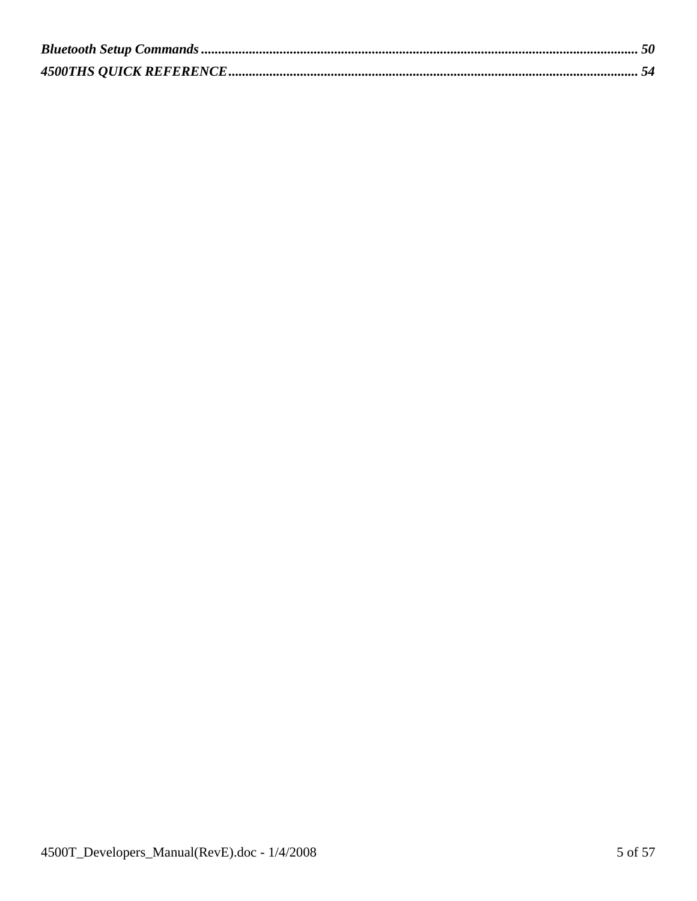***Bluetooth Setup Commands*** ............................................................................................................................... **50**

***4500THS QUICK REFERENCE*** ........................................................................................................................ **54**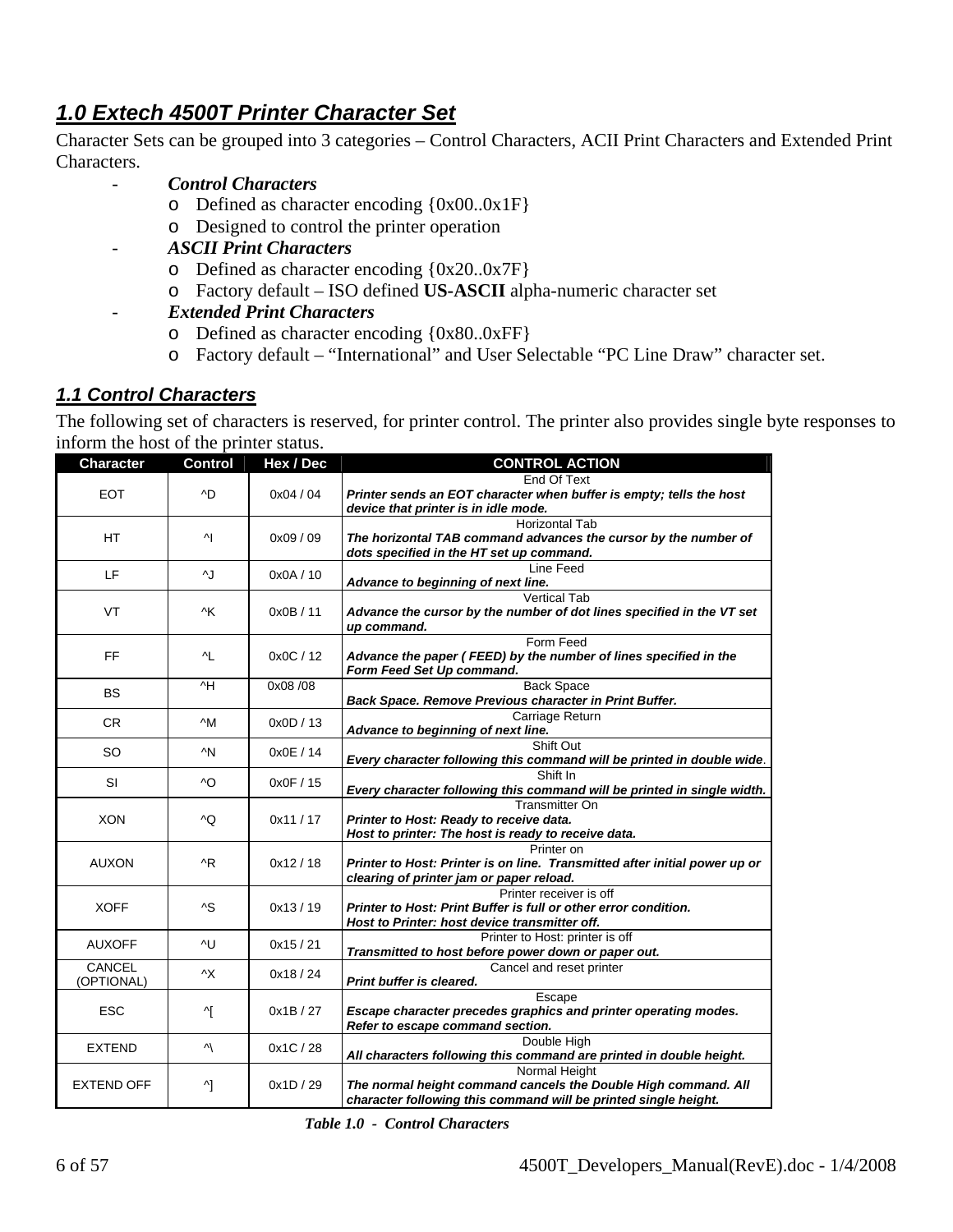## *1.0 Extech 4500T Printer Character Set*

Character Sets can be grouped into 3 categories – Control Characters, ACII Print Characters and Extended Print Characters.

- ***Control Characters***
  - Defined as character encoding {0x00..0x1F}
  - Designed to control the printer operation
- ***ASCII Print Characters***
  - Defined as character encoding {0x20..0x7F}
  - Factory default – ISO defined **US-ASCII** alpha-numeric character set
- ***Extended Print Characters***
  - Defined as character encoding {0x80..0xFF}
  - Factory default – "International" and User Selectable "PC Line Draw" character set.

### *1.1 Control Characters*

The following set of characters is reserved, for printer control. The printer also provides single byte responses to inform the host of the printer status.

| Character | Control | Hex / Dec | CONTROL ACTION |
|---|---|---|---|
| EOT | ^D | 0x04 / 04 | End Of Text<br>***Printer sends an EOT character when buffer is empty; tells the host device that printer is in idle mode.*** |
| HT | ^I | 0x09 / 09 | Horizontal Tab<br>***The horizontal TAB command advances the cursor by the number of dots specified in the HT set up command.*** |
| LF | ^J | 0x0A / 10 | Line Feed<br>***Advance to beginning of next line.*** |
| VT | ^K | 0x0B / 11 | Vertical Tab<br>***Advance the cursor by the number of dot lines specified in the VT set up command.*** |
| FF | ^L | 0x0C / 12 | Form Feed<br>***Advance the paper ( FEED) by the number of lines specified in the Form Feed Set Up command.*** |
| BS | ^H | 0x08 /08 | Back Space<br>***Back Space. Remove Previous character in Print Buffer.*** |
| CR | ^M | 0x0D / 13 | Carriage Return<br>***Advance to beginning of next line.*** |
| SO | ^N | 0x0E / 14 | Shift Out<br>***Every character following this command will be printed in double wide***. |
| SI | ^O | 0x0F / 15 | Shift In<br>***Every character following this command will be printed in single width.*** |
| XON | ^Q | 0x11 / 17 | Transmitter On<br>***Printer to Host: Ready to receive data.***<br>***Host to printer: The host is ready to receive data.*** |
| AUXON | ^R | 0x12 / 18 | Printer on<br>***Printer to Host: Printer is on line. Transmitted after initial power up or clearing of printer jam or paper reload.*** |
| XOFF | ^S | 0x13 / 19 | Printer receiver is off<br>***Printer to Host: Print Buffer is full or other error condition.***<br>***Host to Printer: host device transmitter off.*** |
| AUXOFF | ^U | 0x15 / 21 | Printer to Host: printer is off<br>***Transmitted to host before power down or paper out.*** |
| CANCEL (OPTIONAL) | ^X | 0x18 / 24 | Cancel and reset printer<br>***Print buffer is cleared.*** |
| ESC | ^[ | 0x1B / 27 | Escape<br>***Escape character precedes graphics and printer operating modes. Refer to escape command section.*** |
| EXTEND | ^\ | 0x1C / 28 | Double High<br>***All characters following this command are printed in double height.*** |
| EXTEND OFF | ^] | 0x1D / 29 | Normal Height<br>***The normal height command cancels the Double High command. All character following this command will be printed single height.*** |

***Table 1.0 - Control Characters***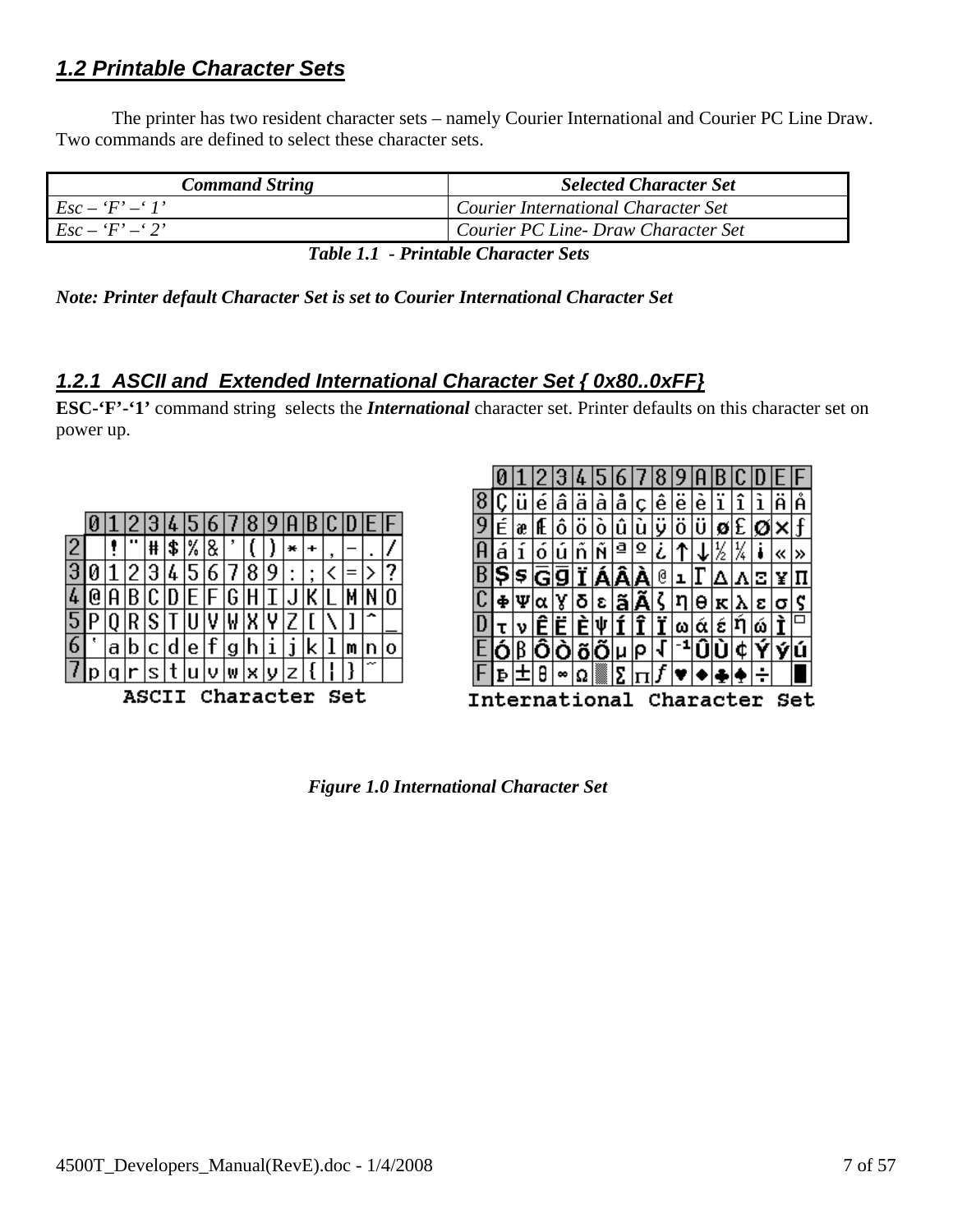## *1.2 Printable Character Sets*

The printer has two resident character sets – namely Courier International and Courier PC Line Draw. Two commands are defined to select these character sets.

| *Command String* | *Selected Character Set* |
|---|---|
| *Esc – 'F' –' 1'* | *Courier International Character Set* |
| *Esc – 'F' –' 2'* | *Courier PC Line- Draw Character Set* |

***Table 1.1 - Printable Character Sets***

***Note: Printer default Character Set is set to Courier International Character Set***

### *1.2.1 ASCII and Extended International Character Set { 0x80..0xFF}*

**ESC-'F'-'1'** command string selects the ***International*** character set. Printer defaults on this character set on power up.

| | 0 | 1 | 2 | 3 | 4 | 5 | 6 | 7 | 8 | 9 | A | B | C | D | E | F |
|---|---|---|---|---|---|---|---|---|---|---|---|---|---|---|---|---|
| 2 | | ! | " | # | $ | % | & | ' | ( | ) | * | + | , | - | . | / |
| 3 | 0 | 1 | 2 | 3 | 4 | 5 | 6 | 7 | 8 | 9 | : | ; | < | = | > | ? |
| 4 | @ | A | B | C | D | E | F | G | H | I | J | K | L | M | N | O |
| 5 | P | Q | R | S | T | U | V | W | X | Y | Z | [ | \ | ] | ^ | _ |
| 6 | ` | a | b | c | d | e | f | g | h | i | j | k | l | m | n | o |
| 7 | p | q | r | s | t | u | v | w | x | y | z | { | ¦ | } | ~ | |

ASCII Character Set

| | 0 | 1 | 2 | 3 | 4 | 5 | 6 | 7 | 8 | 9 | A | B | C | D | E | F |
|---|---|---|---|---|---|---|---|---|---|---|---|---|---|---|---|---|
| 8 | Ç | ü | é | â | ä | à | å | ç | ê | ë | è | ï | î | ì | Ä | Å |
| 9 | É | æ | Æ | ô | ö | ò | û | ù | ÿ | ö | Ü | ø | £ | Ø | × | ƒ |
| A | á | í | ó | ú | ñ | Ñ | ª | º | ¿ | ↑ | ↓ | ½ | ¼ | ¡ | « | » |
| B | Ş | ş | Ğ | ğ | Ï | Á | Â | À | @ | ı | Γ | Δ | Λ | Ξ | ¥ | Π |
| C | Φ | Ψ | α | γ | δ | ε | ã | Ã | ζ | η | θ | κ | λ | ε | σ | ς |
| D | τ | υ | Ê | Ë | È | ψ | Í | Î | Ï | ω | ά | έ | ή | ώ | Ì | □ |
| E | Ó | β | Ô | Ò | õ | Õ | µ | ρ | √ | ⁻¹ | Û | Ù | ¢ | Ý | ý | ú |
| F | Þ | ± | θ | ∞ | Ω | ▒ | Σ | π | ƒ | ♥ | ◆ | ♣ | ♠ | ÷ | | █ |

International Character Set

***Figure 1.0 International Character Set***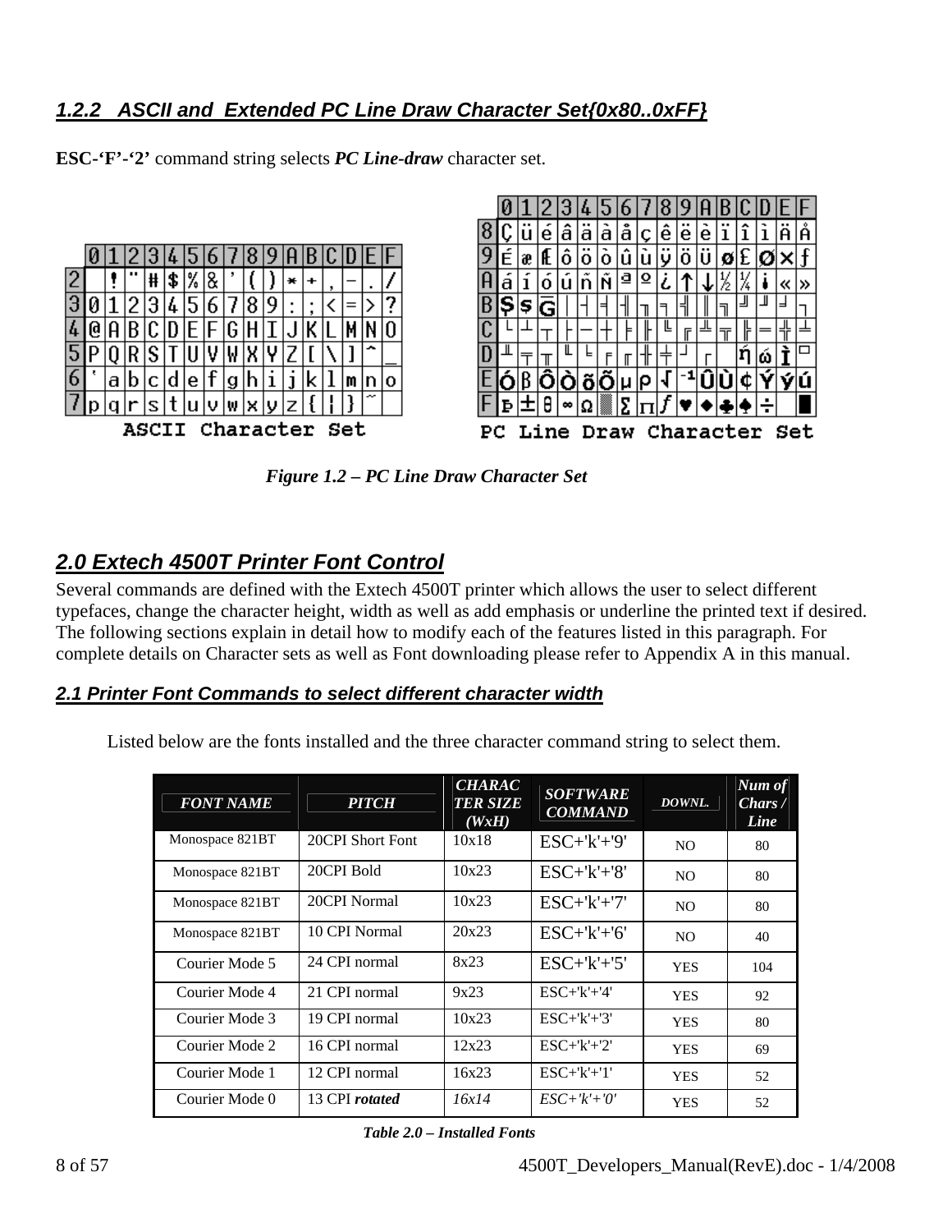### *1.2.2 ASCII and Extended PC Line Draw Character Set{0x80..0xFF}*

**ESC-'F'-'2'** command string selects ***PC Line-draw*** character set.

|   | 0 | 1 | 2 | 3 | 4 | 5 | 6 | 7 | 8 | 9 | A | B | C | D | E | F |
|---|---|---|---|---|---|---|---|---|---|---|---|---|---|---|---|---|
| 2 |   | ! | " | # | $ | % | & | ' | ( | ) | * | + | , | - | . | / |
| 3 | 0 | 1 | 2 | 3 | 4 | 5 | 6 | 7 | 8 | 9 | : | ; | < | = | > | ? |
| 4 | @ | A | B | C | D | E | F | G | H | I | J | K | L | M | N | O |
| 5 | P | Q | R | S | T | U | V | W | X | Y | Z | [ | \ | ] | ^ | _ |
| 6 | ` | a | b | c | d | e | f | g | h | i | j | k | l | m | n | o |
| 7 | p | q | r | s | t | u | v | w | x | y | z | { | ¦ | } | ~ |   |

ASCII Character Set

|   | 0 | 1 | 2 | 3 | 4 | 5 | 6 | 7 | 8 | 9 | A | B | C | D | E | F |
|---|---|---|---|---|---|---|---|---|---|---|---|---|---|---|---|---|
| 8 | Ç | ü | é | â | ä | à | å | ç | ê | ë | è | ï | î | ì | Ä | Å |
| 9 | É | æ | Æ | ô | ö | ò | û | ù | ÿ | Ö | Ü | ø | £ | Ø | × | ƒ |
| A | á | í | ó | ú | ñ | Ñ | ª | º | ¿ | ↑ | ↓ | ½ | ¼ | ¡ | « | » |
| B | Ş | ş | Ḡ | │ | ┤ | ╡ | ╢ | ╖ | ╕ | ╣ | ║ | ╗ | ╝ | ╜ | ╛ | ┐ |
| C | └ | ┴ | ┬ | ├ | ─ | ┼ | ╞ | ╟ | ╚ | ╔ | ╩ | ╦ | ╠ | ═ | ╬ | ╧ |
| D | ╨ | ╤ | ╥ | ╙ | ╘ | ╒ | ╓ | ╫ | ╪ | ┘ | ┌ |   | ń | ώ | Ì | ▭ |
| E | Ó | β | Ô | Ò | õ | Õ | µ | ρ | √ | ⁻¹ | Û | Ù | ¢ | Ý | ý | ú |
| F | Þ | ± | θ | ∞ | Ω | ▒ | Σ | Π | ∫ | ♥ | ♦ | ♣ | ♠ | ÷ |   | █ |

PC Line Draw Character Set

***Figure 1.2 – PC Line Draw Character Set***

## *2.0 Extech 4500T Printer Font Control*

Several commands are defined with the Extech 4500T printer which allows the user to select different typefaces, change the character height, width as well as add emphasis or underline the printed text if desired. The following sections explain in detail how to modify each of the features listed in this paragraph. For complete details on Character sets as well as Font downloading please refer to Appendix A in this manual.

### *2.1 Printer Font Commands to select different character width*

Listed below are the fonts installed and the three character command string to select them.

| *FONT NAME* | *PITCH* | *CHARACTER SIZE (WxH)* | *SOFTWARE COMMAND* | *DOWNL.* | *Num of Chars / Line* |
|---|---|---|---|---|---|
| Monospace 821BT | 20CPI Short Font | 10x18 | ESC+'k'+'9' | NO | 80 |
| Monospace 821BT | 20CPI Bold | 10x23 | ESC+'k'+'8' | NO | 80 |
| Monospace 821BT | 20CPI Normal | 10x23 | ESC+'k'+'7' | NO | 80 |
| Monospace 821BT | 10 CPI Normal | 20x23 | ESC+'k'+'6' | NO | 40 |
| Courier Mode 5 | 24 CPI normal | 8x23 | ESC+'k'+'5' | YES | 104 |
| Courier Mode 4 | 21 CPI normal | 9x23 | ESC+'k'+'4' | YES | 92 |
| Courier Mode 3 | 19 CPI normal | 10x23 | ESC+'k'+'3' | YES | 80 |
| Courier Mode 2 | 16 CPI normal | 12x23 | ESC+'k'+'2' | YES | 69 |
| Courier Mode 1 | 12 CPI normal | 16x23 | ESC+'k'+'1' | YES | 52 |
| Courier Mode 0 | 13 CPI ***rotated*** | *16x14* | *ESC+'k'+'0'* | YES | 52 |

***Table 2.0 – Installed Fonts***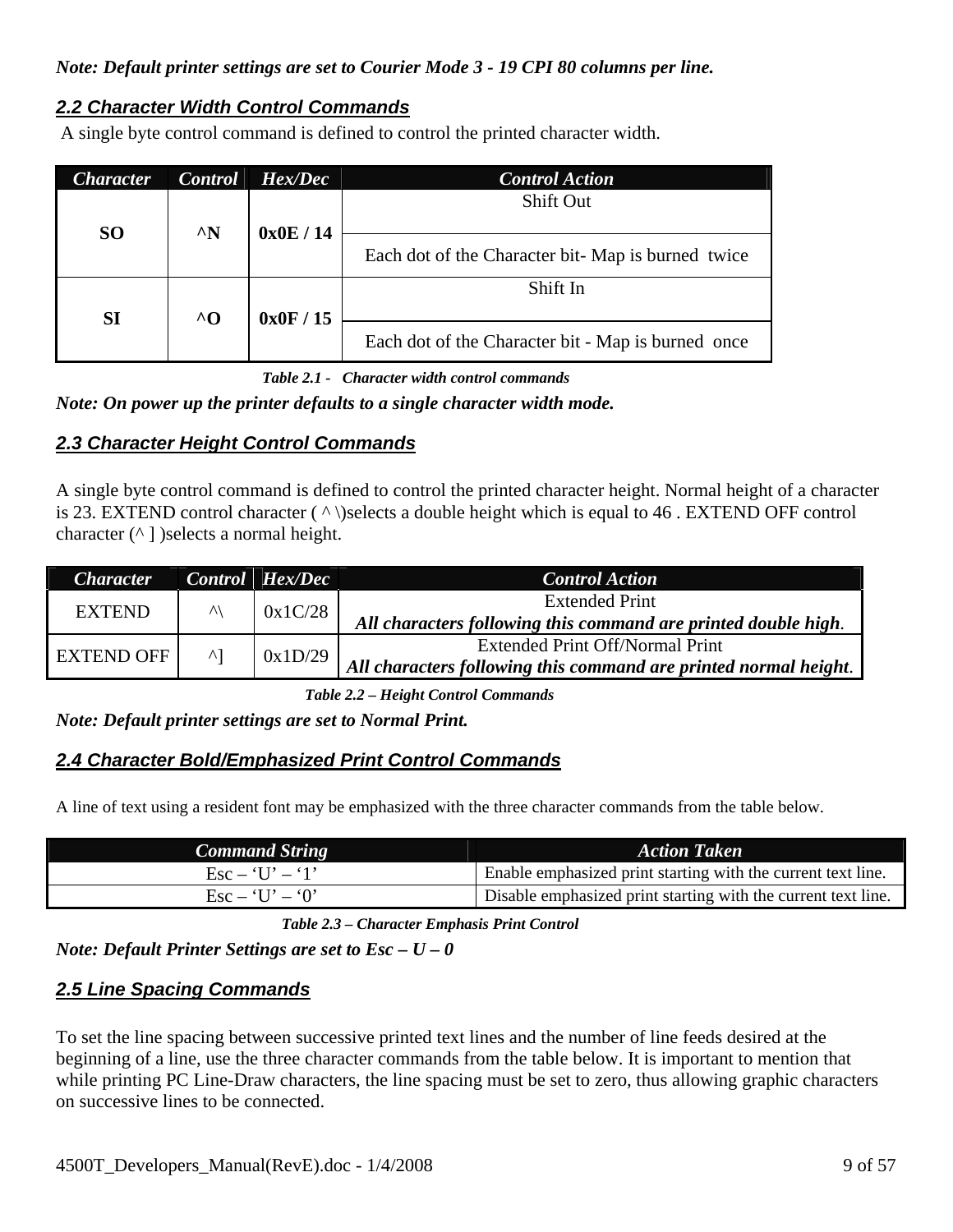*Note: Default printer settings are set to Courier Mode 3 - 19 CPI 80 columns per line.*

## *2.2 Character Width Control Commands*

A single byte control command is defined to control the printed character width.

| Character | Control | Hex/Dec | Control Action |
|---|---|---|---|
| **SO** | **^N** | **0x0E / 14** | Shift Out |
| | | | Each dot of the Character bit- Map is burned twice |
| **SI** | **^O** | **0x0F / 15** | Shift In |
| | | | Each dot of the Character bit - Map is burned once |

***Table 2.1 - Character width control commands***

*Note: On power up the printer defaults to a single character width mode.*

## *2.3 Character Height Control Commands*

A single byte control command is defined to control the printed character height. Normal height of a character is 23. EXTEND control character ( ^ \)selects a double height which is equal to 46 . EXTEND OFF control character (^ ] )selects a normal height.

| Character | Control | Hex/Dec | Control Action |
|---|---|---|---|
| EXTEND | ^\ | 0x1C/28 | Extended Print<br>***All characters following this command are printed double high***. |
| EXTEND OFF | ^] | 0x1D/29 | Extended Print Off/Normal Print<br>***All characters following this command are printed normal height***. |

***Table 2.2 – Height Control Commands***

*Note: Default printer settings are set to Normal Print.*

## *2.4 Character Bold/Emphasized Print Control Commands*

A line of text using a resident font may be emphasized with the three character commands from the table below.

| Command String | Action Taken |
|---|---|
| Esc – 'U' – '1' | Enable emphasized print starting with the current text line. |
| Esc – 'U' – '0' | Disable emphasized print starting with the current text line. |

***Table 2.3 – Character Emphasis Print Control***

*Note: Default Printer Settings are set to Esc – U – 0*

## *2.5 Line Spacing Commands*

To set the line spacing between successive printed text lines and the number of line feeds desired at the beginning of a line, use the three character commands from the table below. It is important to mention that while printing PC Line-Draw characters, the line spacing must be set to zero, thus allowing graphic characters on successive lines to be connected.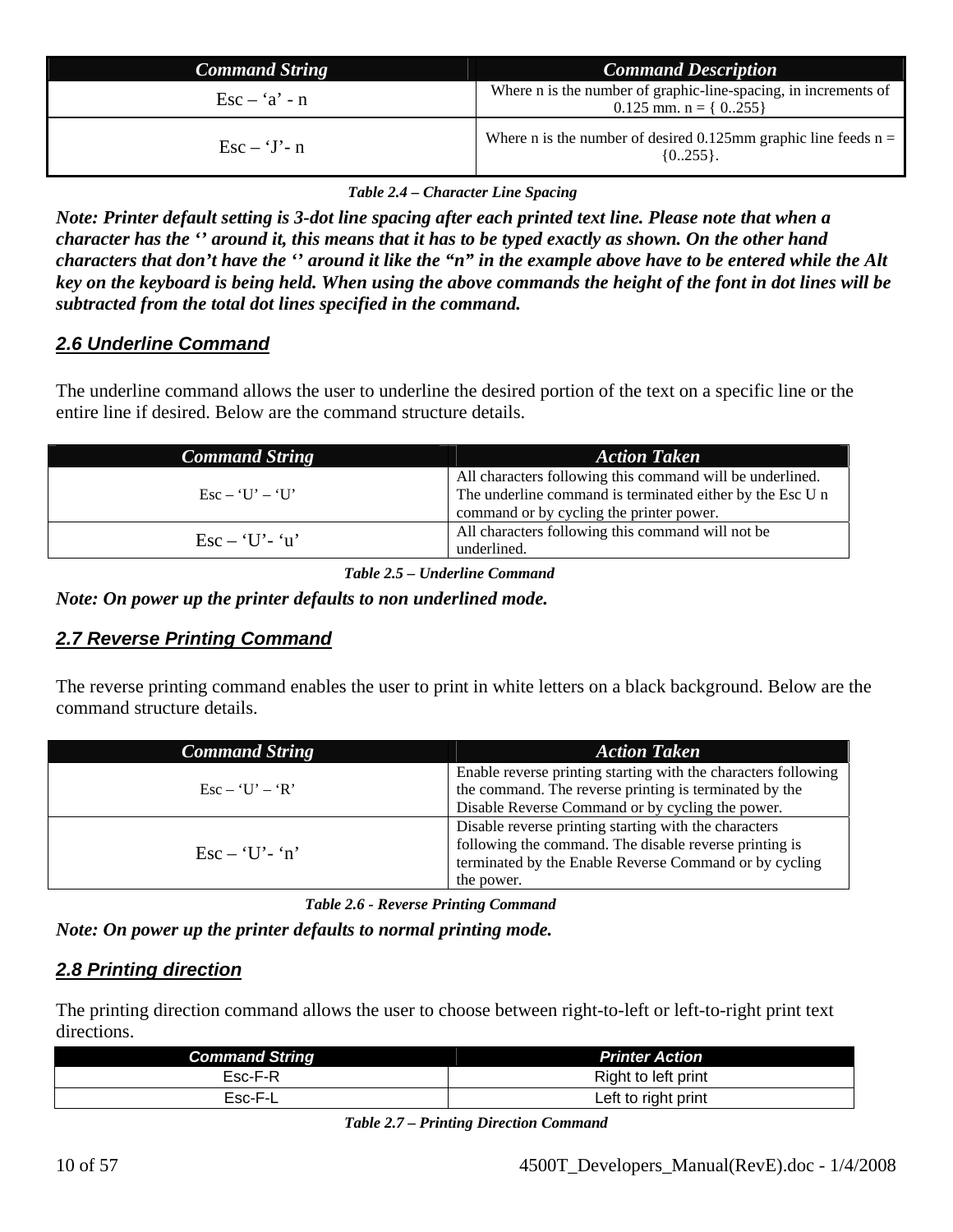| Command String | Command Description |
|---|---|
| Esc – ‘a’ - n | Where n is the number of graphic-line-spacing, in increments of 0.125 mm. n = { 0..255} |
| Esc – ‘J’- n | Where n is the number of desired 0.125mm graphic line feeds n = {0..255}. |

***Table 2.4 – Character Line Spacing***

***Note: Printer default setting is 3-dot line spacing after each printed text line. Please note that when a character has the ‘’ around it, this means that it has to be typed exactly as shown. On the other hand characters that don’t have the ‘’ around it like the “n” in the example above have to be entered while the Alt key on the keyboard is being held. When using the above commands the height of the font in dot lines will be subtracted from the total dot lines specified in the command.***

## *2.6 Underline Command*

The underline command allows the user to underline the desired portion of the text on a specific line or the entire line if desired. Below are the command structure details.

| Command String | Action Taken |
|---|---|
| Esc – ‘U’ – ‘U’ | All characters following this command will be underlined. The underline command is terminated either by the Esc U n command or by cycling the printer power. |
| Esc – ‘U’- ‘u’ | All characters following this command will not be underlined. |

***Table 2.5 – Underline Command***

***Note: On power up the printer defaults to non underlined mode.***

## *2.7 Reverse Printing Command*

The reverse printing command enables the user to print in white letters on a black background. Below are the command structure details.

| Command String | Action Taken |
|---|---|
| Esc – ‘U’ – ‘R’ | Enable reverse printing starting with the characters following the command. The reverse printing is terminated by the Disable Reverse Command or by cycling the power. |
| Esc – ‘U’- ‘n’ | Disable reverse printing starting with the characters following the command. The disable reverse printing is terminated by the Enable Reverse Command or by cycling the power. |

***Table 2.6 - Reverse Printing Command***

***Note: On power up the printer defaults to normal printing mode.***

## *2.8 Printing direction*

The printing direction command allows the user to choose between right-to-left or left-to-right print text directions.

| Command String | Printer Action |
|---|---|
| Esc-F-R | Right to left print |
| Esc-F-L | Left to right print |

***Table 2.7 – Printing Direction Command***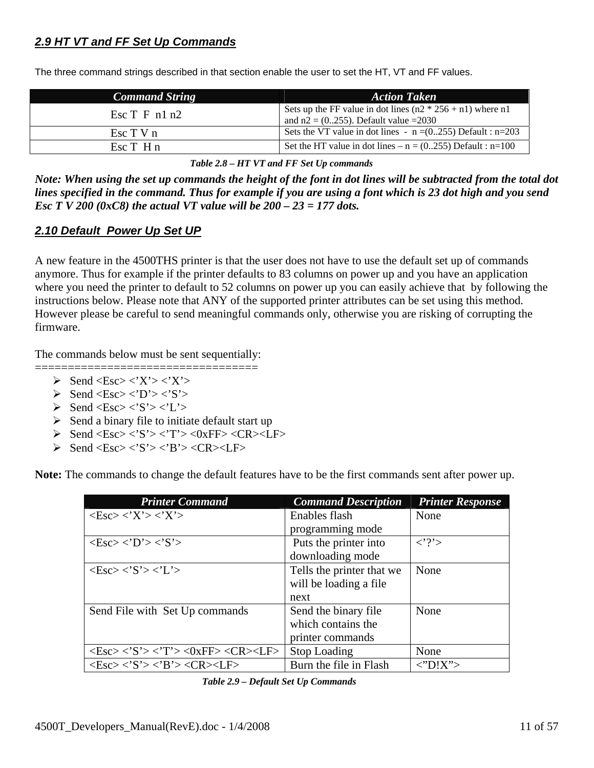## *2.9 HT VT and FF Set Up Commands*

The three command strings described in that section enable the user to set the HT, VT and FF values.

| Command String | Action Taken |
|---|---|
| Esc T F n1 n2 | Sets up the FF value in dot lines (n2 * 256 + n1) where n1 and n2 = (0..255). Default value =2030 |
| Esc T V n | Sets the VT value in dot lines - n =(0..255) Default : n=203 |
| Esc T H n | Set the HT value in dot lines – n = (0..255) Default : n=100 |

***Table 2.8 – HT VT and FF Set Up commands***

***Note: When using the set up commands the height of the font in dot lines will be subtracted from the total dot lines specified in the command. Thus for example if you are using a font which is 23 dot high and you send Esc T V 200 (0xC8) the actual VT value will be 200 – 23 = 177 dots.***

## *2.10 Default Power Up Set UP*

A new feature in the 4500THS printer is that the user does not have to use the default set up of commands anymore. Thus for example if the printer defaults to 83 columns on power up and you have an application where you need the printer to default to 52 columns on power up you can easily achieve that by following the instructions below. Please note that ANY of the supported printer attributes can be set using this method. However please be careful to send meaningful commands only, otherwise you are risking of corrupting the firmware.

The commands below must be sent sequentially:
=================================

- Send <Esc> <'X'> <'X'>
- Send <Esc> <'D'> <'S'>
- Send <Esc> <'S'> <'L'>
- Send a binary file to initiate default start up
- Send <Esc> <'S'> <'T'> <0xFF> <CR><LF>
- Send <Esc> <'S'> <'B'> <CR><LF>

**Note:** The commands to change the default features have to be the first commands sent after power up.

| Printer Command | Command Description | Printer Response |
|---|---|---|
| <Esc> <'X'> <'X'> | Enables flash programming mode | None |
| <Esc> <'D'> <'S'> | Puts the printer into downloading mode | <'?'> |
| <Esc> <'S'> <'L'> | Tells the printer that we will be loading a file next | None |
| Send File with Set Up commands | Send the binary file which contains the printer commands | None |
| <Esc> <'S'> <'T'> <0xFF> <CR><LF> | Stop Loading | None |
| <Esc> <'S'> <'B'> <CR><LF> | Burn the file in Flash | <"D!X"> |

***Table 2.9 – Default Set Up Commands***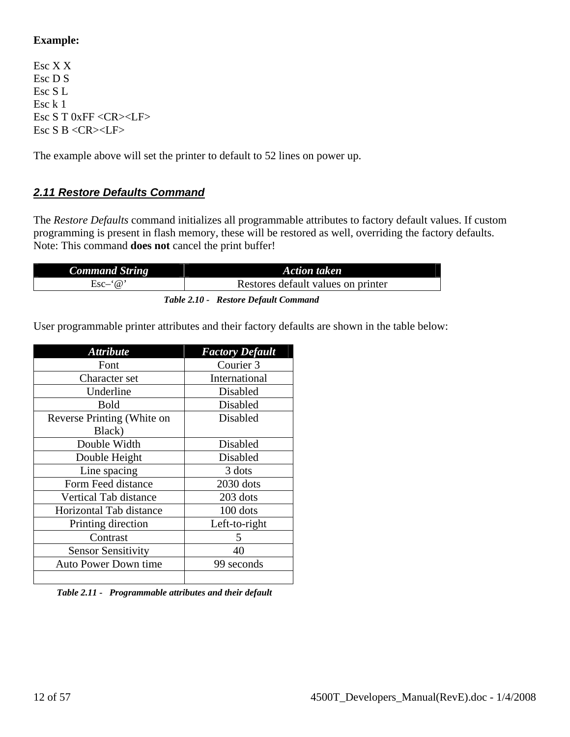**Example:**

Esc X X  
Esc D S  
Esc S L  
Esc k 1  
Esc S T 0xFF <CR><LF>  
Esc S B <CR><LF>

The example above will set the printer to default to 52 lines on power up.

## *2.11 Restore Defaults Command*

The *Restore Defaults* command initializes all programmable attributes to factory default values. If custom programming is present in flash memory, these will be restored as well, overriding the factory defaults. Note: This command **does not** cancel the print buffer!

| ***Command String*** | ***Action taken*** |
|---|---|
| Esc–‘@’ | Restores default values on printer |

***Table 2.10 - Restore Default Command***

User programmable printer attributes and their factory defaults are shown in the table below:

| ***Attribute*** | ***Factory Default*** |
|---|---|
| Font | Courier 3 |
| Character set | International |
| Underline | Disabled |
| Bold | Disabled |
| Reverse Printing (White on Black) | Disabled |
| Double Width | Disabled |
| Double Height | Disabled |
| Line spacing | 3 dots |
| Form Feed distance | 2030 dots |
| Vertical Tab distance | 203 dots |
| Horizontal Tab distance | 100 dots |
| Printing direction | Left-to-right |
| Contrast | 5 |
| Sensor Sensitivity | 40 |
| Auto Power Down time | 99 seconds |
| | |

***Table 2.11 - Programmable attributes and their default***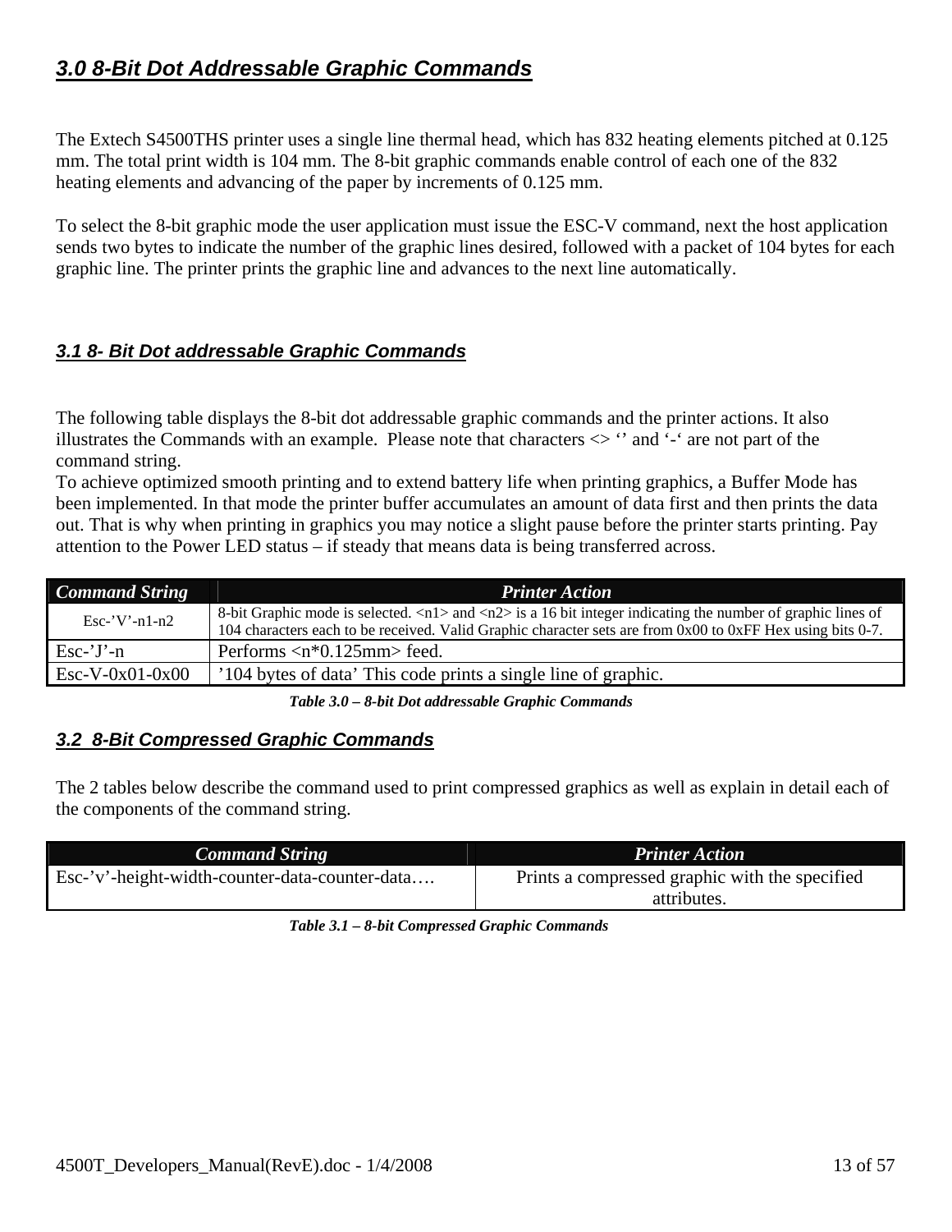## *3.0 8-Bit Dot Addressable Graphic Commands*

The Extech S4500THS printer uses a single line thermal head, which has 832 heating elements pitched at 0.125 mm. The total print width is 104 mm. The 8-bit graphic commands enable control of each one of the 832 heating elements and advancing of the paper by increments of 0.125 mm.

To select the 8-bit graphic mode the user application must issue the ESC-V command, next the host application sends two bytes to indicate the number of the graphic lines desired, followed with a packet of 104 bytes for each graphic line. The printer prints the graphic line and advances to the next line automatically.

### *3.1 8- Bit Dot addressable Graphic Commands*

The following table displays the 8-bit dot addressable graphic commands and the printer actions. It also illustrates the Commands with an example. Please note that characters <> '' and '-' are not part of the command string.
To achieve optimized smooth printing and to extend battery life when printing graphics, a Buffer Mode has been implemented. In that mode the printer buffer accumulates an amount of data first and then prints the data out. That is why when printing in graphics you may notice a slight pause before the printer starts printing. Pay attention to the Power LED status – if steady that means data is being transferred across.

| ***Command String*** | ***Printer Action*** |
|---|---|
| Esc-'V'-n1-n2 | 8-bit Graphic mode is selected. <n1> and <n2> is a 16 bit integer indicating the number of graphic lines of 104 characters each to be received. Valid Graphic character sets are from 0x00 to 0xFF Hex using bits 0-7. |
| Esc-'J'-n | Performs <n*0.125mm> feed. |
| Esc-V-0x01-0x00 | '104 bytes of data' This code prints a single line of graphic. |

***Table 3.0 – 8-bit Dot addressable Graphic Commands***

### *3.2 8-Bit Compressed Graphic Commands*

The 2 tables below describe the command used to print compressed graphics as well as explain in detail each of the components of the command string.

| ***Command String*** | ***Printer Action*** |
|---|---|
| Esc-'v'-height-width-counter-data-counter-data…. | Prints a compressed graphic with the specified attributes. |

***Table 3.1 – 8-bit Compressed Graphic Commands***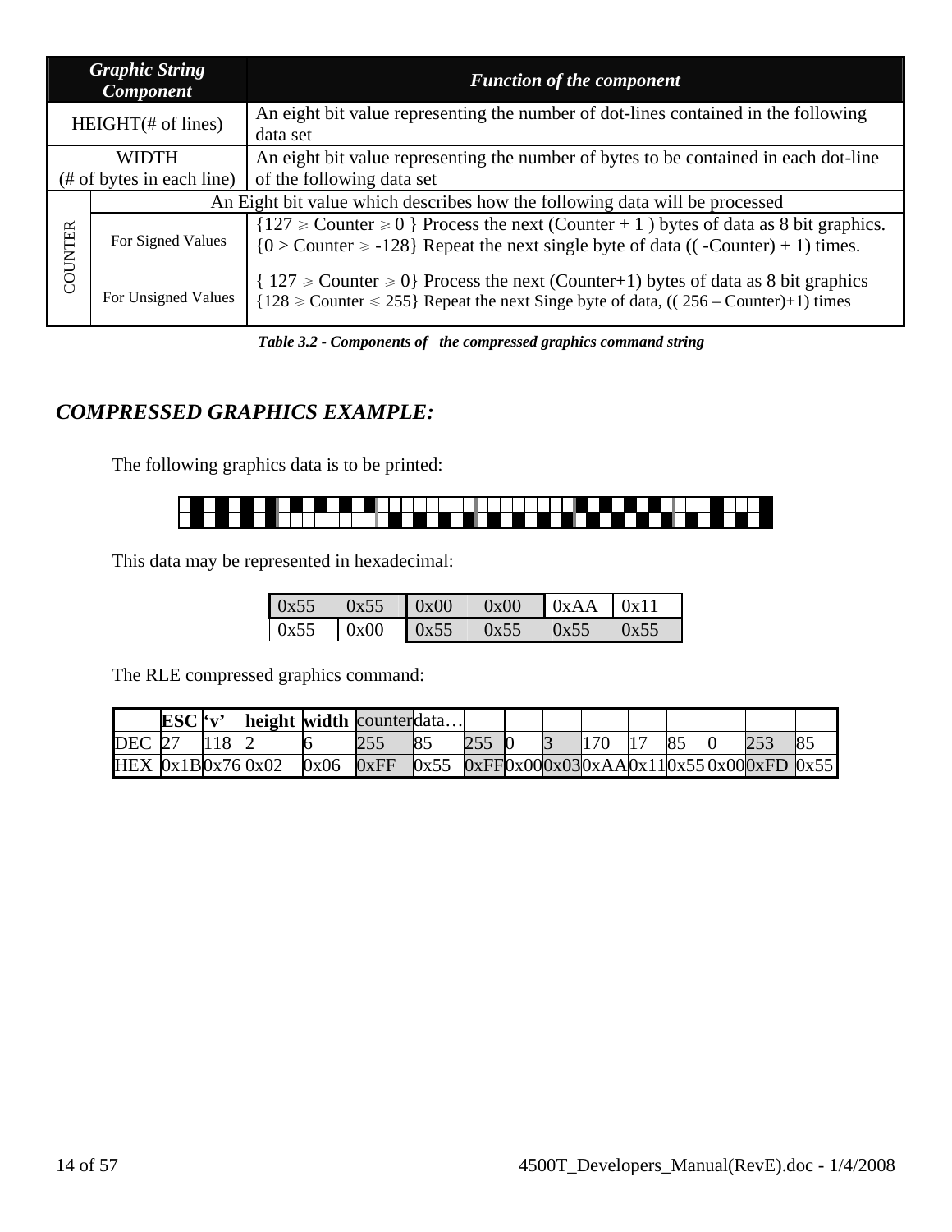| Graphic String Component | | Function of the component |
|---|---|---|
| HEIGHT(# of lines) | | An eight bit value representing the number of dot-lines contained in the following data set |
| WIDTH (# of bytes in each line) | | An eight bit value representing the number of bytes to be contained in each dot-line of the following data set |
| COUNTER | | An Eight bit value which describes how the following data will be processed |
| | For Signed Values | {127 ⩾ Counter ⩾ 0 } Process the next (Counter + 1 ) bytes of data as 8 bit graphics. {0 > Counter ⩾ -128} Repeat the next single byte of data (( -Counter) + 1) times. |
| | For Unsigned Values | { 127 ⩾ Counter ⩾ 0} Process the next (Counter+1) bytes of data as 8 bit graphics {128 ⩾ Counter ⩽ 255} Repeat the next Singe byte of data, (( 256 – Counter)+1) times |

*Table 3.2 - Components of the compressed graphics command string*

## COMPRESSED GRAPHICS EXAMPLE:

The following graphics data is to be printed:

This data may be represented in hexadecimal:

| | | | | | |
|---|---|---|---|---|---|
| 0x55 | 0x55 | 0x00 | 0x00 | 0xAA | 0x11 |
| 0x55 | 0x00 | 0x55 | 0x55 | 0x55 | 0x55 |

The RLE compressed graphics command:

| | ESC | 'v' | height | width | counter | data… | | | | | | | | | |
|---|---|---|---|---|---|---|---|---|---|---|---|---|---|---|---|
| DEC | 27 | 118 | 2 | 6 | 255 | 85 | 255 | 0 | 3 | 170 | 17 | 85 | 0 | 253 | 85 |
| HEX | 0x1B | 0x76 | 0x02 | 0x06 | 0xFF | 0x55 | 0xFF | 0x00 | 0x03 | 0xAA | 0x11 | 0x55 | 0x00 | 0xFD | 0x55 |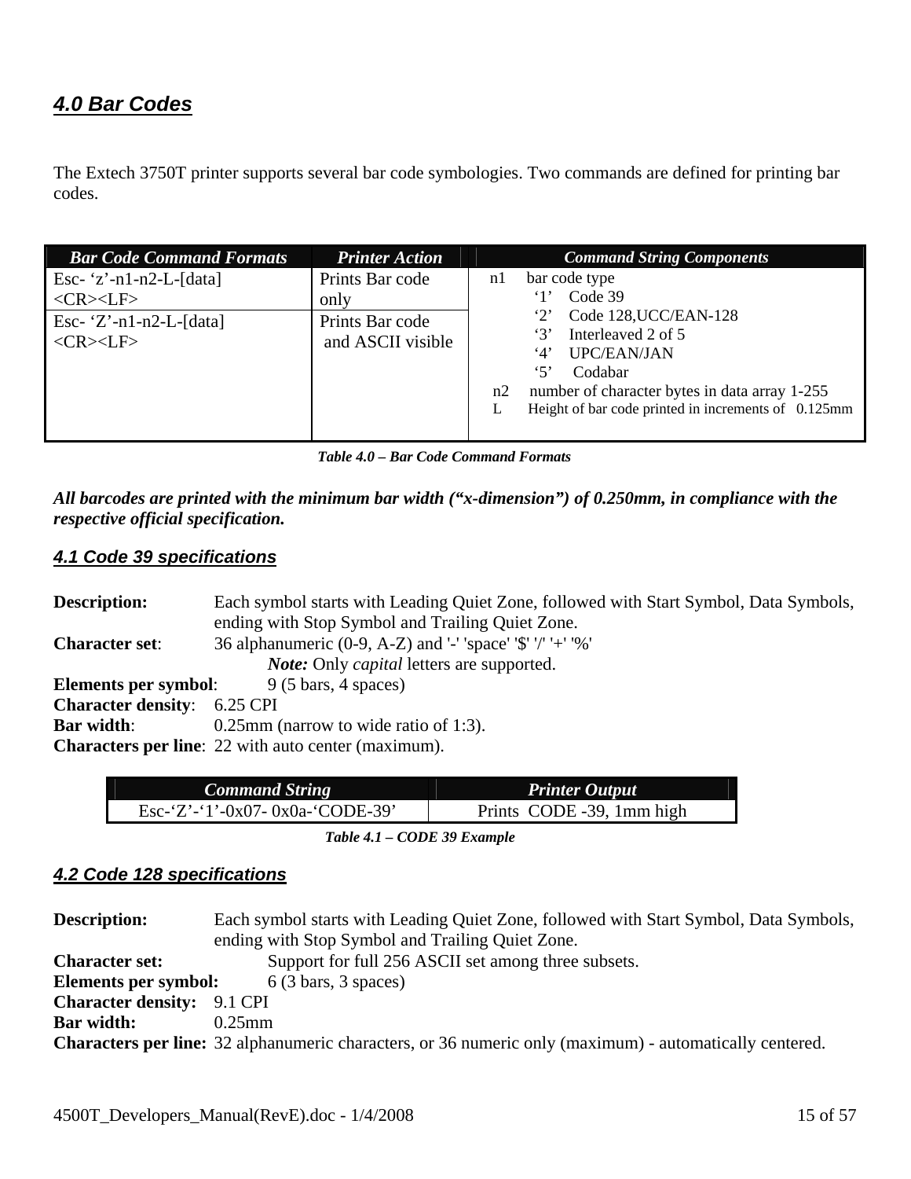## *4.0 Bar Codes*

The Extech 3750T printer supports several bar code symbologies. Two commands are defined for printing bar codes.

| *Bar Code Command Formats* | *Printer Action* | *Command String Components* |
|---|---|---|
| Esc- 'z'-n1-n2-L-[data] <CR><LF> | Prints Bar code only | n1 bar code type<br>'1' Code 39<br>'2' Code 128,UCC/EAN-128<br>'3' Interleaved 2 of 5<br>'4' UPC/EAN/JAN<br>'5' Codabar<br>n2 number of character bytes in data array 1-255<br>L Height of bar code printed in increments of 0.125mm |
| Esc- 'Z'-n1-n2-L-[data] <CR><LF> | Prints Bar code and ASCII visible | |

***Table 4.0 – Bar Code Command Formats***

***All barcodes are printed with the minimum bar width ("x-dimension") of 0.250mm, in compliance with the respective official specification.***

### *4.1 Code 39 specifications*

**Description:** Each symbol starts with Leading Quiet Zone, followed with Start Symbol, Data Symbols, ending with Stop Symbol and Trailing Quiet Zone.
**Character set**: 36 alphanumeric (0-9, A-Z) and '-' 'space' '$' '/' '+' '%'
*Note:* Only *capital* letters are supported.
**Elements per symbol**: 9 (5 bars, 4 spaces)
**Character density**: 6.25 CPI
**Bar width**: 0.25mm (narrow to wide ratio of 1:3).
**Characters per line**: 22 with auto center (maximum).

| *Command String* | *Printer Output* |
|---|---|
| Esc-'Z'-'1'-0x07- 0x0a-'CODE-39' | Prints CODE -39, 1mm high |

***Table 4.1 – CODE 39 Example***

### *4.2 Code 128 specifications*

**Description:** Each symbol starts with Leading Quiet Zone, followed with Start Symbol, Data Symbols, ending with Stop Symbol and Trailing Quiet Zone.
**Character set:** Support for full 256 ASCII set among three subsets.
**Elements per symbol:** 6 (3 bars, 3 spaces)
**Character density:** 9.1 CPI
**Bar width:** 0.25mm
**Characters per line:** 32 alphanumeric characters, or 36 numeric only (maximum) - automatically centered.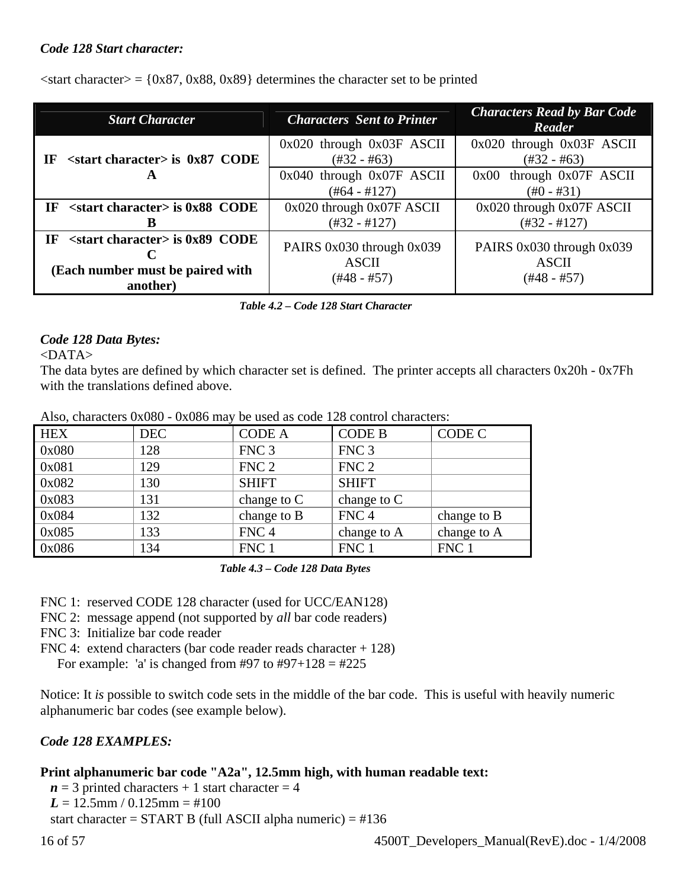*Code 128 Start character:*

<start character> = {0x87, 0x88, 0x89} determines the character set to be printed

| *Start Character* | *Characters Sent to Printer* | *Characters Read by Bar Code Reader* |
|---|---|---|
| **IF <start character> is 0x87 CODE A** | 0x020 through 0x03F ASCII (#32 - #63) | 0x020 through 0x03F ASCII (#32 - #63) |
| | 0x040 through 0x07F ASCII (#64 - #127) | 0x00 through 0x07F ASCII (#0 - #31) |
| **IF <start character> is 0x88 CODE B** | 0x020 through 0x07F ASCII (#32 - #127) | 0x020 through 0x07F ASCII (#32 - #127) |
| **IF <start character> is 0x89 CODE C (Each number must be paired with another)** | PAIRS 0x030 through 0x039 ASCII (#48 - #57) | PAIRS 0x030 through 0x039 ASCII (#48 - #57) |

***Table 4.2 – Code 128 Start Character***

*Code 128 Data Bytes:*
<DATA>
The data bytes are defined by which character set is defined. The printer accepts all characters 0x20h - 0x7Fh with the translations defined above.

Also, characters 0x080 - 0x086 may be used as code 128 control characters:

| HEX | DEC | CODE A | CODE B | CODE C |
|---|---|---|---|---|
| 0x080 | 128 | FNC 3 | FNC 3 | |
| 0x081 | 129 | FNC 2 | FNC 2 | |
| 0x082 | 130 | SHIFT | SHIFT | |
| 0x083 | 131 | change to C | change to C | |
| 0x084 | 132 | change to B | FNC 4 | change to B |
| 0x085 | 133 | FNC 4 | change to A | change to A |
| 0x086 | 134 | FNC 1 | FNC 1 | FNC 1 |

***Table 4.3 – Code 128 Data Bytes***

FNC 1: reserved CODE 128 character (used for UCC/EAN128)
FNC 2: message append (not supported by *all* bar code readers)
FNC 3: Initialize bar code reader
FNC 4: extend characters (bar code reader reads character + 128)
For example: 'a' is changed from #97 to #97+128 = #225

Notice: It *is* possible to switch code sets in the middle of the bar code. This is useful with heavily numeric alphanumeric bar codes (see example below).

*Code 128 EXAMPLES:*

**Print alphanumeric bar code "A2a", 12.5mm high, with human readable text:**

***n*** = 3 printed characters + 1 start character = 4
***L*** = 12.5mm / 0.125mm = #100
start character = START B (full ASCII alpha numeric) = #136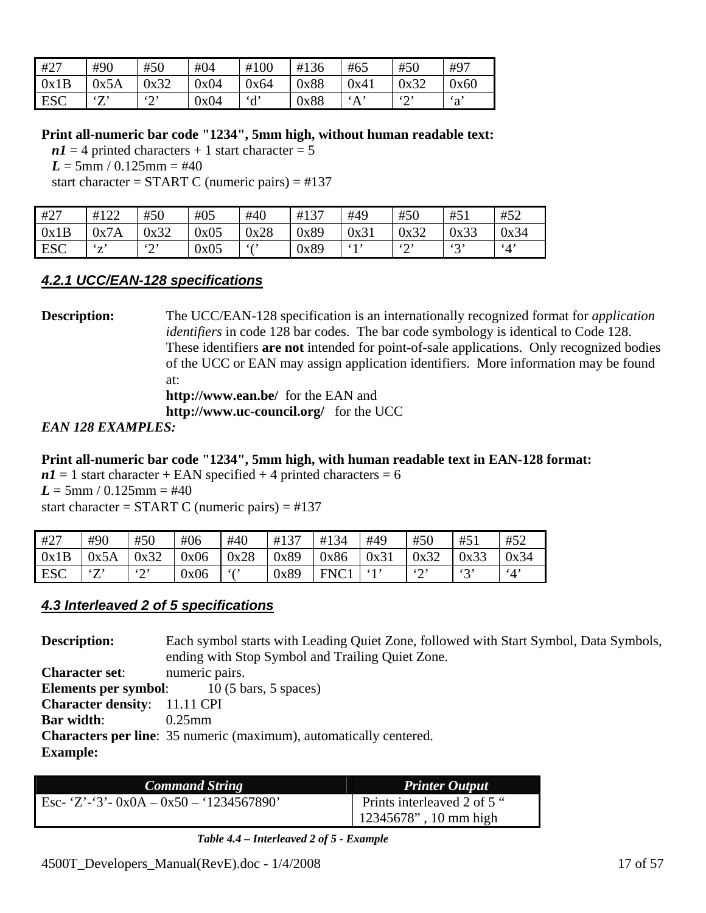| #27 | #90 | #50 | #04 | #100 | #136 | #65 | #50 | #97 |
|---|---|---|---|---|---|---|---|---|
| 0x1B | 0x5A | 0x32 | 0x04 | 0x64 | 0x88 | 0x41 | 0x32 | 0x60 |
| ESC | ‘Z’ | ‘2’ | 0x04 | ‘d’ | 0x88 | ‘A’ | ‘2’ | ‘a’ |

**Print all-numeric bar code "1234", 5mm high, without human readable text:**

***n1*** = 4 printed characters + 1 start character = 5

***L*** = 5mm / 0.125mm = #40

start character = START C (numeric pairs) = #137

| #27 | #122 | #50 | #05 | #40 | #137 | #49 | #50 | #51 | #52 |
|---|---|---|---|---|---|---|---|---|---|
| 0x1B | 0x7A | 0x32 | 0x05 | 0x28 | 0x89 | 0x31 | 0x32 | 0x33 | 0x34 |
| ESC | ‘z’ | ‘2’ | 0x05 | ‘(’ | 0x89 | ‘1’ | ‘2’ | ‘3’ | ‘4’ |

### *4.2.1 UCC/EAN-128 specifications*

**Description:** The UCC/EAN-128 specification is an internationally recognized format for *application identifiers* in code 128 bar codes. The bar code symbology is identical to Code 128. These identifiers **are not** intended for point-of-sale applications. Only recognized bodies of the UCC or EAN may assign application identifiers. More information may be found at:

**http://www.ean.be/** for the EAN and

**http://www.uc-council.org/** for the UCC

***EAN 128 EXAMPLES:***

**Print all-numeric bar code "1234", 5mm high, with human readable text in EAN-128 format:**

***n1*** = 1 start character + EAN specified + 4 printed characters = 6

***L*** = 5mm / 0.125mm = #40

start character = START C (numeric pairs) = #137

| #27 | #90 | #50 | #06 | #40 | #137 | #134 | #49 | #50 | #51 | #52 |
|---|---|---|---|---|---|---|---|---|---|---|
| 0x1B | 0x5A | 0x32 | 0x06 | 0x28 | 0x89 | 0x86 | 0x31 | 0x32 | 0x33 | 0x34 |
| ESC | ‘Z’ | ‘2’ | 0x06 | ‘(’ | 0x89 | FNC1 | ‘1’ | ‘2’ | ‘3’ | ‘4’ |

### *4.3 Interleaved 2 of 5 specifications*

**Description:** Each symbol starts with Leading Quiet Zone, followed with Start Symbol, Data Symbols, ending with Stop Symbol and Trailing Quiet Zone.

**Character set**: numeric pairs.

**Elements per symbol**: 10 (5 bars, 5 spaces)

**Character density**: 11.11 CPI

**Bar width**: 0.25mm

**Characters per line**: 35 numeric (maximum), automatically centered.

**Example:**

| *Command String* | *Printer Output* |
|---|---|
| Esc- ‘Z’-‘3’- 0x0A – 0x50 – ‘1234567890’ | Prints interleaved 2 of 5 “ 12345678” , 10 mm high |

***Table 4.4 – Interleaved 2 of 5 - Example***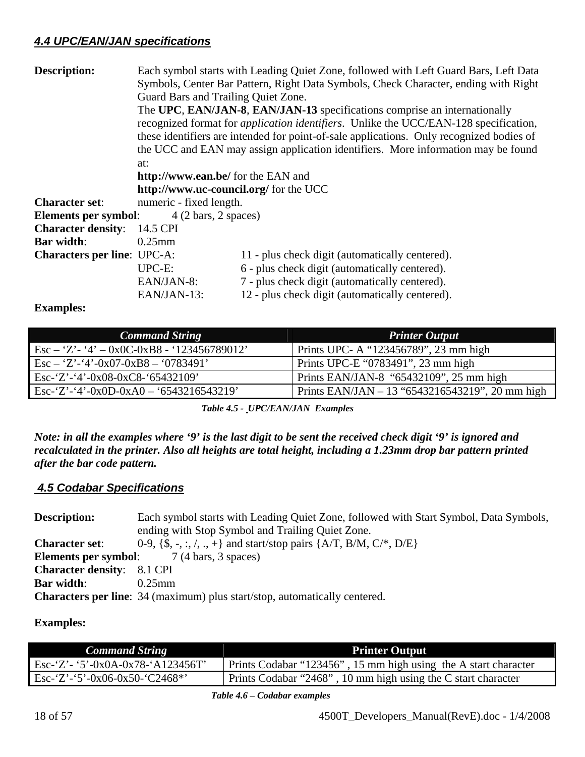### *4.4 UPC/EAN/JAN specifications*

**Description:** Each symbol starts with Leading Quiet Zone, followed with Left Guard Bars, Left Data Symbols, Center Bar Pattern, Right Data Symbols, Check Character, ending with Right Guard Bars and Trailing Quiet Zone.
The **UPC**, **EAN/JAN-8**, **EAN/JAN-13** specifications comprise an internationally recognized format for *application identifiers*. Unlike the UCC/EAN-128 specification, these identifiers are intended for point-of-sale applications. Only recognized bodies of the UCC and EAN may assign application identifiers. More information may be found at:
**http://www.ean.be/** for the EAN and
**http://www.uc-council.org/** for the UCC

**Character set**: numeric - fixed length.
**Elements per symbol**: 4 (2 bars, 2 spaces)
**Character density**: 14.5 CPI
**Bar width**: 0.25mm
**Characters per line**:
- UPC-A: 11 - plus check digit (automatically centered).
- UPC-E: 6 - plus check digit (automatically centered).
- EAN/JAN-8: 7 - plus check digit (automatically centered).
- EAN/JAN-13: 12 - plus check digit (automatically centered).

**Examples:**

| Command String | Printer Output |
|---|---|
| Esc – ‘Z’- ‘4’ – 0x0C-0xB8 - ‘123456789012’ | Prints UPC- A “123456789”, 23 mm high |
| Esc – ‘Z’-‘4’-0x07-0xB8 – ‘0783491’ | Prints UPC-E “0783491”, 23 mm high |
| Esc-‘Z’-‘4’-0x08-0xC8-‘65432109’ | Prints EAN/JAN-8 “65432109”, 25 mm high |
| Esc-‘Z’-‘4’-0x0D-0xA0 – ‘6543216543219’ | Prints EAN/JAN – 13 “6543216543219”, 20 mm high |

***Table 4.5 - UPC/EAN/JAN Examples***

***Note: in all the examples where ‘9’ is the last digit to be sent the received check digit ‘9’ is ignored and recalculated in the printer. Also all heights are total height, including a 1.23mm drop bar pattern printed after the bar code pattern.***

### *4.5 Codabar Specifications*

**Description:** Each symbol starts with Leading Quiet Zone, followed with Start Symbol, Data Symbols, ending with Stop Symbol and Trailing Quiet Zone.
**Character set**: 0-9, {$, -, :, /, ., +} and start/stop pairs {A/T, B/M, C/*, D/E}
**Elements per symbol**: 7 (4 bars, 3 spaces)
**Character density**: 8.1 CPI
**Bar width**: 0.25mm
**Characters per line**: 34 (maximum) plus start/stop, automatically centered.

**Examples:**

| Command String | Printer Output |
|---|---|
| Esc-‘Z’- ‘5’-0x0A-0x78-‘A123456T’ | Prints Codabar “123456” , 15 mm high using the A start character |
| Esc-‘Z’-‘5’-0x06-0x50-‘C2468*’ | Prints Codabar “2468” , 10 mm high using the C start character |

***Table 4.6 – Codabar examples***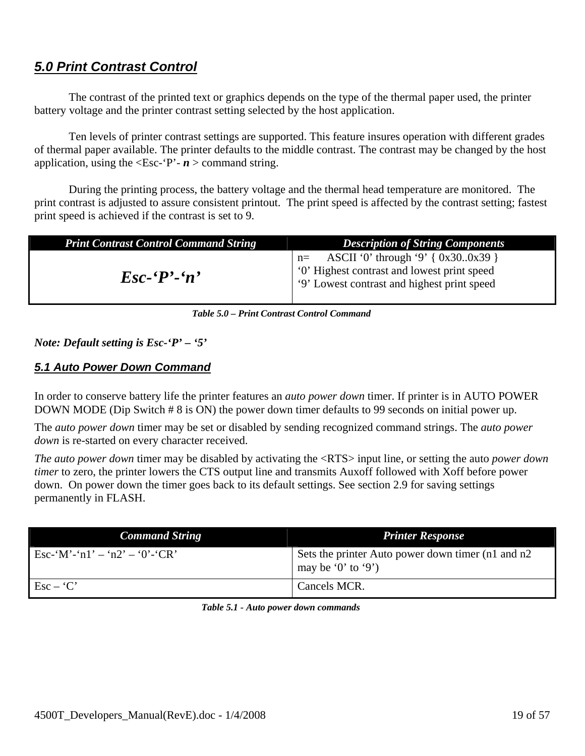## *5.0 Print Contrast Control*

The contrast of the printed text or graphics depends on the type of the thermal paper used, the printer battery voltage and the printer contrast setting selected by the host application.

Ten levels of printer contrast settings are supported. This feature insures operation with different grades of thermal paper available. The printer defaults to the middle contrast. The contrast may be changed by the host application, using the <Esc-'P'- ***n*** > command string.

During the printing process, the battery voltage and the thermal head temperature are monitored. The print contrast is adjusted to assure consistent printout. The print speed is affected by the contrast setting; fastest print speed is achieved if the contrast is set to 9.

| *Print Contrast Control Command String* | *Description of String Components* |
|---|---|
| ***Esc-'P'-'n'*** | n= ASCII '0' through '9' { 0x30..0x39 }<br>'0' Highest contrast and lowest print speed<br>'9' Lowest contrast and highest print speed |

***Table 5.0 – Print Contrast Control Command***

***Note: Default setting is Esc-'P' – '5'***

### *5.1 Auto Power Down Command*

In order to conserve battery life the printer features an *auto power down* timer. If printer is in AUTO POWER DOWN MODE (Dip Switch # 8 is ON) the power down timer defaults to 99 seconds on initial power up.

The *auto power down* timer may be set or disabled by sending recognized command strings. The *auto power down* is re-started on every character received.

*The auto power down* timer may be disabled by activating the <RTS> input line, or setting the auto *power down timer* to zero, the printer lowers the CTS output line and transmits Auxoff followed with Xoff before power down. On power down the timer goes back to its default settings. See section 2.9 for saving settings permanently in FLASH.

| *Command String* | *Printer Response* |
|---|---|
| Esc-'M'-'n1' – 'n2' – '0'-'CR' | Sets the printer Auto power down timer (n1 and n2 may be '0' to '9') |
| Esc – 'C' | Cancels MCR. |

***Table 5.1 - Auto power down commands***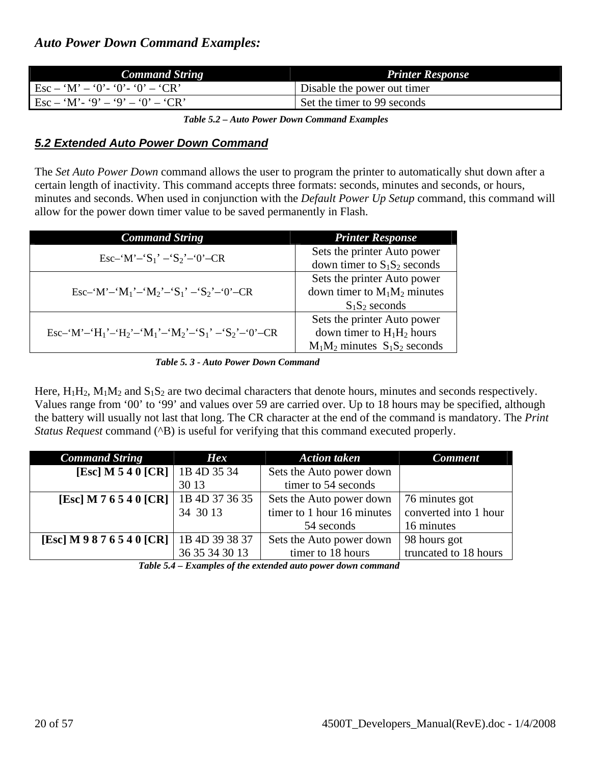### *Auto Power Down Command Examples:*

| Command String | Printer Response |
|---|---|
| Esc – ‘M’ – ‘0’- ‘0’- ‘0’ – ‘CR’ | Disable the power out timer |
| Esc – ‘M’- ‘9’ – ‘9’ – ‘0’ – ‘CR’ | Set the timer to 99 seconds |

***Table 5.2 – Auto Power Down Command Examples***

## *5.2 Extended Auto Power Down Command*

The *Set Auto Power Down* command allows the user to program the printer to automatically shut down after a certain length of inactivity. This command accepts three formats: seconds, minutes and seconds, or hours, minutes and seconds. When used in conjunction with the *Default Power Up Setup* command, this command will allow for the power down timer value to be saved permanently in Flash.

| Command String | Printer Response |
|---|---|
| Esc–‘M’–‘$S_1$’ –‘$S_2$’–‘0’–CR | Sets the printer Auto power down timer to $S_1S_2$ seconds |
| Esc–‘M’–‘$M_1$’–‘$M_2$’–‘$S_1$’ –‘$S_2$’–‘0’–CR | Sets the printer Auto power down timer to $M_1M_2$ minutes $S_1S_2$ seconds |
| Esc–‘M’–‘$H_1$’–‘$H_2$’–‘$M_1$’–‘$M_2$’–‘$S_1$’ –‘$S_2$’–‘0’–CR | Sets the printer Auto power down timer to $H_1H_2$ hours $M_1M_2$ minutes $S_1S_2$ seconds |

***Table 5. 3 - Auto Power Down Command***

Here, $H_1H_2$, $M_1M_2$ and $S_1S_2$ are two decimal characters that denote hours, minutes and seconds respectively. Values range from ‘00’ to ‘99’ and values over 59 are carried over. Up to 18 hours may be specified, although the battery will usually not last that long. The CR character at the end of the command is mandatory. The *Print Status Request* command (^B) is useful for verifying that this command executed properly.

| Command String | Hex | Action taken | Comment |
|---|---|---|---|
| **[Esc] M 5 4 0 [CR]** | 1B 4D 35 34 30 13 | Sets the Auto power down timer to 54 seconds | |
| **[Esc] M 7 6 5 4 0 [CR]** | 1B 4D 37 36 35 34 30 13 | Sets the Auto power down timer to 1 hour 16 minutes 54 seconds | 76 minutes got converted into 1 hour 16 minutes |
| **[Esc] M 9 8 7 6 5 4 0 [CR]** | 1B 4D 39 38 37 36 35 34 30 13 | Sets the Auto power down timer to 18 hours | 98 hours got truncated to 18 hours |

***Table 5.4 – Examples of the extended auto power down command***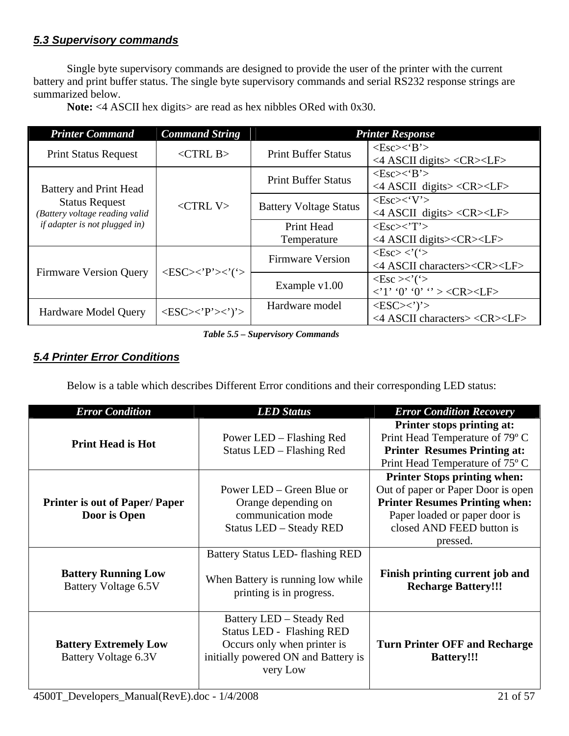## *5.3 Supervisory commands*

Single byte supervisory commands are designed to provide the user of the printer with the current battery and print buffer status. The single byte supervisory commands and serial RS232 response strings are summarized below.

**Note:** <4 ASCII hex digits> are read as hex nibbles ORed with 0x30.

| *Printer Command* | *Command String* | *Printer Response* | |
|---|---|---|---|
| Print Status Request | <CTRL B> | Print Buffer Status | <Esc><'B'><br><4 ASCII digits> <CR><LF> |
| Battery and Print Head Status Request<br>*(Battery voltage reading valid if adapter is not plugged in)* | <CTRL V> | Print Buffer Status | <Esc><'B'><br><4 ASCII digits> <CR><LF> |
| | | Battery Voltage Status | <Esc><'V'><br><4 ASCII digits> <CR><LF> |
| | | Print Head Temperature | <Esc><'T'><br><4 ASCII digits><CR><LF> |
| Firmware Version Query | <ESC><'P'><'('> | Firmware Version | <Esc> <'('><br><4 ASCII characters><CR><LF> |
| | | Example v1.00 | <Esc ><'('><br><'1' '0' '0' '' > <CR><LF> |
| Hardware Model Query | <ESC><'P'><')'> | Hardware model | <ESC><')'><br><4 ASCII characters> <CR><LF> |

***Table 5.5 – Supervisory Commands***

## *5.4 Printer Error Conditions*

Below is a table which describes Different Error conditions and their corresponding LED status:

| *Error Condition* | *LED Status* | *Error Condition Recovery* |
|---|---|---|
| **Print Head is Hot** | Power LED – Flashing Red<br>Status LED – Flashing Red | **Printer stops printing at:**<br>Print Head Temperature of 79º C<br>**Printer Resumes Printing at:**<br>Print Head Temperature of 75º C |
| **Printer is out of Paper/ Paper Door is Open** | Power LED – Green Blue or Orange depending on communication mode<br>Status LED – Steady RED | **Printer Stops printing when:**<br>Out of paper or Paper Door is open<br>**Printer Resumes Printing when:**<br>Paper loaded or paper door is closed AND FEED button is pressed. |
| **Battery Running Low**<br>Battery Voltage 6.5V | Battery Status LED- flashing RED<br><br>When Battery is running low while printing is in progress. | **Finish printing current job and Recharge Battery!!!** |
| **Battery Extremely Low**<br>Battery Voltage 6.3V | Battery LED – Steady Red<br>Status LED - Flashing RED<br>Occurs only when printer is initially powered ON and Battery is very Low | **Turn Printer OFF and Recharge Battery!!!** |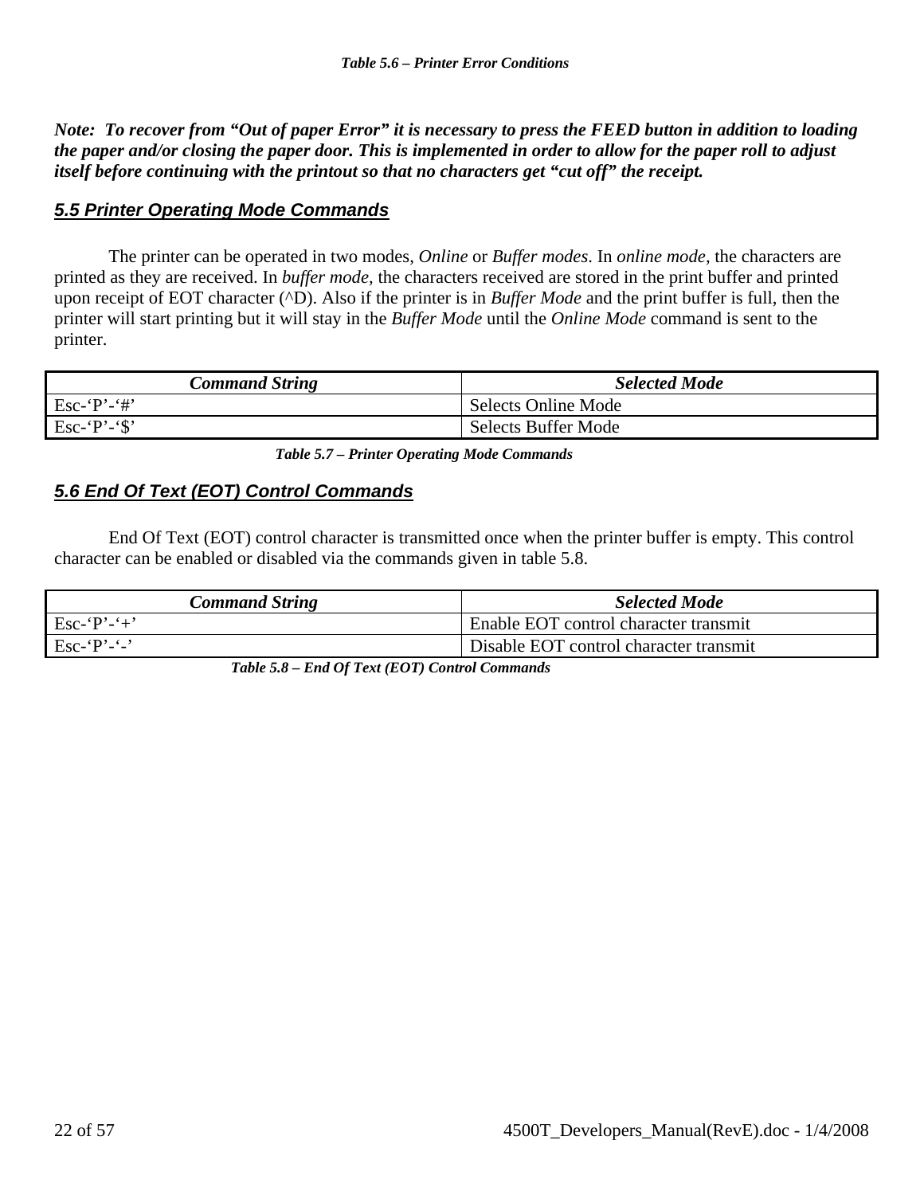*Table 5.6 – Printer Error Conditions*

***Note: To recover from "Out of paper Error" it is necessary to press the FEED button in addition to loading the paper and/or closing the paper door. This is implemented in order to allow for the paper roll to adjust itself before continuing with the printout so that no characters get "cut off" the receipt.***

## 5.5 Printer Operating Mode Commands

The printer can be operated in two modes, *Online* or *Buffer modes*. In *online mode,* the characters are printed as they are received. In *buffer mode,* the characters received are stored in the print buffer and printed upon receipt of EOT character (^D). Also if the printer is in *Buffer Mode* and the print buffer is full, then the printer will start printing but it will stay in the *Buffer Mode* until the *Online Mode* command is sent to the printer.

| *Command String* | *Selected Mode* |
|---|---|
| Esc-'P'-'#' | Selects Online Mode |
| Esc-'P'-'$' | Selects Buffer Mode |

*Table 5.7 – Printer Operating Mode Commands*

## 5.6 End Of Text (EOT) Control Commands

End Of Text (EOT) control character is transmitted once when the printer buffer is empty. This control character can be enabled or disabled via the commands given in table 5.8.

| *Command String* | *Selected Mode* |
|---|---|
| Esc-'P'-'+' | Enable EOT control character transmit |
| Esc-'P'-'-' | Disable EOT control character transmit |

*Table 5.8 – End Of Text (EOT) Control Commands*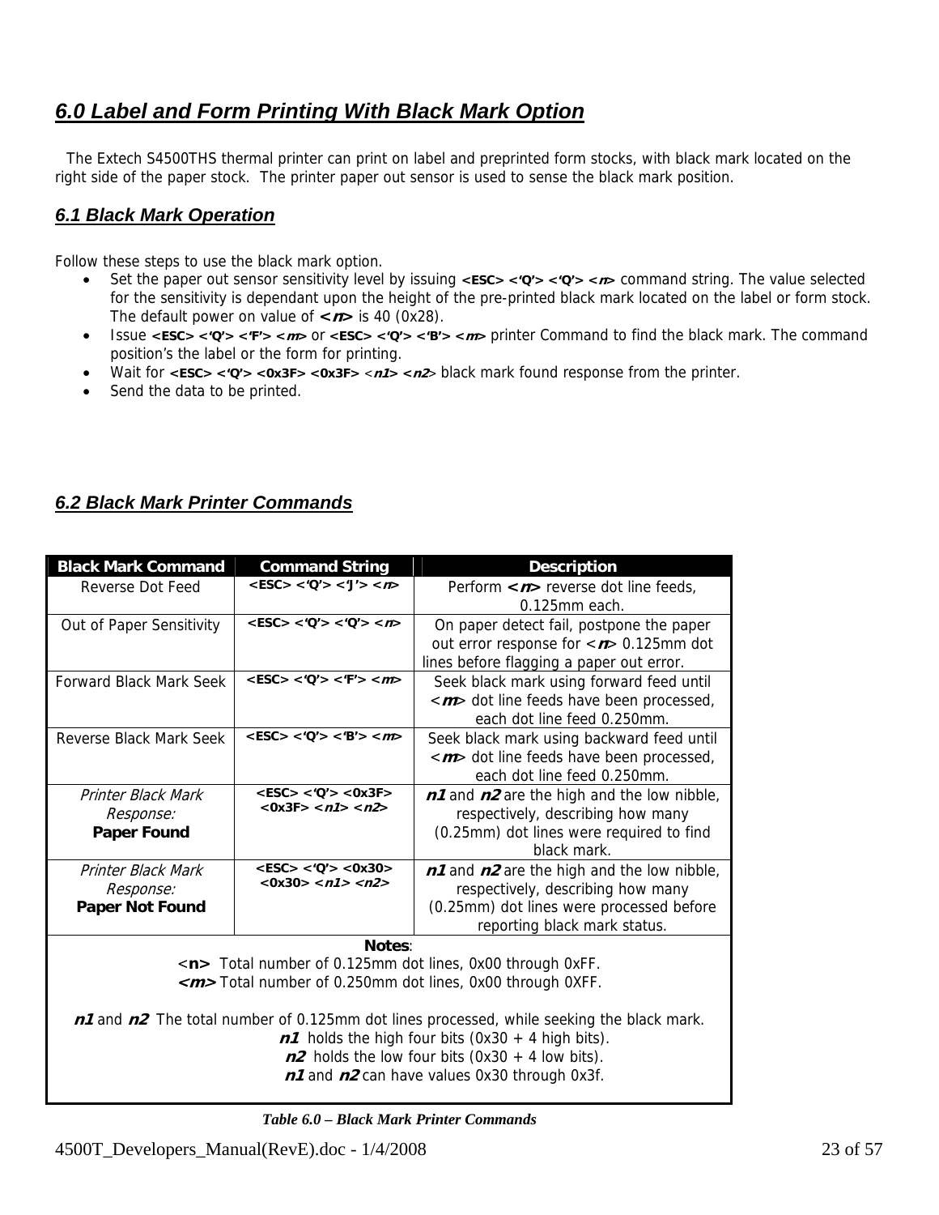## *6.0 Label and Form Printing With Black Mark Option*

The Extech S4500THS thermal printer can print on label and preprinted form stocks, with black mark located on the right side of the paper stock. The printer paper out sensor is used to sense the black mark position.

### *6.1 Black Mark Operation*

Follow these steps to use the black mark option.

- Set the paper out sensor sensitivity level by issuing **<ESC> <'Q'> <'Q'> <*n*>** command string. The value selected for the sensitivity is dependant upon the height of the pre-printed black mark located on the label or form stock. The default power on value of **<*n*>** is 40 (0x28).
- Issue **<ESC> <'Q'> <'F'> <*m*>** or **<ESC> <'Q'> <'B'> <*m*>** printer Command to find the black mark. The command position's the label or the form for printing.
- Wait for **<ESC> <'Q'> <0x3F> <0x3F>** <***n1***> <***n2***> black mark found response from the printer.
- Send the data to be printed.

### *6.2 Black Mark Printer Commands*

| Black Mark Command | Command String | Description |
|---|---|---|
| Reverse Dot Feed | **<ESC> <'Q'> <'J'> <*n*>** | Perform **<*n*>** reverse dot line feeds, 0.125mm each. |
| Out of Paper Sensitivity | **<ESC> <'Q'> <'Q'> <*n*>** | On paper detect fail, postpone the paper out error response for <***n***> 0.125mm dot lines before flagging a paper out error. |
| Forward Black Mark Seek | **<ESC> <'Q'> <'F'> <*m*>** | Seek black mark using forward feed until <***m***> dot line feeds have been processed, each dot line feed 0.250mm. |
| Reverse Black Mark Seek | **<ESC> <'Q'> <'B'> <*m*>** | Seek black mark using backward feed until <***m***> dot line feeds have been processed, each dot line feed 0.250mm. |
| *Printer Black Mark Response:* **Paper Found** | **<ESC> <'Q'> <0x3F> <0x3F> <*n1*> <*n2*>** | ***n1*** and ***n2*** are the high and the low nibble, respectively, describing how many (0.25mm) dot lines were required to find black mark. |
| *Printer Black Mark Response:* **Paper Not Found** | **<ESC> <'Q'> <0x30> <0x30> <*n1*> <*n2*>** | ***n1*** and ***n2*** are the high and the low nibble, respectively, describing how many (0.25mm) dot lines were processed before reporting black mark status. |

**Notes**:
**<n>** Total number of 0.125mm dot lines, 0x00 through 0xFF.
***<m>*** Total number of 0.250mm dot lines, 0x00 through 0XFF.

***n1*** and ***n2*** The total number of 0.125mm dot lines processed, while seeking the black mark.
***n1*** holds the high four bits (0x30 + 4 high bits).
***n2*** holds the low four bits (0x30 + 4 low bits).
***n1*** and ***n2*** can have values 0x30 through 0x3f.

**Table 6.0 – Black Mark Printer Commands**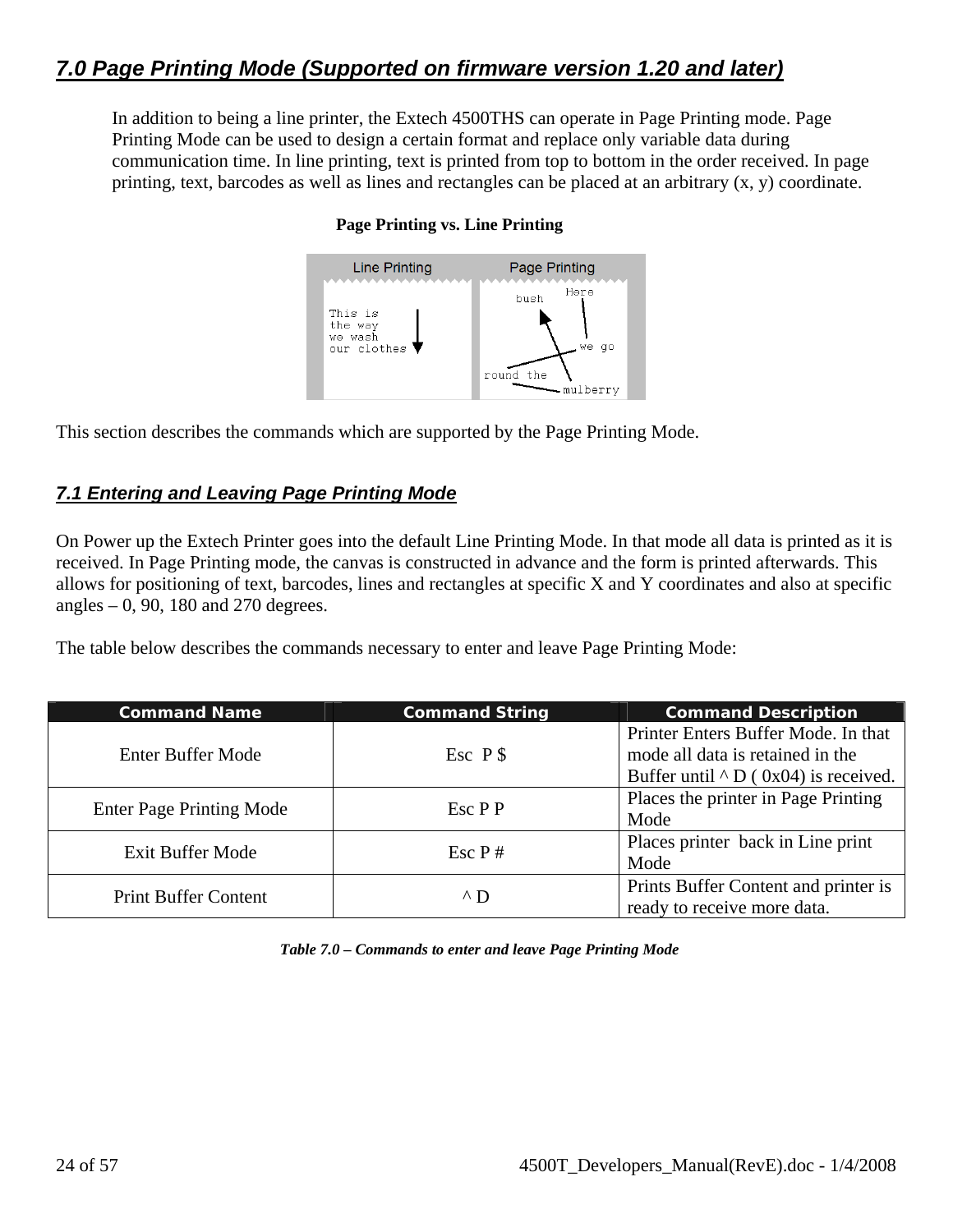## 7.0 Page Printing Mode (Supported on firmware version 1.20 and later)

In addition to being a line printer, the Extech 4500THS can operate in Page Printing mode. Page Printing Mode can be used to design a certain format and replace only variable data during communication time. In line printing, text is printed from top to bottom in the order received. In page printing, text, barcodes as well as lines and rectangles can be placed at an arbitrary (x, y) coordinate.

**Page Printing vs. Line Printing**

This section describes the commands which are supported by the Page Printing Mode.

### 7.1 Entering and Leaving Page Printing Mode

On Power up the Extech Printer goes into the default Line Printing Mode. In that mode all data is printed as it is received. In Page Printing mode, the canvas is constructed in advance and the form is printed afterwards. This allows for positioning of text, barcodes, lines and rectangles at specific X and Y coordinates and also at specific angles – 0, 90, 180 and 270 degrees.

The table below describes the commands necessary to enter and leave Page Printing Mode:

| Command Name | Command String | Command Description |
|---|---|---|
| Enter Buffer Mode | Esc P $ | Printer Enters Buffer Mode. In that mode all data is retained in the Buffer until ^ D ( 0x04) is received. |
| Enter Page Printing Mode | Esc P P | Places the printer in Page Printing Mode |
| Exit Buffer Mode | Esc P # | Places printer back in Line print Mode |
| Print Buffer Content | ^ D | Prints Buffer Content and printer is ready to receive more data. |

*Table 7.0 – Commands to enter and leave Page Printing Mode*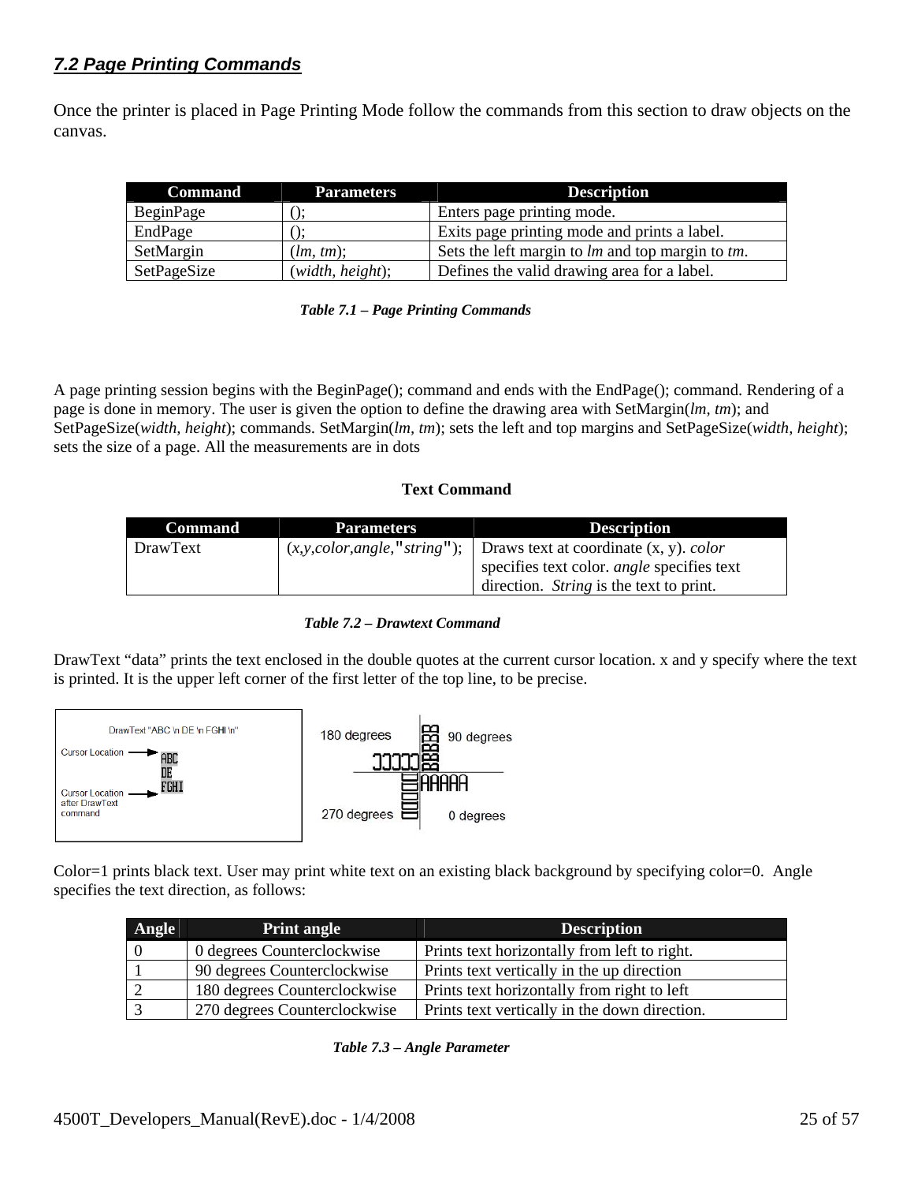## *7.2 Page Printing Commands*

Once the printer is placed in Page Printing Mode follow the commands from this section to draw objects on the canvas.

| Command | Parameters | Description |
|---|---|---|
| BeginPage | (); | Enters page printing mode. |
| EndPage | (); | Exits page printing mode and prints a label. |
| SetMargin | (*lm*, *tm*); | Sets the left margin to *lm* and top margin to *tm*. |
| SetPageSize | (*width*, *height*); | Defines the valid drawing area for a label. |

***Table 7.1 – Page Printing Commands***

A page printing session begins with the BeginPage(); command and ends with the EndPage(); command. Rendering of a page is done in memory. The user is given the option to define the drawing area with SetMargin(*lm, tm*); and SetPageSize(*width, height*); commands. SetMargin(*lm, tm*); sets the left and top margins and SetPageSize(*width, height*); sets the size of a page. All the measurements are in dots

**Text Command**

| Command | Parameters | Description |
|---|---|---|
| DrawText | (*x,y,color,angle,*"*string*"); | Draws text at coordinate (x, y). *color* specifies text color. *angle* specifies text direction. *String* is the text to print. |

***Table 7.2 – Drawtext Command***

DrawText "data" prints the text enclosed in the double quotes at the current cursor location. x and y specify where the text is printed. It is the upper left corner of the first letter of the top line, to be precise.

DrawText "ABC \n DE \n FGHI \n"

Cursor Location → ABC DE FGHI

Cursor Location after DrawText command

180 degrees 90 degrees 270 degrees 0 degrees

Color=1 prints black text. User may print white text on an existing black background by specifying color=0. Angle specifies the text direction, as follows:

| Angle | Print angle | Description |
|---|---|---|
| 0 | 0 degrees Counterclockwise | Prints text horizontally from left to right. |
| 1 | 90 degrees Counterclockwise | Prints text vertically in the up direction |
| 2 | 180 degrees Counterclockwise | Prints text horizontally from right to left |
| 3 | 270 degrees Counterclockwise | Prints text vertically in the down direction. |

***Table 7.3 – Angle Parameter***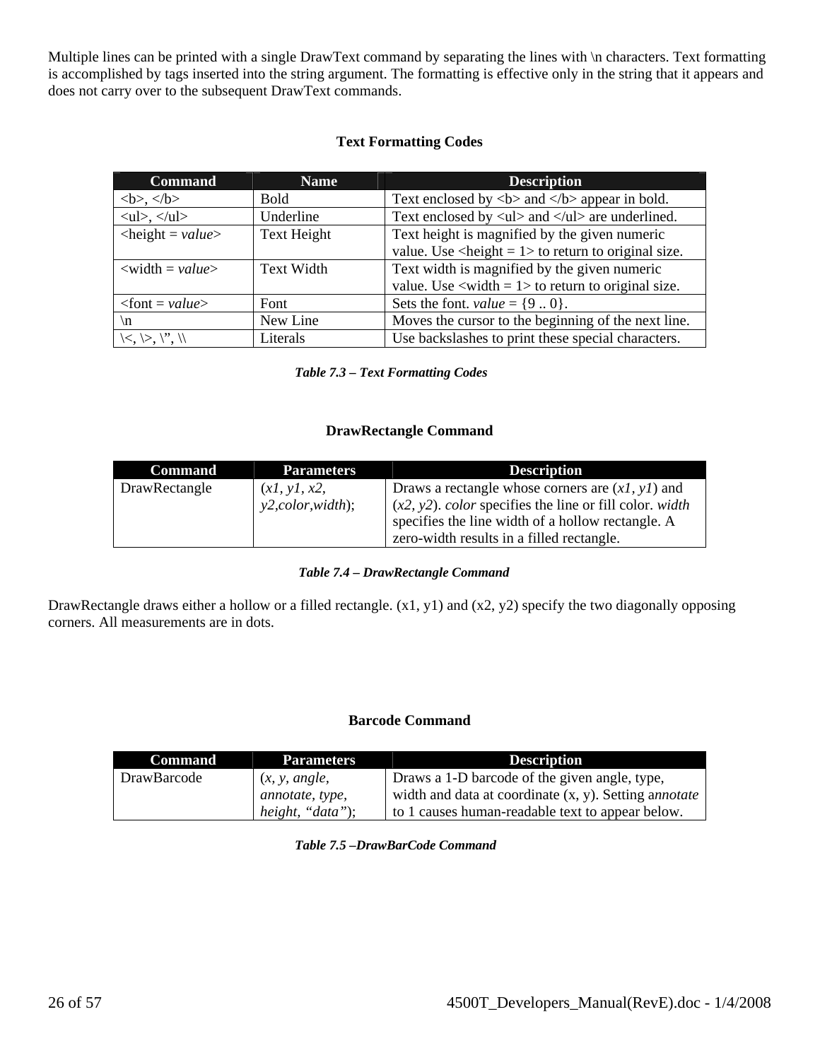Multiple lines can be printed with a single DrawText command by separating the lines with \n characters. Text formatting is accomplished by tags inserted into the string argument. The formatting is effective only in the string that it appears and does not carry over to the subsequent DrawText commands.

### Text Formatting Codes

| Command | Name | Description |
|---|---|---|
| <b>, </b> | Bold | Text enclosed by <b> and </b> appear in bold. |
| <ul>, </ul> | Underline | Text enclosed by <ul> and </ul> are underlined. |
| <height = *value*> | Text Height | Text height is magnified by the given numeric value. Use <height = 1> to return to original size. |
| <width = *value*> | Text Width | Text width is magnified by the given numeric value. Use <width = 1> to return to original size. |
| <font = *value*> | Font | Sets the font. *value* = {9 .. 0}. |
| \n | New Line | Moves the cursor to the beginning of the next line. |
| \<, \>, \", \\ | Literals | Use backslashes to print these special characters. |

***Table 7.3 – Text Formatting Codes***

### DrawRectangle Command

| Command | Parameters | Description |
|---|---|---|
| DrawRectangle | (*x1, y1, x2, y2,color,width*); | Draws a rectangle whose corners are (*x1, y1*) and (*x2, y2*). *color* specifies the line or fill color. *width* specifies the line width of a hollow rectangle. A zero-width results in a filled rectangle. |

***Table 7.4 – DrawRectangle Command***

DrawRectangle draws either a hollow or a filled rectangle. (x1, y1) and (x2, y2) specify the two diagonally opposing corners. All measurements are in dots.

### Barcode Command

| Command | Parameters | Description |
|---|---|---|
| DrawBarcode | (*x, y, angle, annotate, type, height, "data"*); | Draws a 1-D barcode of the given angle, type, width and data at coordinate (x, y). Setting a*nnotate* to 1 causes human-readable text to appear below. |

***Table 7.5 –DrawBarCode Command***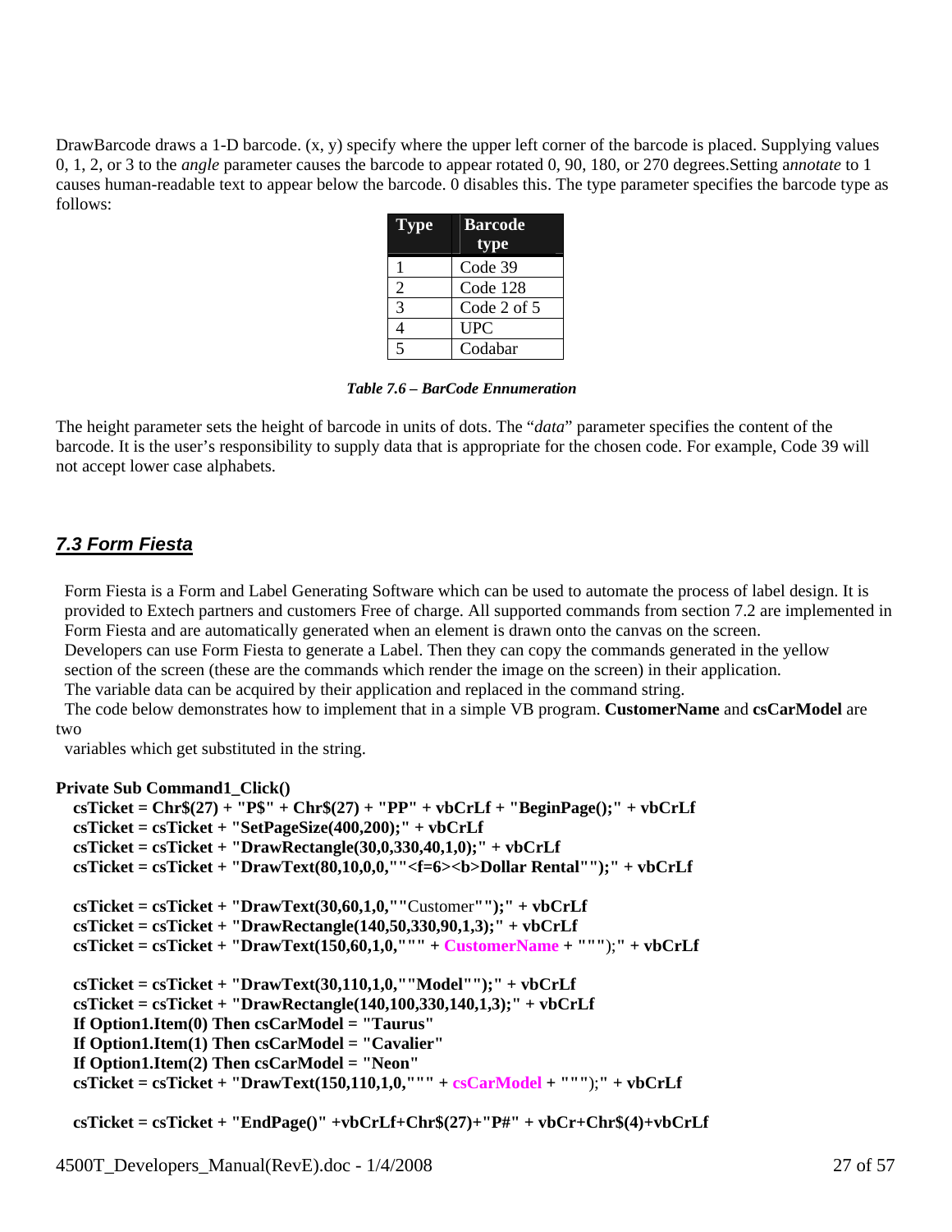DrawBarcode draws a 1-D barcode. (x, y) specify where the upper left corner of the barcode is placed. Supplying values 0, 1, 2, or 3 to the *angle* parameter causes the barcode to appear rotated 0, 90, 180, or 270 degrees.Setting a*nnotate* to 1 causes human-readable text to appear below the barcode. 0 disables this. The type parameter specifies the barcode type as follows:

| Type | Barcode type |
|---|---|
| 1 | Code 39 |
| 2 | Code 128 |
| 3 | Code 2 of 5 |
| 4 | UPC |
| 5 | Codabar |

***Table 7.6 – BarCode Ennumeration***

The height parameter sets the height of barcode in units of dots. The "*data*" parameter specifies the content of the barcode. It is the user's responsibility to supply data that is appropriate for the chosen code. For example, Code 39 will not accept lower case alphabets.

## *7.3 Form Fiesta*

Form Fiesta is a Form and Label Generating Software which can be used to automate the process of label design. It is provided to Extech partners and customers Free of charge. All supported commands from section 7.2 are implemented in Form Fiesta and are automatically generated when an element is drawn onto the canvas on the screen.

Developers can use Form Fiesta to generate a Label. Then they can copy the commands generated in the yellow section of the screen (these are the commands which render the image on the screen) in their application.

The variable data can be acquired by their application and replaced in the command string.

The code below demonstrates how to implement that in a simple VB program. **CustomerName** and **csCarModel** are two variables which get substituted in the string.

```
Private Sub Command1_Click()
  csTicket = Chr$(27) + "P$" + Chr$(27) + "PP" + vbCrLf + "BeginPage();" + vbCrLf
  csTicket = csTicket + "SetPageSize(400,200);" + vbCrLf
  csTicket = csTicket + "DrawRectangle(30,0,330,40,1,0);" + vbCrLf
  csTicket = csTicket + "DrawText(80,10,0,0,""<f=6><b>Dollar Rental"");" + vbCrLf

  csTicket = csTicket + "DrawText(30,60,1,0,""Customer"");" + vbCrLf
  csTicket = csTicket + "DrawRectangle(140,50,330,90,1,3);" + vbCrLf
  csTicket = csTicket + "DrawText(150,60,1,0,""" + CustomerName + """);" + vbCrLf

  csTicket = csTicket + "DrawText(30,110,1,0,""Model"");" + vbCrLf
  csTicket = csTicket + "DrawRectangle(140,100,330,140,1,3);" + vbCrLf
  If Option1.Item(0) Then csCarModel = "Taurus"
  If Option1.Item(1) Then csCarModel = "Cavalier"
  If Option1.Item(2) Then csCarModel = "Neon"
  csTicket = csTicket + "DrawText(150,110,1,0,""" + csCarModel + """);" + vbCrLf

  csTicket = csTicket + "EndPage()" +vbCrLf+Chr$(27)+"P#" + vbCr+Chr$(4)+vbCrLf
```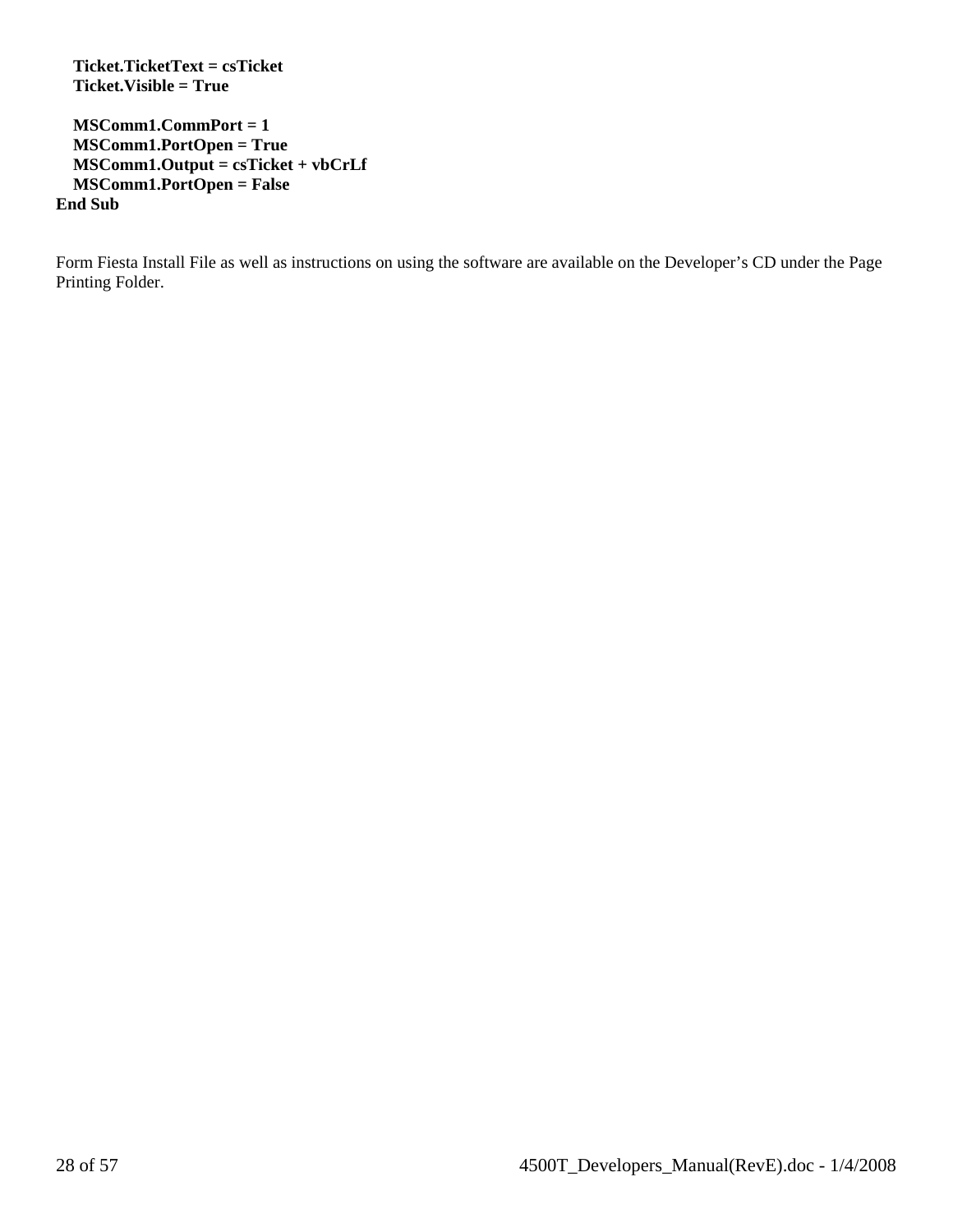```
    Ticket.TicketText = csTicket
    Ticket.Visible = True

    MSComm1.CommPort = 1
    MSComm1.PortOpen = True
    MSComm1.Output = csTicket + vbCrLf
    MSComm1.PortOpen = False
End Sub
```

Form Fiesta Install File as well as instructions on using the software are available on the Developer's CD under the Page Printing Folder.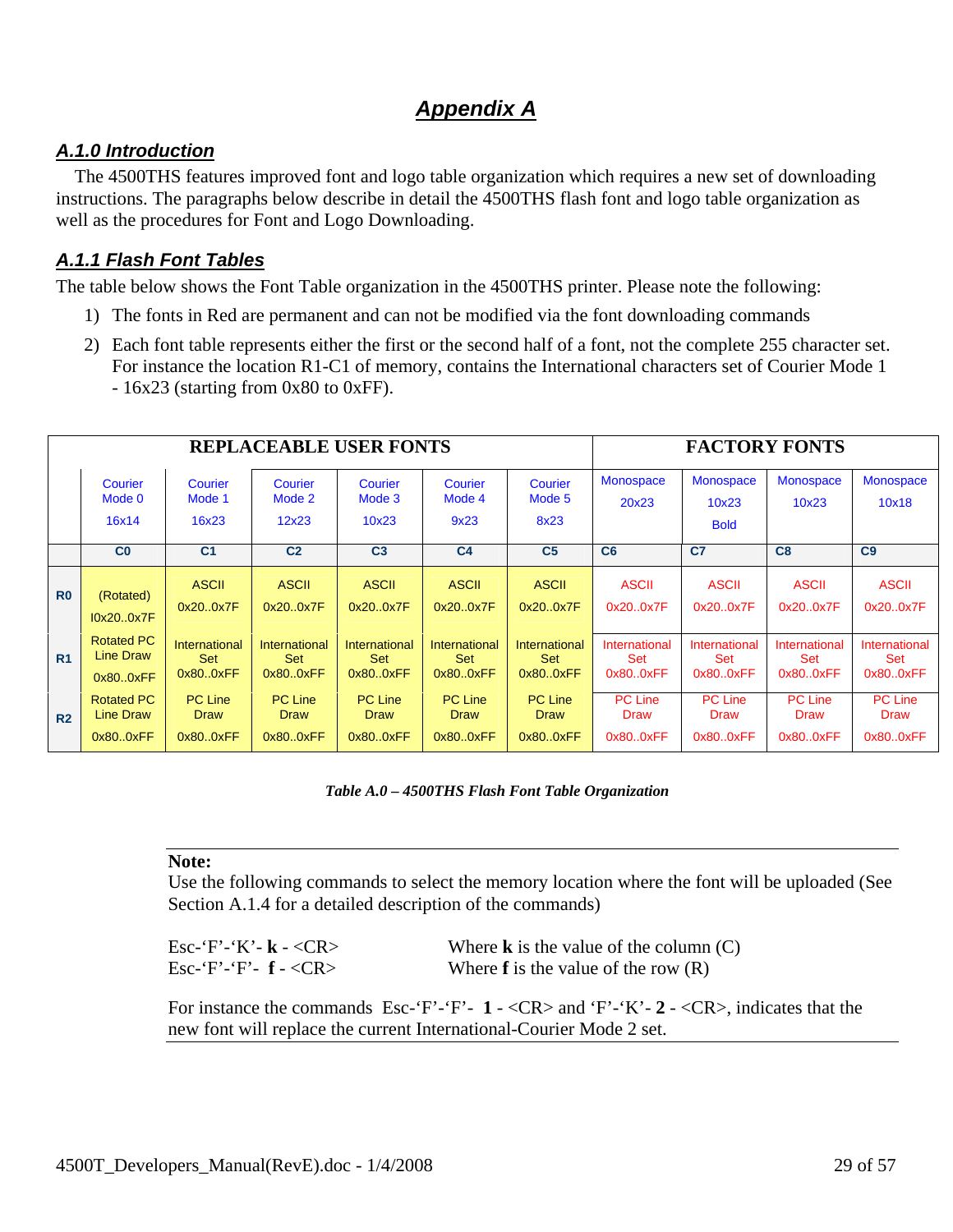# Appendix A

## A.1.0 Introduction

The 4500THS features improved font and logo table organization which requires a new set of downloading instructions. The paragraphs below describe in detail the 4500THS flash font and logo table organization as well as the procedures for Font and Logo Downloading.

## A.1.1 Flash Font Tables

The table below shows the Font Table organization in the 4500THS printer. Please note the following:

1) The fonts in Red are permanent and can not be modified via the font downloading commands
2) Each font table represents either the first or the second half of a font, not the complete 255 character set. For instance the location R1-C1 of memory, contains the International characters set of Courier Mode 1 - 16x23 (starting from 0x80 to 0xFF).

| | **REPLACEABLE USER FONTS** | | | | | | **FACTORY FONTS** | | | |
|---|---|---|---|---|---|---|---|---|---|---|
| | Courier Mode 0 16x14 | Courier Mode 1 16x23 | Courier Mode 2 12x23 | Courier Mode 3 10x23 | Courier Mode 4 9x23 | Courier Mode 5 8x23 | Monospace 20x23 | Monospace 10x23 Bold | Monospace 10x23 | Monospace 10x18 |
| | **C0** | **C1** | **C2** | **C3** | **C4** | **C5** | **C6** | **C7** | **C8** | **C9** |
| **R0** | (Rotated) I0x20..0x7F | ASCII 0x20..0x7F | ASCII 0x20..0x7F | ASCII 0x20..0x7F | ASCII 0x20..0x7F | ASCII 0x20..0x7F | ASCII 0x20..0x7F | ASCII 0x20..0x7F | ASCII 0x20..0x7F | ASCII 0x20..0x7F |
| **R1** | Rotated PC Line Draw 0x80..0xFF | International Set 0x80..0xFF | International Set 0x80..0xFF | International Set 0x80..0xFF | International Set 0x80..0xFF | International Set 0x80..0xFF | International Set 0x80..0xFF | International Set 0x80..0xFF | International Set 0x80..0xFF | International Set 0x80..0xFF |
| **R2** | Rotated PC Line Draw 0x80..0xFF | PC Line Draw 0x80..0xFF | PC Line Draw 0x80..0xFF | PC Line Draw 0x80..0xFF | PC Line Draw 0x80..0xFF | PC Line Draw 0x80..0xFF | PC Line Draw 0x80..0xFF | PC Line Draw 0x80..0xFF | PC Line Draw 0x80..0xFF | PC Line Draw 0x80..0xFF |

*Table A.0 – 4500THS Flash Font Table Organization*

**Note:**
Use the following commands to select the memory location where the font will be uploaded (See Section A.1.4 for a detailed description of the commands)

Esc-'F'-'K'- **k** - <CR> Where **k** is the value of the column (C)
Esc-'F'-'F'- **f** - <CR> Where **f** is the value of the row (R)

For instance the commands Esc-'F'-'F'- **1** - <CR> and 'F'-'K'- **2** - <CR>, indicates that the new font will replace the current International-Courier Mode 2 set.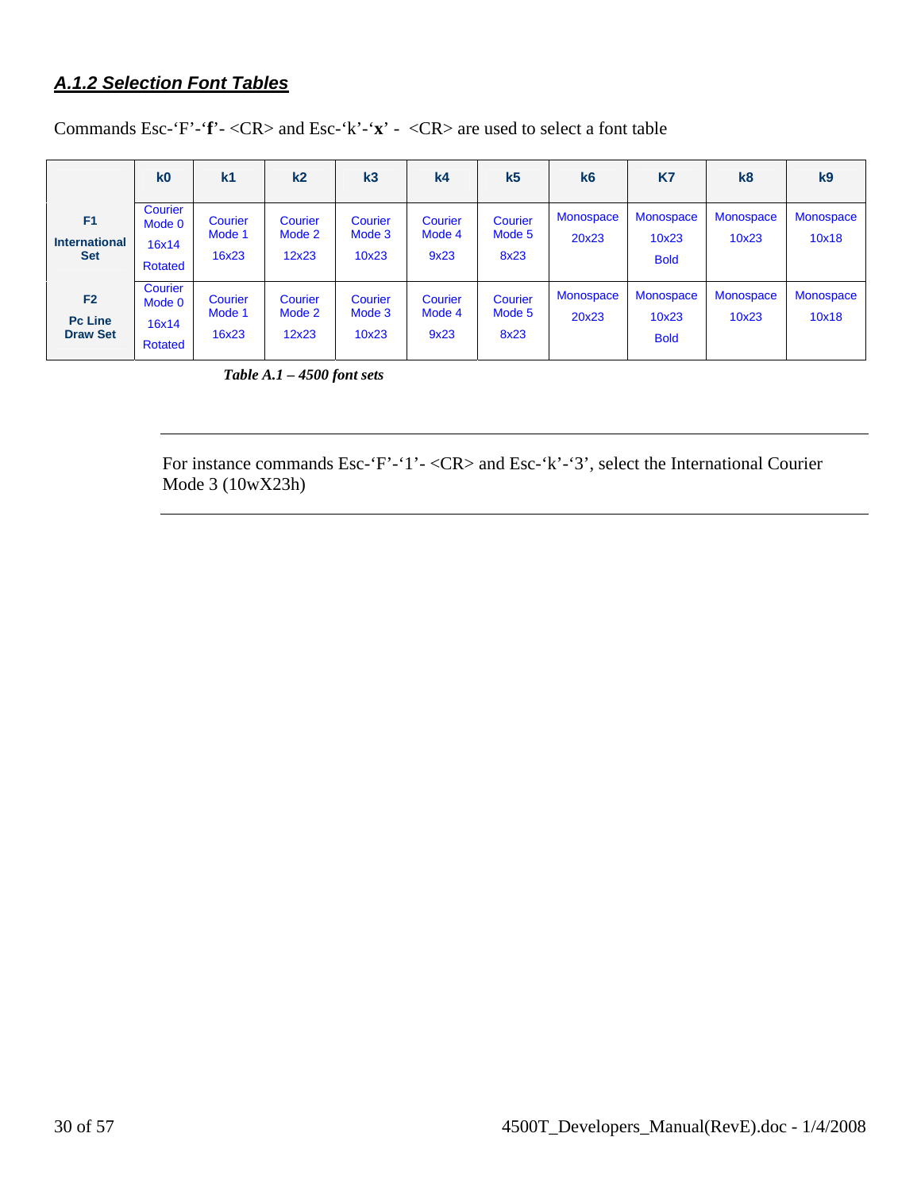### *A.1.2 Selection Font Tables*

Commands Esc-‘F’-‘**f**’- <CR> and Esc-‘k’-‘**x**’ - <CR> are used to select a font table

| | k0 | k1 | k2 | k3 | k4 | k5 | k6 | K7 | k8 | k9 |
|---|---|---|---|---|---|---|---|---|---|---|
| **F1 International Set** | Courier Mode 0 16x14 Rotated | Courier Mode 1 16x23 | Courier Mode 2 12x23 | Courier Mode 3 10x23 | Courier Mode 4 9x23 | Courier Mode 5 8x23 | Monospace 20x23 | Monospace 10x23 Bold | Monospace 10x23 | Monospace 10x18 |
| **F2 Pc Line Draw Set** | Courier Mode 0 16x14 Rotated | Courier Mode 1 16x23 | Courier Mode 2 12x23 | Courier Mode 3 10x23 | Courier Mode 4 9x23 | Courier Mode 5 8x23 | Monospace 20x23 | Monospace 10x23 Bold | Monospace 10x23 | Monospace 10x18 |

***Table A.1 – 4500 font sets***

---

For instance commands Esc-‘F’-‘1’- <CR> and Esc-‘k’-‘3’, select the International Courier Mode 3 (10wX23h)

---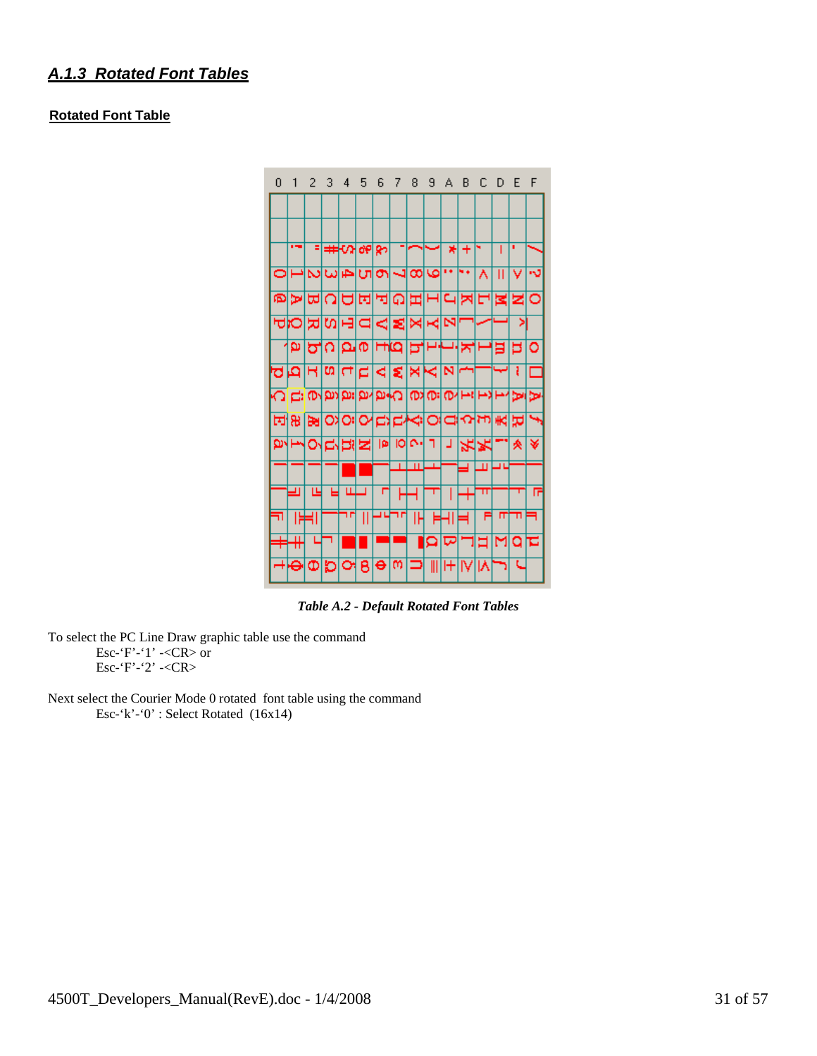### *A.1.3 Rotated Font Tables*

**Rotated Font Table**

*Table A.2 - Default Rotated Font Tables*

To select the PC Line Draw graphic table use the command
Esc-‘F’-‘1’ -<CR> or
Esc-‘F’-‘2’ -<CR>

Next select the Courier Mode 0 rotated font table using the command
Esc-‘k’-‘0’ : Select Rotated (16x14)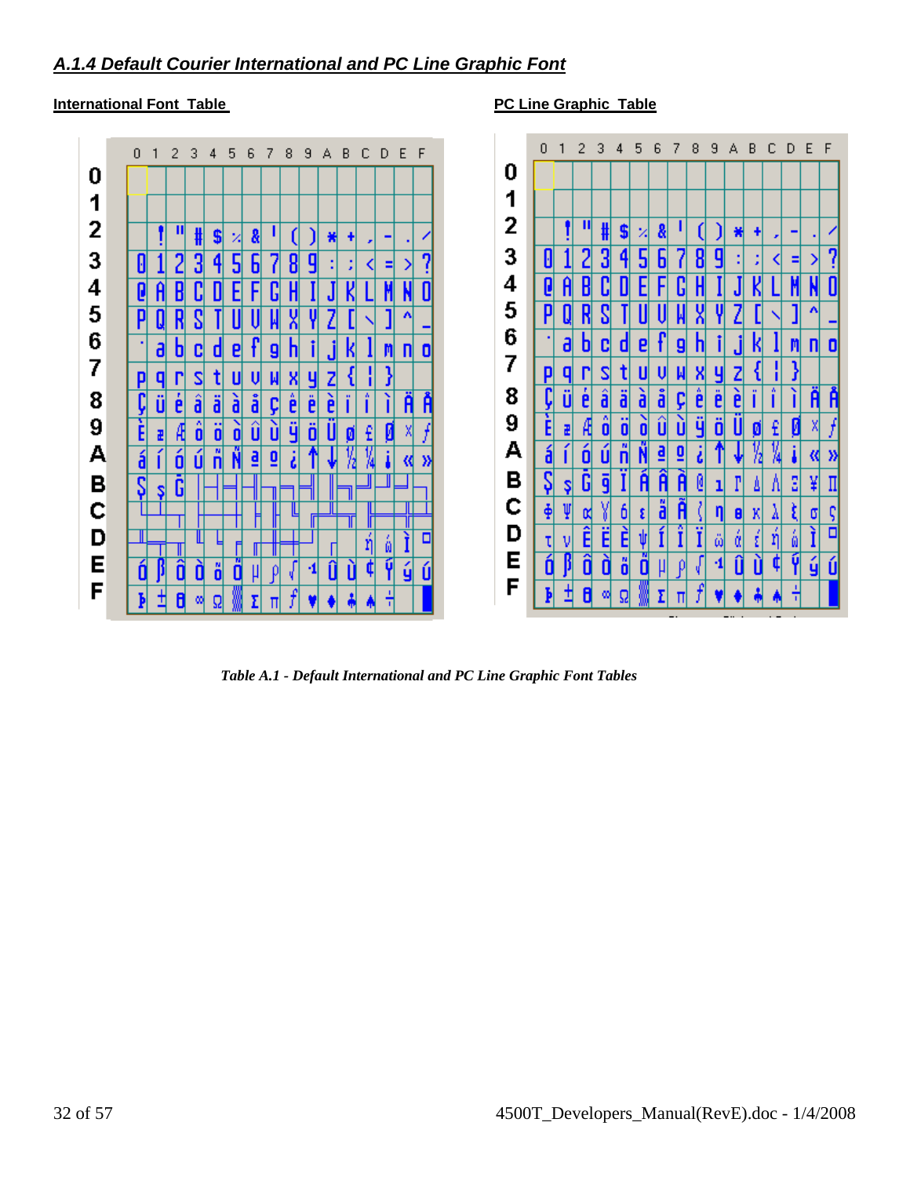### *A.1.4 Default Courier International and PC Line Graphic Font*

**International Font Table**

| | 0 | 1 | 2 | 3 | 4 | 5 | 6 | 7 | 8 | 9 | A | B | C | D | E | F |
|---|---|---|---|---|---|---|---|---|---|---|---|---|---|---|---|---|
| **0** | | | | | | | | | | | | | | | | |
| **1** | | | | | | | | | | | | | | | | |
| **2** | | ! | " | # | $ | % | & | ' | ( | ) | * | + | , | - | . | / |
| **3** | 0 | 1 | 2 | 3 | 4 | 5 | 6 | 7 | 8 | 9 | : | ; | < | = | > | ? |
| **4** | @ | A | B | C | D | E | F | G | H | I | J | K | L | M | N | O |
| **5** | P | Q | R | S | T | U | V | W | X | Y | Z | [ | \ | ] | ^ | _ |
| **6** | ` | a | b | c | d | e | f | g | h | i | j | k | l | m | n | o |
| **7** | p | q | r | s | t | u | v | w | x | y | z | { | ¦ | } | | |
| **8** | Ç | ü | é | â | ä | à | å | ç | ê | ë | è | ï | î | ì | Ä | Å |
| **9** | É | æ | Æ | ô | ö | ò | û | ù | ÿ | Ö | Ü | ø | £ | Ø | × | ƒ |
| **A** | á | í | ó | ú | ñ | Ñ | ª | º | ¿ | ↑ | ↓ | ½ | ¼ | ¡ | « | » |
| **B** | Ş | ş | Ğ | │ | ┤ | ╡ | ╢ | ╖ | ╕ | ╣ | ║ | ╗ | ╝ | ╜ | ╛ | ┐ |
| **C** | └ | ┴ | ┬ | ├ | ─ | ┼ | ╞ | ╟ | ╚ | ╔ | ╩ | ╦ | ╠ | ═ | ╬ | ╧ |
| **D** | ╨ | ╤ | ╥ | ╙ | ╘ | ╒ | ╓ | ╫ | ╪ | ┘ | ┌ | | ή | ώ | Ì | □ |
| **E** | ó | ß | Ô | Ò | õ | Õ | µ | ρ | √ | ·¹ | Û | Ù | ¢ | Ý | ý | Ú |
| **F** | Þ | ± | θ | ∞ | Ω | ▒ | Σ | π | ƒ | ♥ | ♦ | ♣ | ♠ | ÷ | | █ |

**PC Line Graphic Table**

| | 0 | 1 | 2 | 3 | 4 | 5 | 6 | 7 | 8 | 9 | A | B | C | D | E | F |
|---|---|---|---|---|---|---|---|---|---|---|---|---|---|---|---|---|
| **0** | | | | | | | | | | | | | | | | |
| **1** | | | | | | | | | | | | | | | | |
| **2** | | ! | " | # | $ | % | & | ' | ( | ) | * | + | , | - | . | / |
| **3** | 0 | 1 | 2 | 3 | 4 | 5 | 6 | 7 | 8 | 9 | : | ; | < | = | > | ? |
| **4** | @ | A | B | C | D | E | F | G | H | I | J | K | L | M | N | O |
| **5** | P | Q | R | S | T | U | V | W | X | Y | Z | [ | \ | ] | ^ | _ |
| **6** | ` | a | b | c | d | e | f | g | h | i | j | k | l | m | n | o |
| **7** | p | q | r | s | t | u | v | w | x | y | z | { | ¦ | } | | |
| **8** | Ç | ü | é | â | ä | à | å | ç | ê | ë | è | ï | î | ì | Ä | Å |
| **9** | É | æ | Æ | ô | ö | ò | û | ù | ÿ | Ö | Ü | ø | £ | Ø | × | ƒ |
| **A** | á | í | ó | ú | ñ | Ñ | ª | º | ¿ | ↑ | ↓ | ½ | ¼ | ¡ | « | » |
| **B** | Ş | ş | Ğ | ğ | İ | Á | Â | À | © | ¹ | Γ | Δ | Λ | Ξ | ¥ | Π |
| **C** | Φ | Ψ | α | ϒ | δ | ε | ã | Ã | ( | η | θ | κ | λ | ξ | σ | ς |
| **D** | τ | υ | Ê | Ë | È | ψ | Í | Î | Ï | ϊ | ά | έ | ή | ώ | Ì | □ |
| **E** | ó | ß | Ô | Ò | õ | Õ | µ | ρ | √ | ·¹ | Û | Ù | ¢ | Ý | ý | Ú |
| **F** | Þ | ± | θ | ∞ | Ω | ▒ | Σ | π | ƒ | ♥ | ♦ | ♣ | ♠ | ÷ | | █ |

*Table A.1 - Default International and PC Line Graphic Font Tables*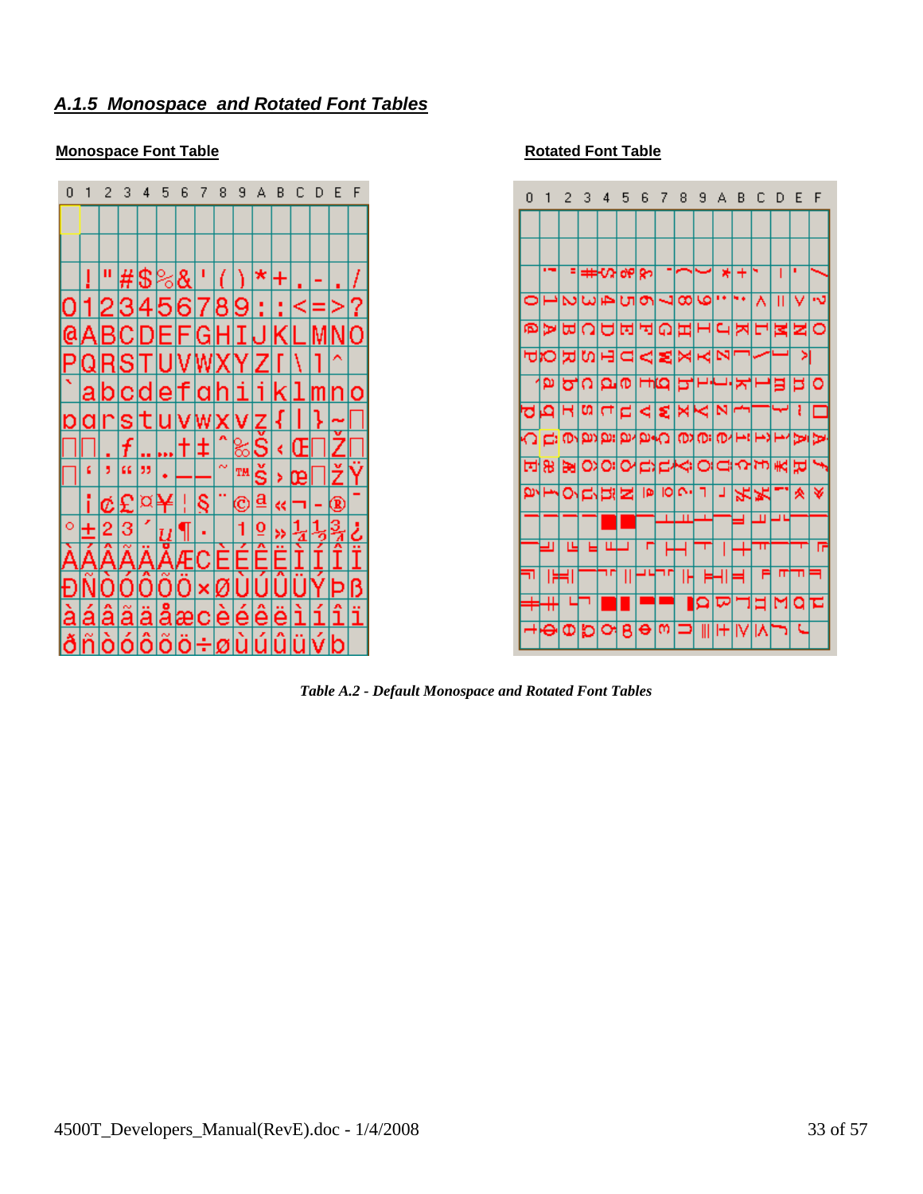## *A.1.5 Monospace and Rotated Font Tables*

**Monospace Font Table**

| 0 | 1 | 2 | 3 | 4 | 5 | 6 | 7 | 8 | 9 | A | B | C | D | E | F |
|---|---|---|---|---|---|---|---|---|---|---|---|---|---|---|---|
| | | | | | | | | | | | | | | | |
| | | | | | | | | | | | | | | | |
| | ! | " | # | $ | % | & | ' | ( | ) | * | + | , | - | . | / |
| 0 | 1 | 2 | 3 | 4 | 5 | 6 | 7 | 8 | 9 | : | ; | < | = | > | ? |
| @ | A | B | C | D | E | F | G | H | I | J | K | L | M | N | O |
| P | Q | R | S | T | U | V | W | X | Y | Z | [ | \ | ] | ^ | |
| ` | a | b | c | d | e | f | g | h | i | j | k | l | m | n | o |
| p | q | r | s | t | u | v | w | x | y | z | { | \| | } | ~ | □ |
| □ | □ | ‚ | ƒ | „ | … | † | ‡ | ˆ | ‰ | Š | ‹ | Œ | □ | Ž | □ |
| □ | ‘ | ’ | “ | ” | • | – | — | ˜ | ™ | š | › | œ | □ | ž | Ÿ |
| | ¡ | ¢ | £ | ¤ | ¥ | ¦ | § | ¨ | © | ª | « | ¬ | - | ® | ¯ |
| ° | ± | ² | ³ | ´ | µ | ¶ | · | ¸ | ¹ | º | » | ¼ | ½ | ¾ | ¿ |
| À | Á | Â | Ã | Ä | Å | Æ | Ç | È | É | Ê | Ë | Ì | Í | Î | Ï |
| Ð | Ñ | Ò | Ó | Ô | Õ | Ö | × | Ø | Ù | Ú | Û | Ü | Ý | Þ | ß |
| à | á | â | ã | ä | å | æ | ç | è | é | ê | ë | ì | í | î | ï |
| ð | ñ | ò | ó | ô | õ | ö | ÷ | ø | ù | ú | û | ü | ý | þ | |

**Rotated Font Table**

*Table A.2 - Default Monospace and Rotated Font Tables*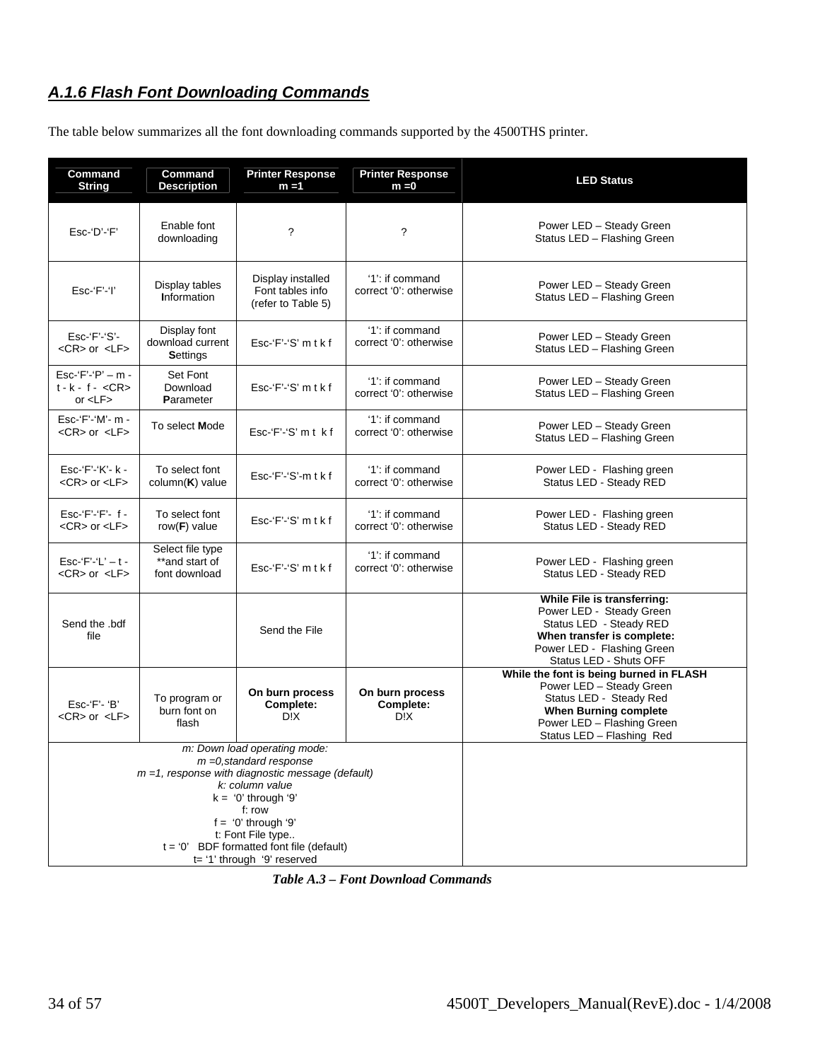### *A.1.6 Flash Font Downloading Commands*

The table below summarizes all the font downloading commands supported by the 4500THS printer.

| Command String | Command Description | Printer Response m =1 | Printer Response m =0 | LED Status |
|---|---|---|---|---|
| Esc-'D'-'F' | Enable font downloading | ? | ? | Power LED – Steady Green<br>Status LED – Flashing Green |
| Esc-'F'-'I' | Display tables **I**nformation | Display installed Font tables info (refer to Table 5) | '1': if command correct '0': otherwise | Power LED – Steady Green<br>Status LED – Flashing Green |
| Esc-'F'-'S'- <CR> or <LF> | Display font download current **S**ettings | Esc-'F'-'S' m t k f | '1': if command correct '0': otherwise | Power LED – Steady Green<br>Status LED – Flashing Green |
| Esc-'F'-'P' – m - t - k - f - <CR> or <LF> | Set Font Download **P**arameter | Esc-'F'-'S' m t k f | '1': if command correct '0': otherwise | Power LED – Steady Green<br>Status LED – Flashing Green |
| Esc-'F'-'M'- m - <CR> or <LF> | To select **M**ode | Esc-'F'-'S' m t k f | '1': if command correct '0': otherwise | Power LED – Steady Green<br>Status LED – Flashing Green |
| Esc-'F'-'K'- k - <CR> or <LF> | To select font column(**K**) value | Esc-'F'-'S'-m t k f | '1': if command correct '0': otherwise | Power LED - Flashing green<br>Status LED - Steady RED |
| Esc-'F'-'F'- f - <CR> or <LF> | To select font row(**F**) value | Esc-'F'-'S' m t k f | '1': if command correct '0': otherwise | Power LED - Flashing green<br>Status LED - Steady RED |
| Esc-'F'-'L' – t - <CR> or <LF> | Select file type **and start of font download | Esc-'F'-'S' m t k f | '1': if command correct '0': otherwise | Power LED - Flashing green<br>Status LED - Steady RED |
| Send the .bdf file | | Send the File | | **While File is transferring:**<br>Power LED - Steady Green<br>Status LED - Steady RED<br>**When transfer is complete:**<br>Power LED - Flashing Green<br>Status LED - Shuts OFF |
| Esc-'F'- 'B' <CR> or <LF> | To program or burn font on flash | **On burn process Complete:** D!X | **On burn process Complete:** D!X | **While the font is being burned in FLASH**<br>Power LED – Steady Green<br>Status LED - Steady Red<br>**When Burning complete**<br>Power LED – Flashing Green<br>Status LED – Flashing Red |
| *m: Down load operating mode:*<br>*m =0,standard response*<br>*m =1, response with diagnostic message (default)*<br>*k: column value*<br>k = '0' through '9'<br>f: row<br>f = '0' through '9'<br>t: Font File type..<br>t = '0' BDF formatted font file (default)<br>t= '1' through '9' reserved | | | | |

***Table A.3 – Font Download Commands***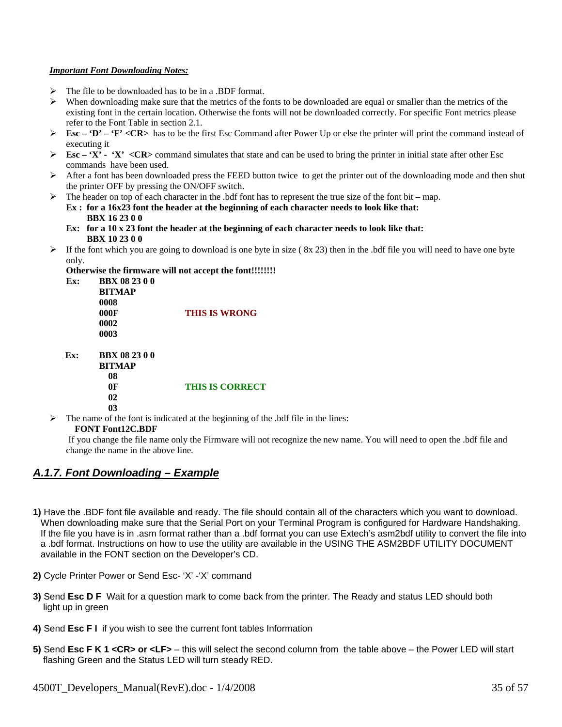***Important Font Downloading Notes:***

- The file to be downloaded has to be in a .BDF format.
- When downloading make sure that the metrics of the fonts to be downloaded are equal or smaller than the metrics of the existing font in the certain location. Otherwise the fonts will not be downloaded correctly. For specific Font metrics please refer to the Font Table in section 2.1.
- **Esc – 'D' – 'F' <CR>** has to be the first Esc Command after Power Up or else the printer will print the command instead of executing it
- **Esc – 'X' - 'X' <CR>** command simulates that state and can be used to bring the printer in initial state after other Esc commands have been used.
- After a font has been downloaded press the FEED button twice to get the printer out of the downloading mode and then shut the printer OFF by pressing the ON/OFF switch.
- The header on top of each character in the .bdf font has to represent the true size of the font bit – map.

  **Ex : for a 16x23 font the header at the beginning of each character needs to look like that:**
  **BBX 16 23 0 0**

  **Ex: for a 10 x 23 font the header at the beginning of each character needs to look like that:**
  **BBX 10 23 0 0**
- If the font which you are going to download is one byte in size ( 8x 23) then in the .bdf file you will need to have one byte only.

  **Otherwise the firmware will not accept the font!!!!!!!!**

  **Ex:**
  ```
  BBX 08 23 0 0
  BITMAP
  0008
  000F            THIS IS WRONG
  0002
  0003
  ```

  **Ex:**
  ```
  BBX 08 23 0 0
  BITMAP
    08
    0F            THIS IS CORRECT
    02
    03
  ```
- The name of the font is indicated at the beginning of the .bdf file in the lines:

  **FONT Font12C.BDF**

  If you change the file name only the Firmware will not recognize the new name. You will need to open the .bdf file and change the name in the above line.

## *A.1.7. Font Downloading – Example*

**1)** Have the .BDF font file available and ready. The file should contain all of the characters which you want to download. When downloading make sure that the Serial Port on your Terminal Program is configured for Hardware Handshaking. If the file you have is in .asm format rather than a .bdf format you can use Extech's asm2bdf utility to convert the file into a .bdf format. Instructions on how to use the utility are available in the USING THE ASM2BDF UTILITY DOCUMENT available in the FONT section on the Developer's CD.

**2)** Cycle Printer Power or Send Esc- 'X' -'X' command

**3)** Send **Esc D F** Wait for a question mark to come back from the printer. The Ready and status LED should both light up in green

**4)** Send **Esc F I** if you wish to see the current font tables Information

**5)** Send **Esc F K 1 <CR> or <LF>** – this will select the second column from the table above – the Power LED will start flashing Green and the Status LED will turn steady RED.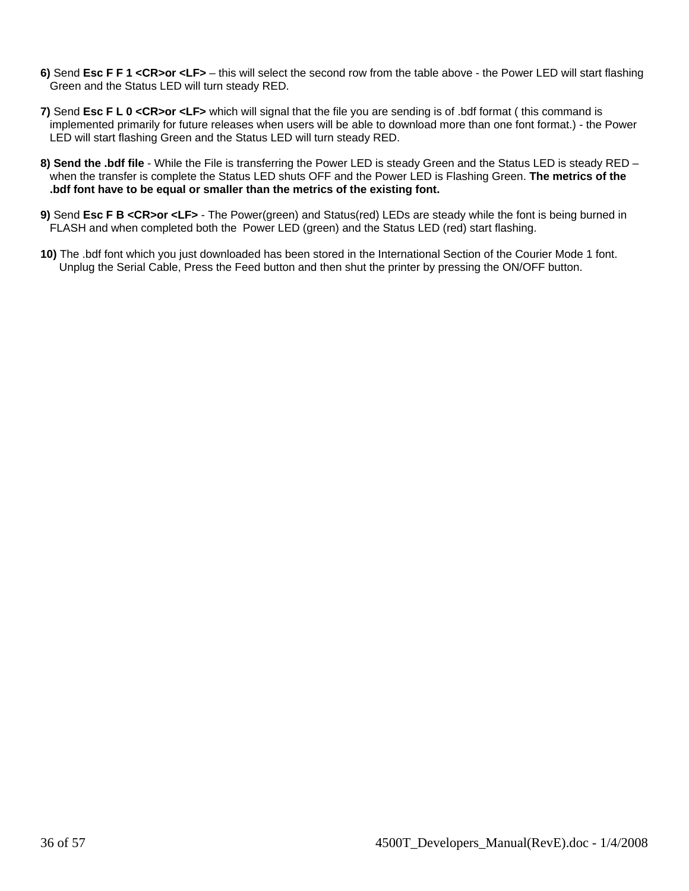**6)** Send **Esc F F 1 <CR>or <LF>** – this will select the second row from the table above - the Power LED will start flashing Green and the Status LED will turn steady RED.

**7)** Send **Esc F L 0 <CR>or <LF>** which will signal that the file you are sending is of .bdf format ( this command is implemented primarily for future releases when users will be able to download more than one font format.) - the Power LED will start flashing Green and the Status LED will turn steady RED.

**8) Send the .bdf file** - While the File is transferring the Power LED is steady Green and the Status LED is steady RED – when the transfer is complete the Status LED shuts OFF and the Power LED is Flashing Green. **The metrics of the .bdf font have to be equal or smaller than the metrics of the existing font.**

**9)** Send **Esc F B <CR>or <LF>** - The Power(green) and Status(red) LEDs are steady while the font is being burned in FLASH and when completed both the Power LED (green) and the Status LED (red) start flashing.

**10)** The .bdf font which you just downloaded has been stored in the International Section of the Courier Mode 1 font. Unplug the Serial Cable, Press the Feed button and then shut the printer by pressing the ON/OFF button.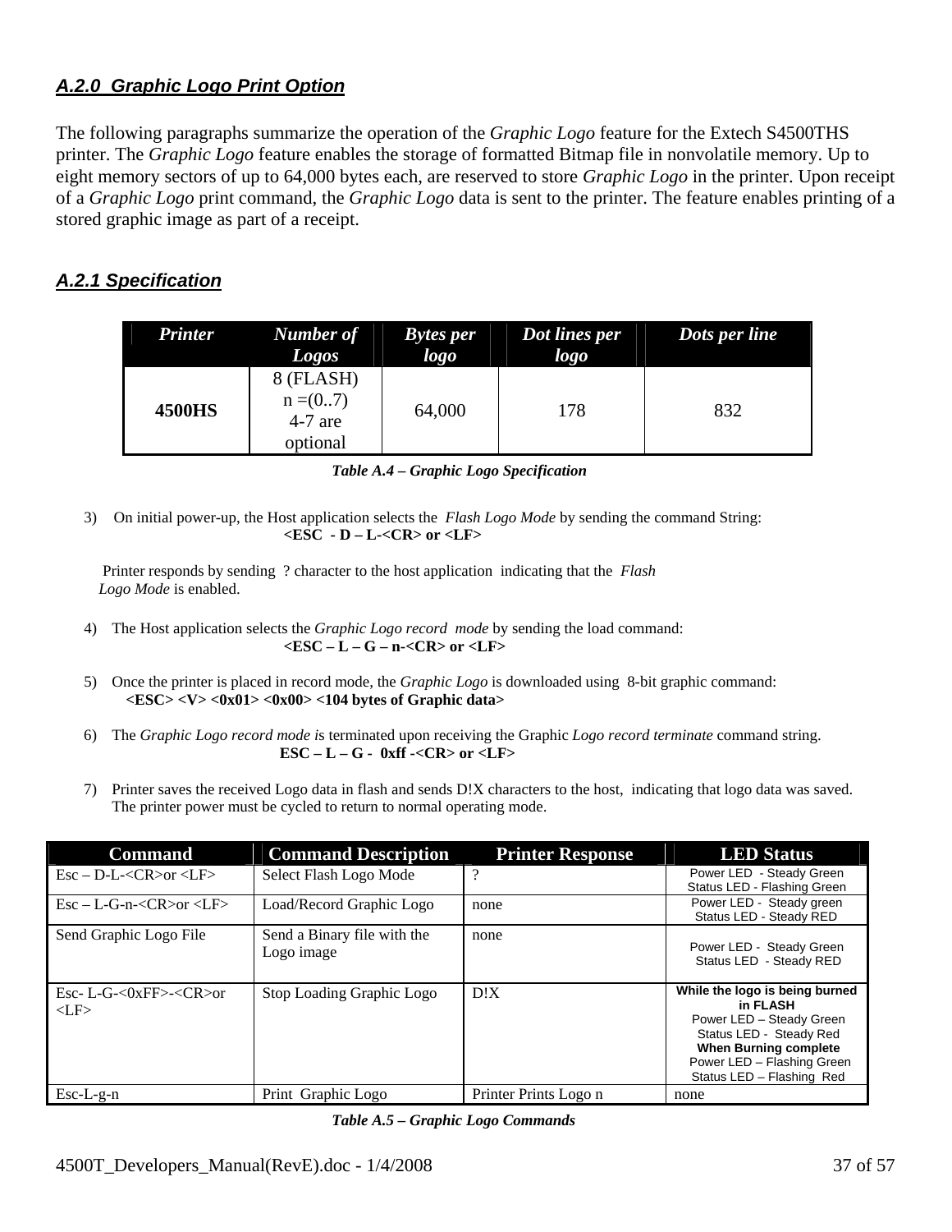### *A.2.0 Graphic Logo Print Option*

The following paragraphs summarize the operation of the *Graphic Logo* feature for the Extech S4500THS printer. The *Graphic Logo* feature enables the storage of formatted Bitmap file in nonvolatile memory. Up to eight memory sectors of up to 64,000 bytes each, are reserved to store *Graphic Logo* in the printer. Upon receipt of a *Graphic Logo* print command, the *Graphic Logo* data is sent to the printer. The feature enables printing of a stored graphic image as part of a receipt.

### *A.2.1 Specification*

| *Printer* | *Number of Logos* | *Bytes per logo* | *Dot lines per logo* | *Dots per line* |
|---|---|---|---|---|
| **4500HS** | 8 (FLASH) n =(0..7) 4-7 are optional | 64,000 | 178 | 832 |

***Table A.4 – Graphic Logo Specification***

3) On initial power-up, the Host application selects the *Flash Logo Mode* by sending the command String:
**<ESC - D – L-<CR> or <LF>**

Printer responds by sending ? character to the host application indicating that the *Flash Logo Mode* is enabled.

4) The Host application selects the *Graphic Logo record mode* by sending the load command:
**<ESC – L – G – n-<CR> or <LF>**

5) Once the printer is placed in record mode, the *Graphic Logo* is downloaded using 8-bit graphic command:
**<ESC> <V> <0x01> <0x00> <104 bytes of Graphic data>**

6) The *Graphic Logo record mode i*s terminated upon receiving the Graphic *Logo record terminate* command string.
**ESC – L – G - 0xff -<CR> or <LF>**

7) Printer saves the received Logo data in flash and sends D!X characters to the host, indicating that logo data was saved. The printer power must be cycled to return to normal operating mode.

| Command | Command Description | Printer Response | LED Status |
|---|---|---|---|
| Esc – D-L-<CR>or <LF> | Select Flash Logo Mode | ? | Power LED - Steady Green<br>Status LED - Flashing Green |
| Esc – L-G-n-<CR>or <LF> | Load/Record Graphic Logo | none | Power LED - Steady green<br>Status LED - Steady RED |
| Send Graphic Logo File | Send a Binary file with the Logo image | none | Power LED - Steady Green<br>Status LED - Steady RED |
| Esc- L-G-<0xFF>-<CR>or <LF> | Stop Loading Graphic Logo | D!X | **While the logo is being burned in FLASH**<br>Power LED – Steady Green<br>Status LED - Steady Red<br>**When Burning complete**<br>Power LED – Flashing Green<br>Status LED – Flashing Red |
| Esc-L-g-n | Print Graphic Logo | Printer Prints Logo n | none |

***Table A.5 – Graphic Logo Commands***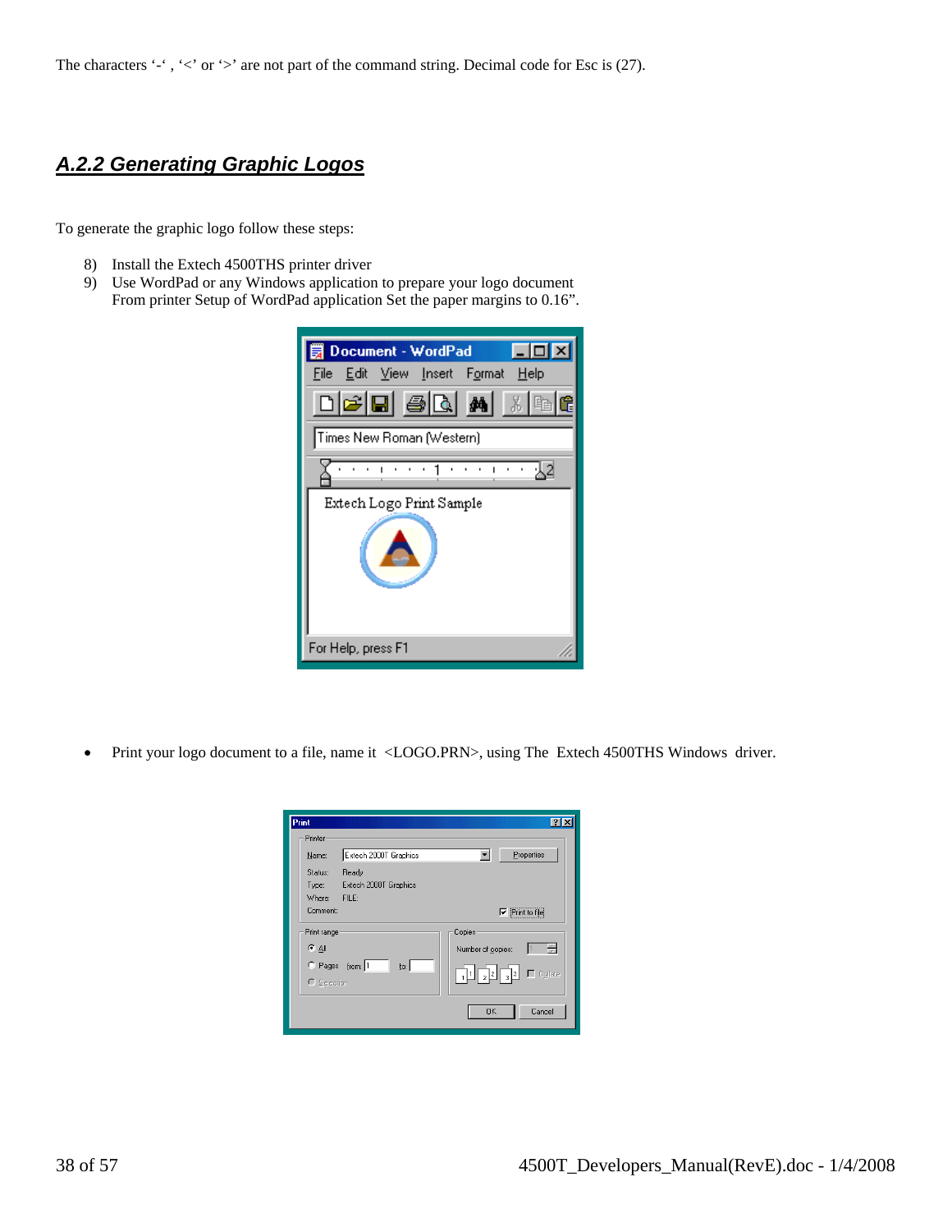The characters '-' , '<' or '>' are not part of the command string. Decimal code for Esc is (27).

## *A.2.2 Generating Graphic Logos*

To generate the graphic logo follow these steps:

8) Install the Extech 4500THS printer driver
9) Use WordPad or any Windows application to prepare your logo document
   From printer Setup of WordPad application Set the paper margins to 0.16".

- Print your logo document to a file, name it <LOGO.PRN>, using The Extech 4500THS Windows driver.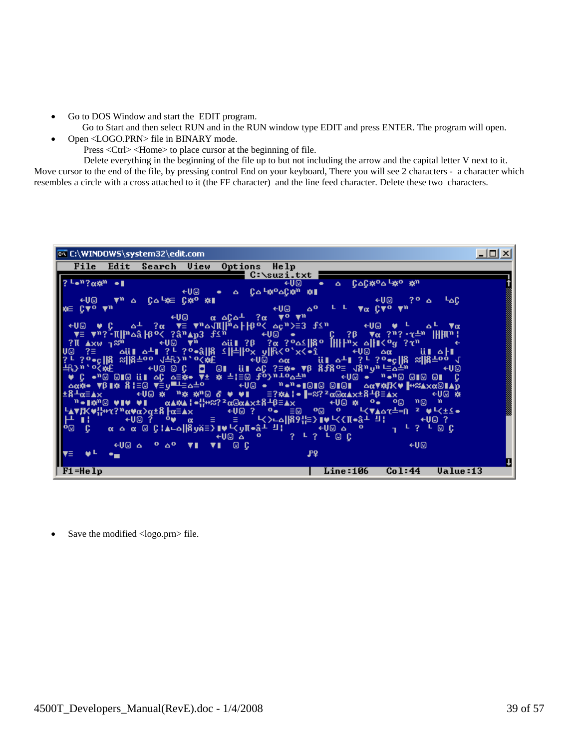- Go to DOS Window and start the EDIT program.

  Go to Start and then select RUN and in the RUN window type EDIT and press ENTER. The program will open.

- Open <LOGO.PRN> file in BINARY mode.

  Press <Ctrl> <Home> to place cursor at the beginning of file.

  Delete everything in the beginning of the file up to but not including the arrow and the capital letter V next to it.

Move cursor to the end of the file, by pressing control End on your keyboard, There you will see 2 characters - a character which resembles a circle with a cross attached to it (the FF character) and the line feed character. Delete these two characters.

- Save the modified <logo.prn> file.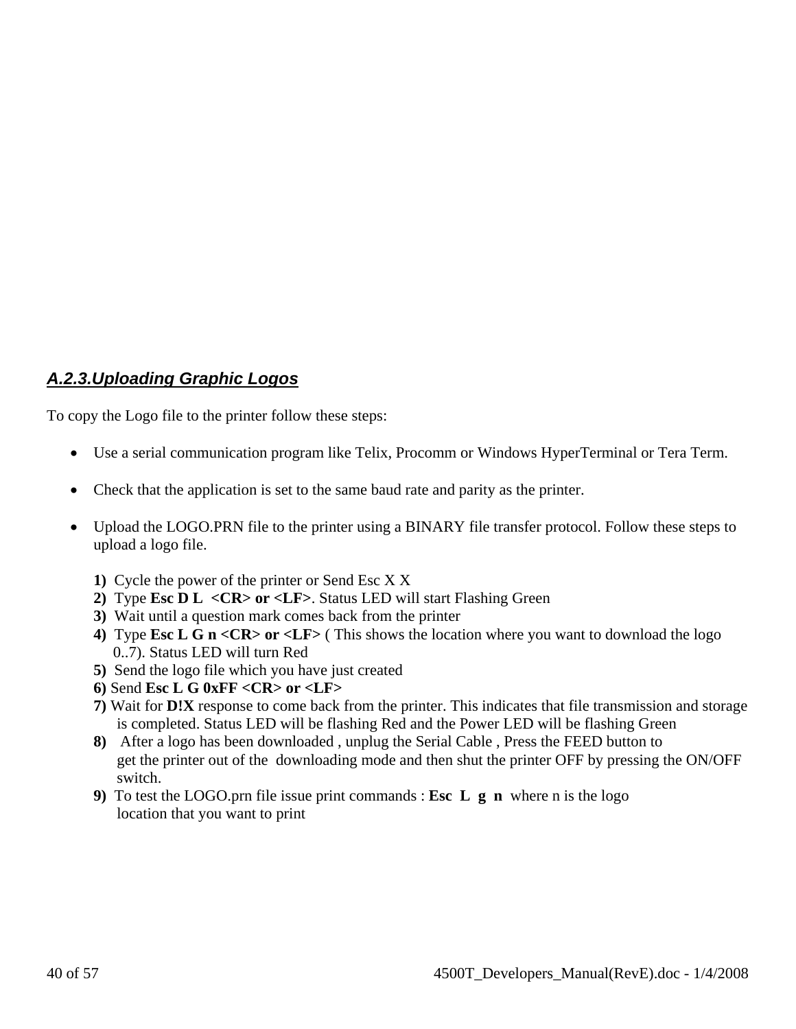### *A.2.3.Uploading Graphic Logos*

To copy the Logo file to the printer follow these steps:

- Use a serial communication program like Telix, Procomm or Windows HyperTerminal or Tera Term.
- Check that the application is set to the same baud rate and parity as the printer.
- Upload the LOGO.PRN file to the printer using a BINARY file transfer protocol. Follow these steps to upload a logo file.

  **1)** Cycle the power of the printer or Send Esc X X
  **2)** Type **Esc D L <CR> or <LF>**. Status LED will start Flashing Green
  **3)** Wait until a question mark comes back from the printer
  **4)** Type **Esc L G n <CR> or <LF>** ( This shows the location where you want to download the logo 0..7). Status LED will turn Red
  **5)** Send the logo file which you have just created
  **6)** Send **Esc L G 0xFF <CR> or <LF>**
  **7)** Wait for **D!X** response to come back from the printer. This indicates that file transmission and storage is completed. Status LED will be flashing Red and the Power LED will be flashing Green
  **8)** After a logo has been downloaded , unplug the Serial Cable , Press the FEED button to get the printer out of the downloading mode and then shut the printer OFF by pressing the ON/OFF switch.
  **9)** To test the LOGO.prn file issue print commands : **Esc L g n** where n is the logo location that you want to print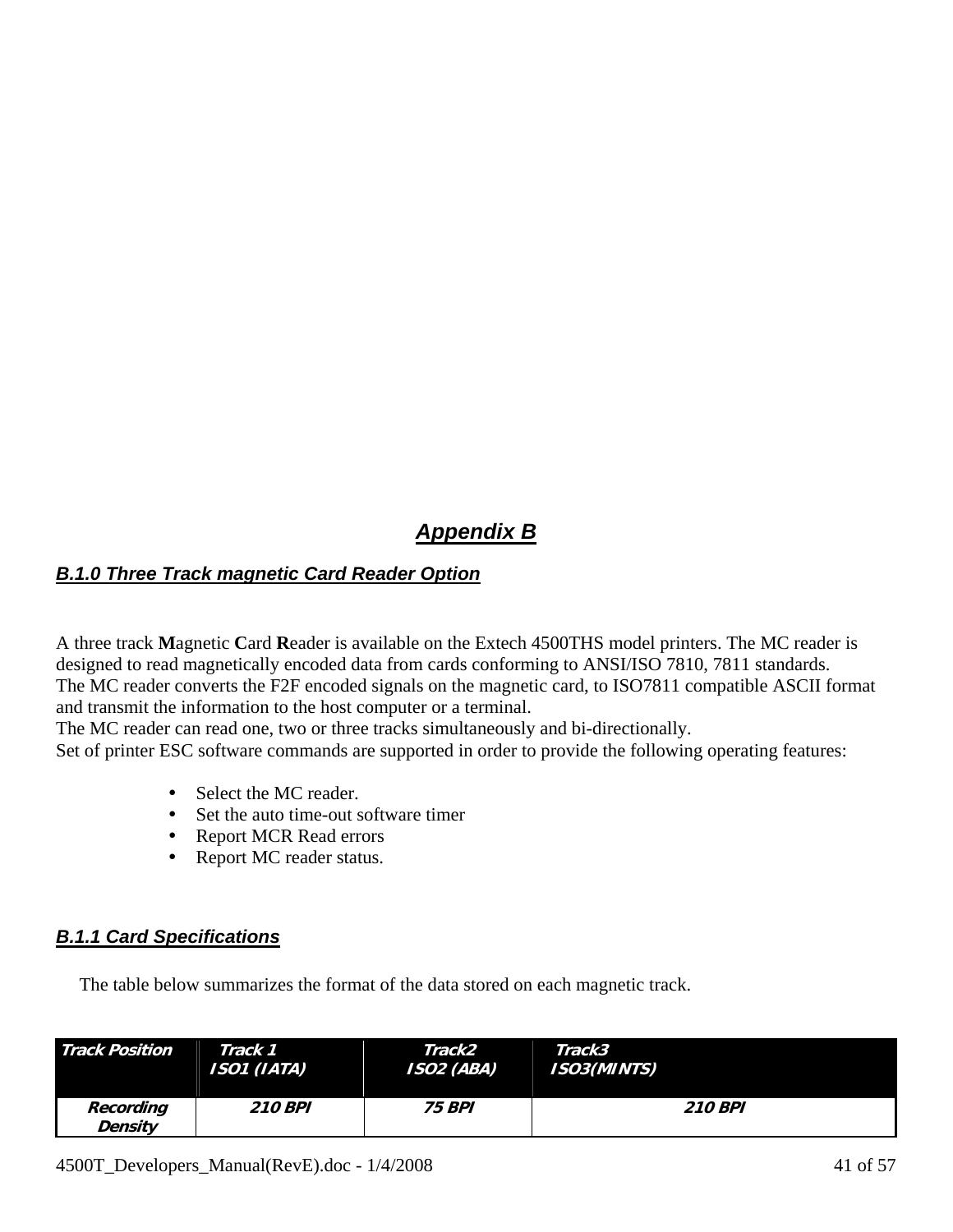## *Appendix B*

### *B.1.0 Three Track magnetic Card Reader Option*

A three track **M**agnetic **C**ard **R**eader is available on the Extech 4500THS model printers. The MC reader is designed to read magnetically encoded data from cards conforming to ANSI/ISO 7810, 7811 standards.
The MC reader converts the F2F encoded signals on the magnetic card, to ISO7811 compatible ASCII format and transmit the information to the host computer or a terminal.
The MC reader can read one, two or three tracks simultaneously and bi-directionally.
Set of printer ESC software commands are supported in order to provide the following operating features:

- Select the MC reader.
- Set the auto time-out software timer
- Report MCR Read errors
- Report MC reader status.

### *B.1.1 Card Specifications*

The table below summarizes the format of the data stored on each magnetic track.

| ***Track Position*** | ***Track 1 ISO1 (IATA)*** | ***Track2 ISO2 (ABA)*** | ***Track3 ISO3(MINTS)*** |
|---|---|---|---|
| ***Recording Density*** | ***210 BPI*** | ***75 BPI*** | ***210 BPI*** |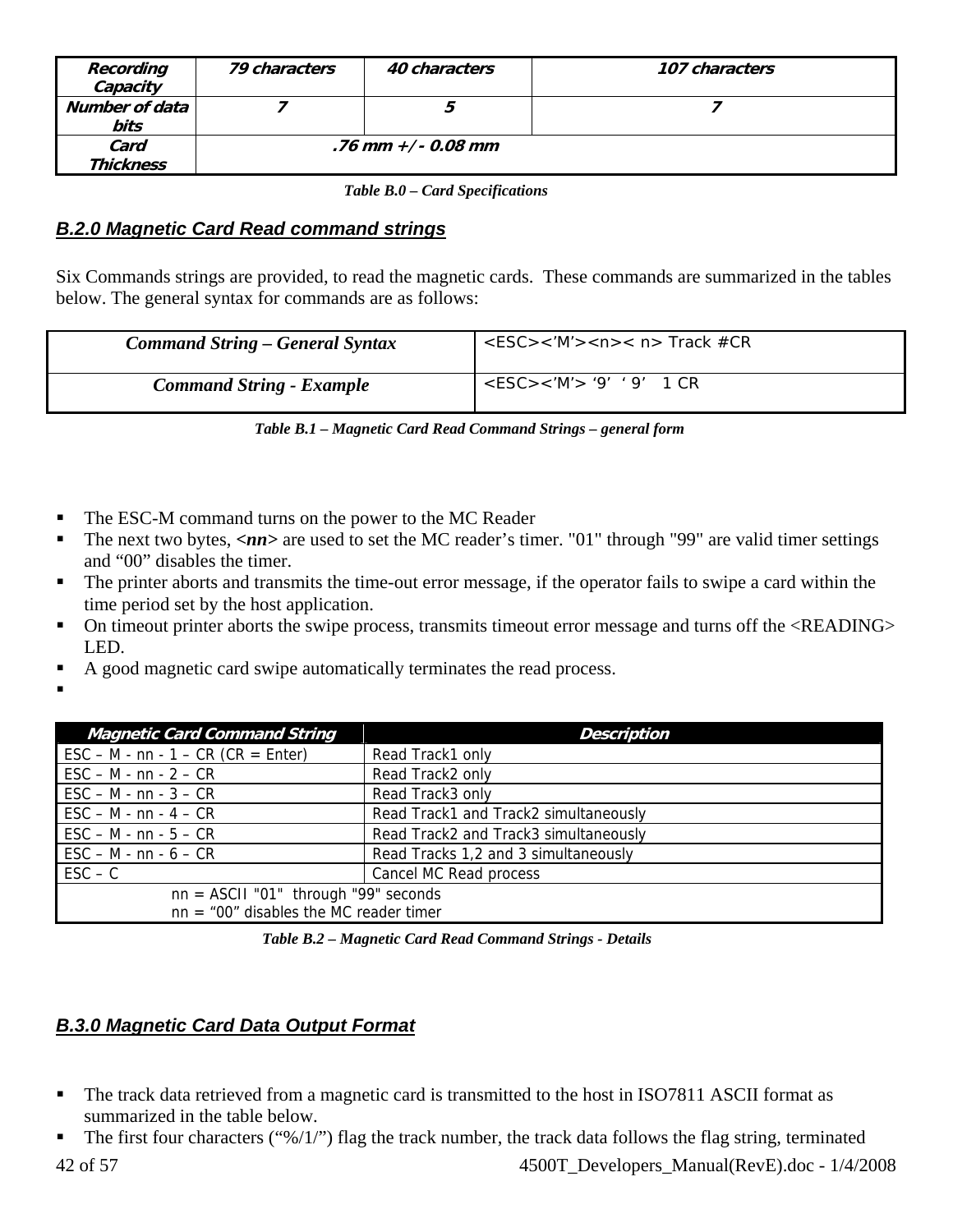| Recording Capacity | 79 characters | 40 characters | 107 characters |
|---|---|---|---|
| Number of data bits | 7 | 5 | 7 |
| Card Thickness | .76 mm +/- 0.08 mm | | |

*Table B.0 – Card Specifications*

### B.2.0 Magnetic Card Read command strings

Six Commands strings are provided, to read the magnetic cards. These commands are summarized in the tables below. The general syntax for commands are as follows:

| Command String – General Syntax | <ESC><'M'><n>< n> Track #CR |
|---|---|
| Command String - Example | <ESC><'M'> '9' '9' 1 CR |

*Table B.1 – Magnetic Card Read Command Strings – general form*

- The ESC-M command turns on the power to the MC Reader
- The next two bytes, **<nn>** are used to set the MC reader's timer. "01" through "99" are valid timer settings and "00" disables the timer.
- The printer aborts and transmits the time-out error message, if the operator fails to swipe a card within the time period set by the host application.
- On timeout printer aborts the swipe process, transmits timeout error message and turns off the <READING> LED.
- A good magnetic card swipe automatically terminates the read process.

| Magnetic Card Command String | Description |
|---|---|
| ESC – M - nn - 1 – CR (CR = Enter) | Read Track1 only |
| ESC – M - nn - 2 – CR | Read Track2 only |
| ESC – M - nn - 3 – CR | Read Track3 only |
| ESC – M - nn - 4 – CR | Read Track1 and Track2 simultaneously |
| ESC – M - nn - 5 – CR | Read Track2 and Track3 simultaneously |
| ESC – M - nn - 6 – CR | Read Tracks 1,2 and 3 simultaneously |
| ESC – C | Cancel MC Read process |
| nn = ASCII "01" through "99" seconds<br>nn = "00" disables the MC reader timer | |

*Table B.2 – Magnetic Card Read Command Strings - Details*

### B.3.0 Magnetic Card Data Output Format

- The track data retrieved from a magnetic card is transmitted to the host in ISO7811 ASCII format as summarized in the table below.
- The first four characters ("%/1/") flag the track number, the track data follows the flag string, terminated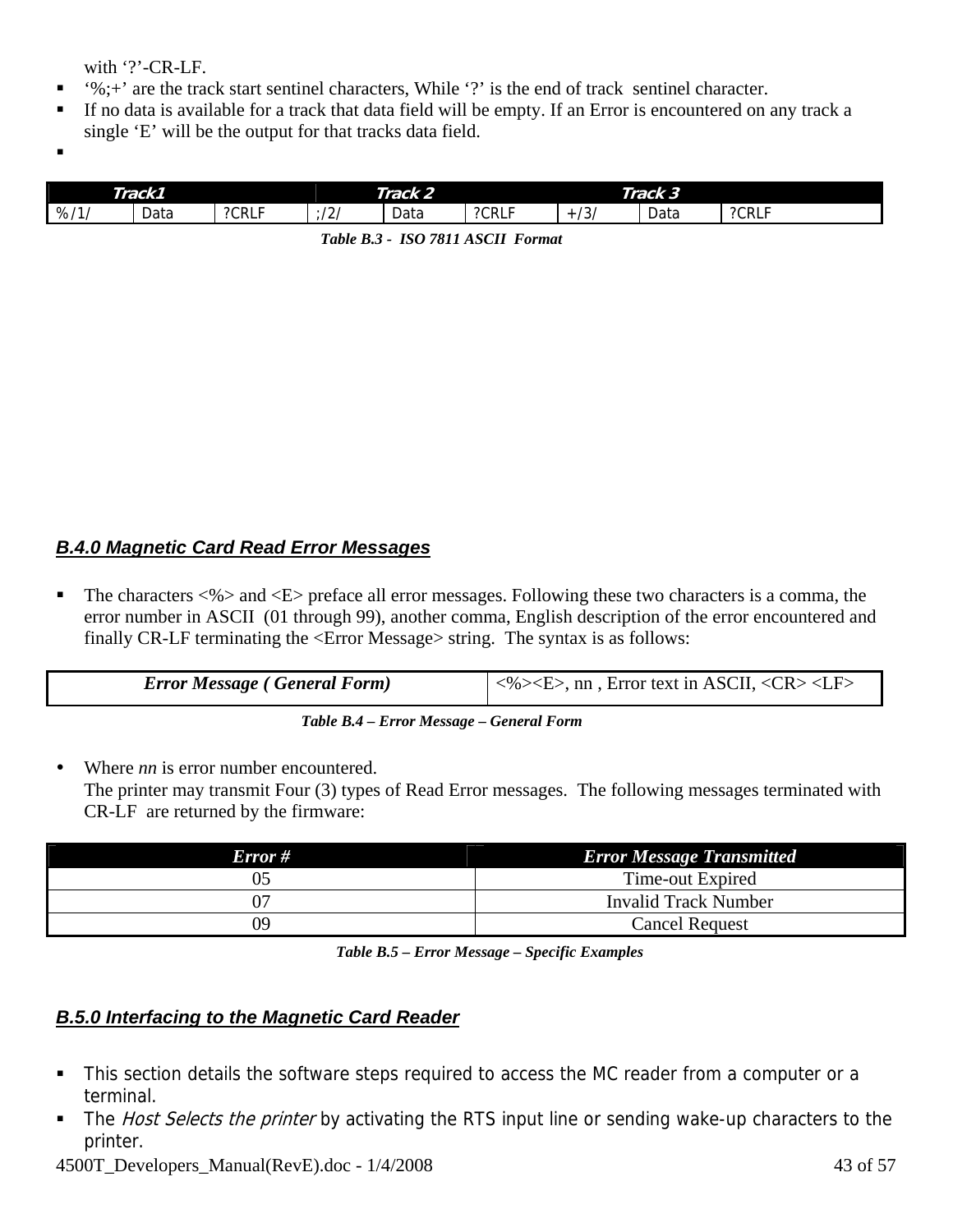with '?'-CR-LF.

- '%;+' are the track start sentinel characters, While '?' is the end of track sentinel character.
- If no data is available for a track that data field will be empty. If an Error is encountered on any track a single 'E' will be the output for that tracks data field.
-

| Track1 | | | Track 2 | | | Track 3 | | |
|---|---|---|---|---|---|---|---|---|
| %/1/ | Data | ?CRLF | ;/2/ | Data | ?CRLF | +/3/ | Data | ?CRLF |

**Table B.3 - ISO 7811 ASCII Format**

## B.4.0 Magnetic Card Read Error Messages

- The characters <%> and <E> preface all error messages. Following these two characters is a comma, the error number in ASCII (01 through 99), another comma, English description of the error encountered and finally CR-LF terminating the <Error Message> string. The syntax is as follows:

| *Error Message ( General Form)* | <%><E>, nn , Error text in ASCII, <CR> <LF> |
|---|---|

**Table B.4 – Error Message – General Form**

- Where *nn* is error number encountered.
  The printer may transmit Four (3) types of Read Error messages. The following messages terminated with CR-LF are returned by the firmware:

| Error # | Error Message Transmitted |
|---|---|
| 05 | Time-out Expired |
| 07 | Invalid Track Number |
| 09 | Cancel Request |

**Table B.5 – Error Message – Specific Examples**

## B.5.0 Interfacing to the Magnetic Card Reader

- This section details the software steps required to access the MC reader from a computer or a terminal.
- The *Host Selects the printer* by activating the RTS input line or sending wake-up characters to the printer.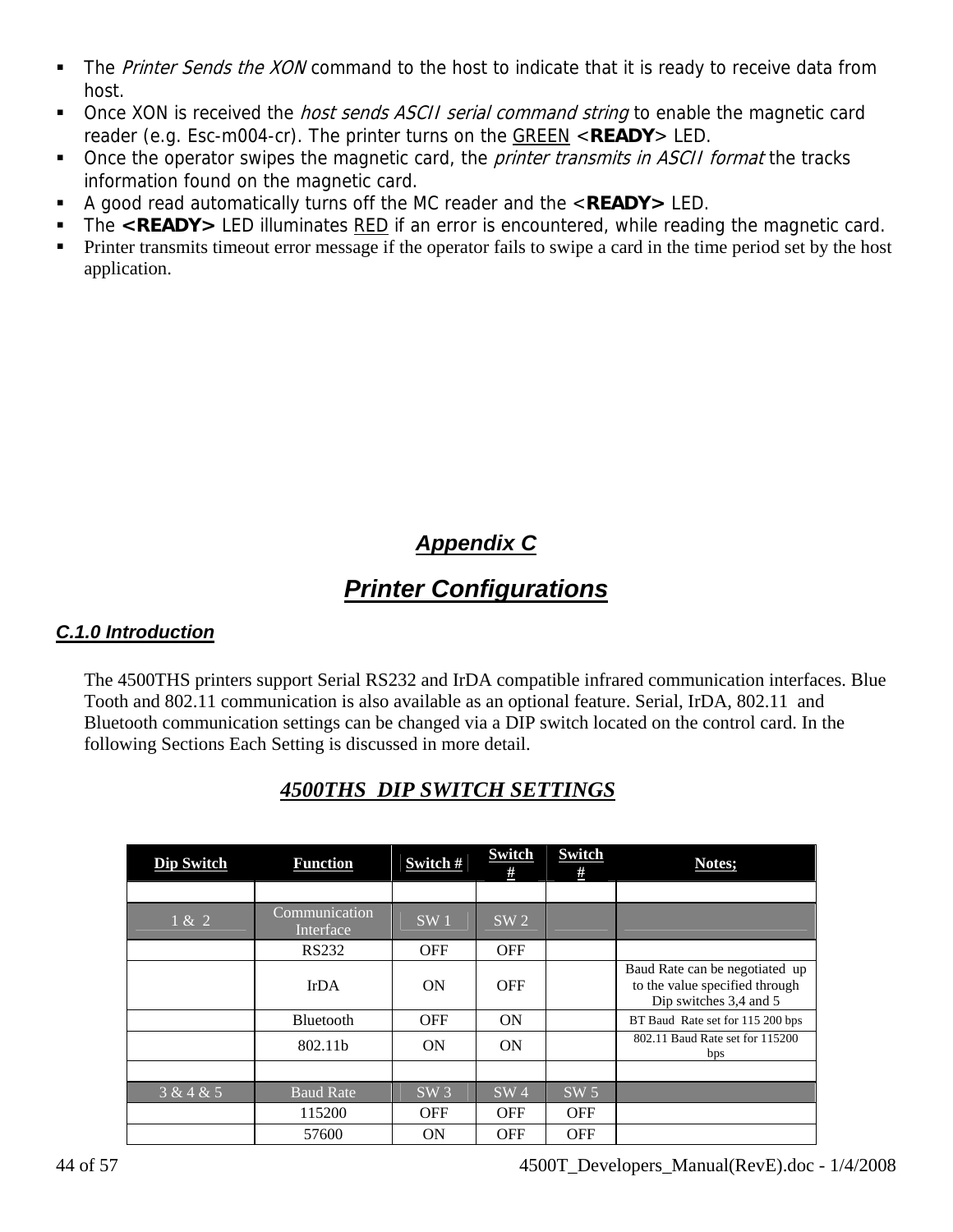- The *Printer Sends the XON* command to the host to indicate that it is ready to receive data from host.
- Once XON is received the *host sends ASCII serial command string* to enable the magnetic card reader (e.g. Esc-m004-cr). The printer turns on the GREEN <**READY**> LED.
- Once the operator swipes the magnetic card, the *printer transmits in ASCII format* the tracks information found on the magnetic card.
- A good read automatically turns off the MC reader and the <**READY>** LED.
- The **<READY>** LED illuminates RED if an error is encountered, while reading the magnetic card.
- Printer transmits timeout error message if the operator fails to swipe a card in the time period set by the host application.

# *Appendix C*

# *Printer Configurations*

## *C.1.0 Introduction*

The 4500THS printers support Serial RS232 and IrDA compatible infrared communication interfaces. Blue Tooth and 802.11 communication is also available as an optional feature. Serial, IrDA, 802.11 and Bluetooth communication settings can be changed via a DIP switch located on the control card. In the following Sections Each Setting is discussed in more detail.

### *4500THS DIP SWITCH SETTINGS*

| Dip Switch | Function | Switch # | Switch # | Switch # | Notes; |
|---|---|---|---|---|---|
| | | | | | |
| 1 & 2 | Communication Interface | SW 1 | SW 2 | | |
| | RS232 | OFF | OFF | | |
| | IrDA | ON | OFF | | Baud Rate can be negotiated up to the value specified through Dip switches 3,4 and 5 |
| | Bluetooth | OFF | ON | | BT Baud Rate set for 115 200 bps |
| | 802.11b | ON | ON | | 802.11 Baud Rate set for 115200 bps |
| | | | | | |
| 3 & 4 & 5 | Baud Rate | SW 3 | SW 4 | SW 5 | |
| | 115200 | OFF | OFF | OFF | |
| | 57600 | ON | OFF | OFF | |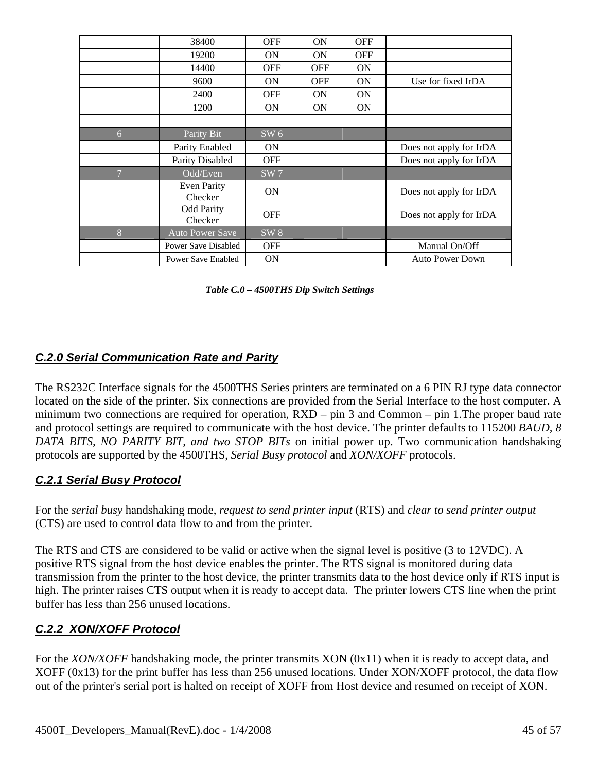|  | 38400 | OFF | ON | OFF |  |
|---|---|---|---|---|---|
|  | 19200 | ON | ON | OFF |  |
|  | 14400 | OFF | OFF | ON |  |
|  | 9600 | ON | OFF | ON | Use for fixed IrDA |
|  | 2400 | OFF | ON | ON |  |
|  | 1200 | ON | ON | ON |  |
|  |  |  |  |  |  |
| 6 | Parity Bit | SW 6 |  |  |  |
|  | Parity Enabled | ON |  |  | Does not apply for IrDA |
|  | Parity Disabled | OFF |  |  | Does not apply for IrDA |
| 7 | Odd/Even | SW 7 |  |  |  |
|  | Even Parity Checker | ON |  |  | Does not apply for IrDA |
|  | Odd Parity Checker | OFF |  |  | Does not apply for IrDA |
| 8 | Auto Power Save | SW 8 |  |  |  |
|  | Power Save Disabled | OFF |  |  | Manual On/Off |
|  | Power Save Enabled | ON |  |  | Auto Power Down |

***Table C.0 – 4500THS Dip Switch Settings***

## C.2.0 Serial Communication Rate and Parity

The RS232C Interface signals for the 4500THS Series printers are terminated on a 6 PIN RJ type data connector located on the side of the printer. Six connections are provided from the Serial Interface to the host computer. A minimum two connections are required for operation, RXD – pin 3 and Common – pin 1.The proper baud rate and protocol settings are required to communicate with the host device. The printer defaults to 115200 *BAUD, 8 DATA BITS, NO PARITY BIT, and two STOP BITs* on initial power up. Two communication handshaking protocols are supported by the 4500THS, *Serial Busy protocol* and *XON/XOFF* protocols.

### C.2.1 Serial Busy Protocol

For the *serial busy* handshaking mode, *request to send printer input* (RTS) and *clear to send printer output* (CTS) are used to control data flow to and from the printer.

The RTS and CTS are considered to be valid or active when the signal level is positive (3 to 12VDC). A positive RTS signal from the host device enables the printer. The RTS signal is monitored during data transmission from the printer to the host device, the printer transmits data to the host device only if RTS input is high. The printer raises CTS output when it is ready to accept data.  The printer lowers CTS line when the print buffer has less than 256 unused locations.

### C.2.2 XON/XOFF Protocol

For the *XON/XOFF* handshaking mode, the printer transmits XON (0x11) when it is ready to accept data, and XOFF (0x13) for the print buffer has less than 256 unused locations. Under XON/XOFF protocol, the data flow out of the printer's serial port is halted on receipt of XOFF from Host device and resumed on receipt of XON.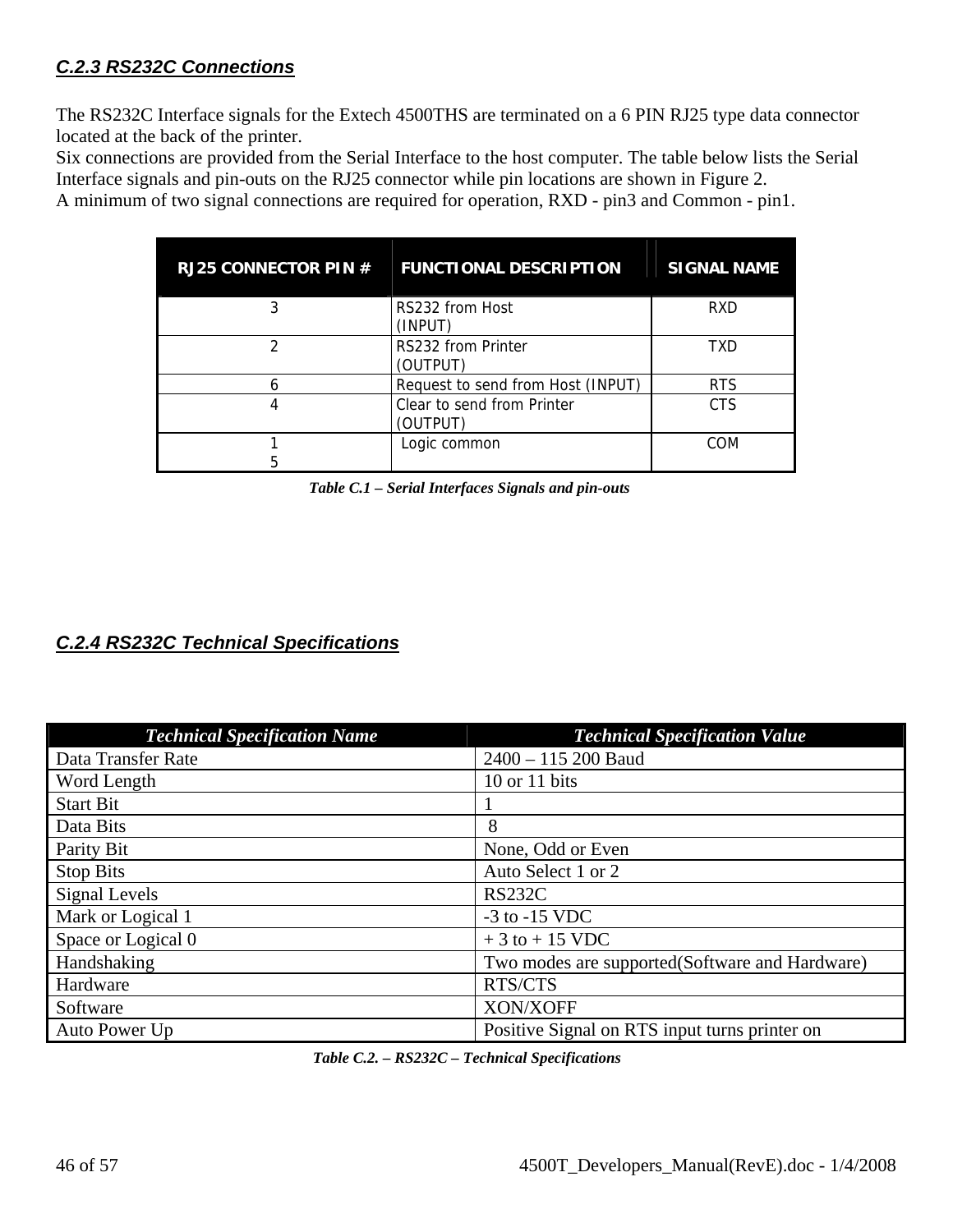### *C.2.3 RS232C Connections*

The RS232C Interface signals for the Extech 4500THS are terminated on a 6 PIN RJ25 type data connector located at the back of the printer.
Six connections are provided from the Serial Interface to the host computer. The table below lists the Serial Interface signals and pin-outs on the RJ25 connector while pin locations are shown in Figure 2.
A minimum of two signal connections are required for operation, RXD - pin3 and Common - pin1.

| RJ25 CONNECTOR PIN # | FUNCTIONAL DESCRIPTION | SIGNAL NAME |
|---|---|---|
| 3 | RS232 from Host (INPUT) | RXD |
| 2 | RS232 from Printer (OUTPUT) | TXD |
| 6 | Request to send from Host (INPUT) | RTS |
| 4 | Clear to send from Printer (OUTPUT) | CTS |
| 1<br>5 | Logic common | COM |

***Table C.1 – Serial Interfaces Signals and pin-outs***

### *C.2.4 RS232C Technical Specifications*

| *Technical Specification Name* | *Technical Specification Value* |
|---|---|
| Data Transfer Rate | 2400 – 115 200 Baud |
| Word Length | 10 or 11 bits |
| Start Bit | 1 |
| Data Bits | 8 |
| Parity Bit | None, Odd or Even |
| Stop Bits | Auto Select 1 or 2 |
| Signal Levels | RS232C |
| Mark or Logical 1 | -3 to -15 VDC |
| Space or Logical 0 | + 3 to + 15 VDC |
| Handshaking | Two modes are supported(Software and Hardware) |
| Hardware | RTS/CTS |
| Software | XON/XOFF |
| Auto Power Up | Positive Signal on RTS input turns printer on |

***Table C.2. – RS232C – Technical Specifications***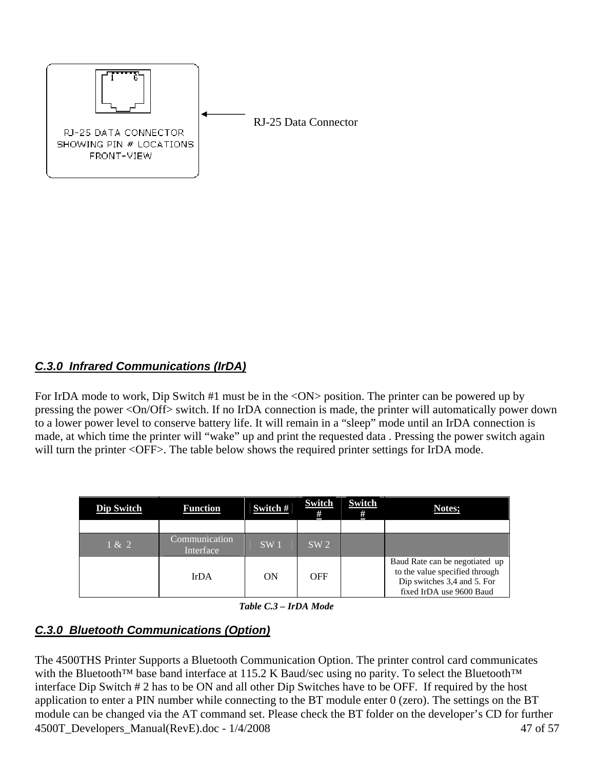RJ-25 DATA CONNECTOR
SHOWING PIN # LOCATIONS
FRONT-VIEW

RJ-25 Data Connector

### *C.3.0 Infrared Communications (IrDA)*

For IrDA mode to work, Dip Switch #1 must be in the <ON> position. The printer can be powered up by pressing the power <On/Off> switch. If no IrDA connection is made, the printer will automatically power down to a lower power level to conserve battery life. It will remain in a "sleep" mode until an IrDA connection is made, at which time the printer will "wake" up and print the requested data . Pressing the power switch again will turn the printer <OFF>. The table below shows the required printer settings for IrDA mode.

| Dip Switch | Function | Switch # | Switch # | Switch # | Notes; |
|---|---|---|---|---|---|
| | | | | | |
| 1 & 2 | Communication Interface | SW 1 | SW 2 | | |
| | IrDA | ON | OFF | | Baud Rate can be negotiated up to the value specified through Dip switches 3,4 and 5. For fixed IrDA use 9600 Baud |

***Table C.3 – IrDA Mode***

### *C.3.0 Bluetooth Communications (Option)*

The 4500THS Printer Supports a Bluetooth Communication Option. The printer control card communicates with the Bluetooth™ base band interface at 115.2 K Baud/sec using no parity. To select the Bluetooth™ interface Dip Switch # 2 has to be ON and all other Dip Switches have to be OFF. If required by the host application to enter a PIN number while connecting to the BT module enter 0 (zero). The settings on the BT module can be changed via the AT command set. Please check the BT folder on the developer's CD for further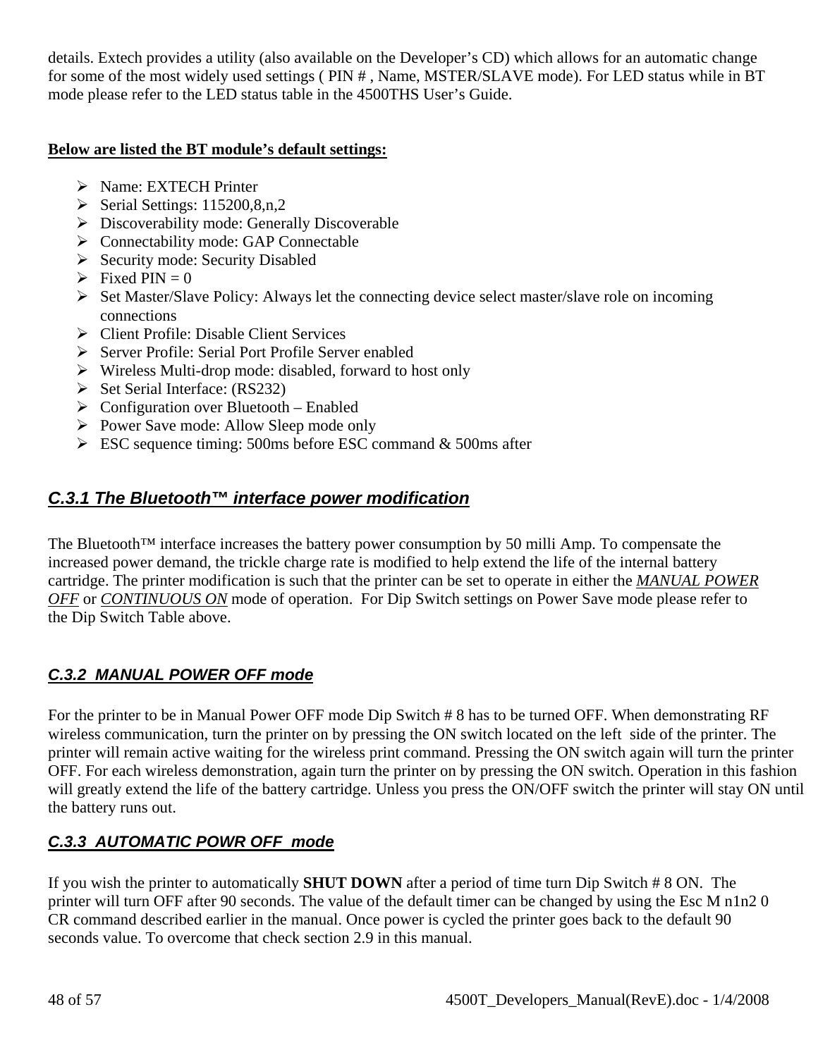details. Extech provides a utility (also available on the Developer's CD) which allows for an automatic change for some of the most widely used settings ( PIN # , Name, MSTER/SLAVE mode). For LED status while in BT mode please refer to the LED status table in the 4500THS User's Guide.

**Below are listed the BT module's default settings:**

- Name: EXTECH Printer
- Serial Settings: 115200,8,n,2
- Discoverability mode: Generally Discoverable
- Connectability mode: GAP Connectable
- Security mode: Security Disabled
- Fixed PIN = 0
- Set Master/Slave Policy: Always let the connecting device select master/slave role on incoming connections
- Client Profile: Disable Client Services
- Server Profile: Serial Port Profile Server enabled
- Wireless Multi-drop mode: disabled, forward to host only
- Set Serial Interface: (RS232)
- Configuration over Bluetooth – Enabled
- Power Save mode: Allow Sleep mode only
- ESC sequence timing: 500ms before ESC command & 500ms after

### *C.3.1 The Bluetooth™ interface power modification*

The Bluetooth™ interface increases the battery power consumption by 50 milli Amp. To compensate the increased power demand, the trickle charge rate is modified to help extend the life of the internal battery cartridge. The printer modification is such that the printer can be set to operate in either the *MANUAL POWER OFF* or *CONTINUOUS ON* mode of operation. For Dip Switch settings on Power Save mode please refer to the Dip Switch Table above.

### *C.3.2 MANUAL POWER OFF mode*

For the printer to be in Manual Power OFF mode Dip Switch # 8 has to be turned OFF. When demonstrating RF wireless communication, turn the printer on by pressing the ON switch located on the left side of the printer. The printer will remain active waiting for the wireless print command. Pressing the ON switch again will turn the printer OFF. For each wireless demonstration, again turn the printer on by pressing the ON switch. Operation in this fashion will greatly extend the life of the battery cartridge. Unless you press the ON/OFF switch the printer will stay ON until the battery runs out.

### *C.3.3 AUTOMATIC POWR OFF mode*

If you wish the printer to automatically **SHUT DOWN** after a period of time turn Dip Switch # 8 ON. The printer will turn OFF after 90 seconds. The value of the default timer can be changed by using the Esc M n1n2 0 CR command described earlier in the manual. Once power is cycled the printer goes back to the default 90 seconds value. To overcome that check section 2.9 in this manual.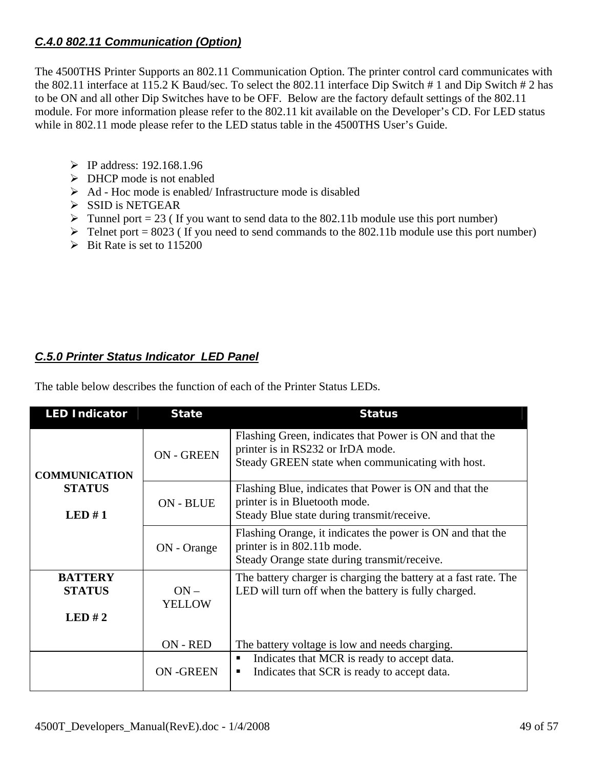### *C.4.0 802.11 Communication (Option)*

The 4500THS Printer Supports an 802.11 Communication Option. The printer control card communicates with the 802.11 interface at 115.2 K Baud/sec. To select the 802.11 interface Dip Switch # 1 and Dip Switch # 2 has to be ON and all other Dip Switches have to be OFF. Below are the factory default settings of the 802.11 module. For more information please refer to the 802.11 kit available on the Developer's CD. For LED status while in 802.11 mode please refer to the LED status table in the 4500THS User's Guide.

- IP address: 192.168.1.96
- DHCP mode is not enabled
- Ad - Hoc mode is enabled/ Infrastructure mode is disabled
- SSID is NETGEAR
- Tunnel port = 23 ( If you want to send data to the 802.11b module use this port number)
- Telnet port = 8023 ( If you need to send commands to the 802.11b module use this port number)
- Bit Rate is set to 115200

### *C.5.0 Printer Status Indicator LED Panel*

The table below describes the function of each of the Printer Status LEDs.

| LED Indicator | State | Status |
|---|---|---|
| **COMMUNICATION STATUS**<br><br>**LED # 1** | ON - GREEN | Flashing Green, indicates that Power is ON and that the printer is in RS232 or IrDA mode.<br>Steady GREEN state when communicating with host. |
| | ON - BLUE | Flashing Blue, indicates that Power is ON and that the printer is in Bluetooth mode.<br>Steady Blue state during transmit/receive. |
| | ON - Orange | Flashing Orange, it indicates the power is ON and that the printer is in 802.11b mode.<br>Steady Orange state during transmit/receive. |
| **BATTERY STATUS**<br><br>**LED # 2** | ON – YELLOW<br><br>ON - RED | The battery charger is charging the battery at a fast rate. The LED will turn off when the battery is fully charged.<br><br>The battery voltage is low and needs charging. |
| | ON -GREEN | ▪ Indicates that MCR is ready to accept data.<br>▪ Indicates that SCR is ready to accept data. |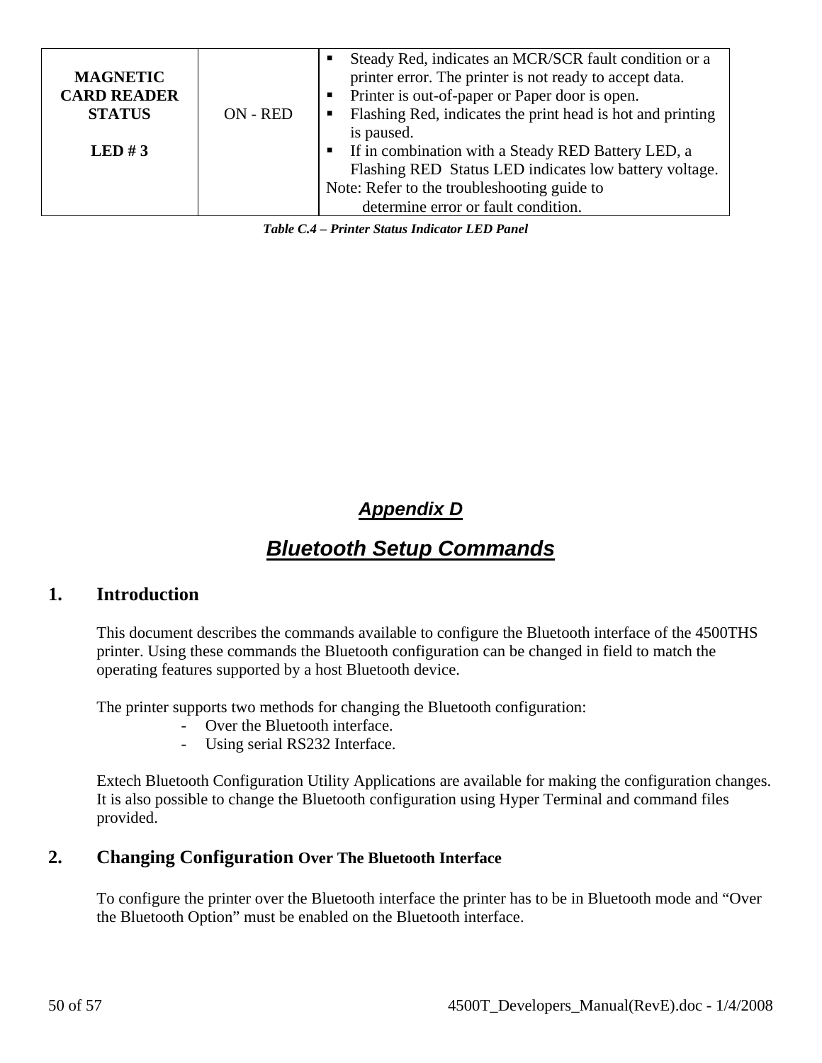| MAGNETIC CARD READER STATUS<br><br>LED # 3 | ON - RED | ▪ Steady Red, indicates an MCR/SCR fault condition or a printer error. The printer is not ready to accept data.<br>▪ Printer is out-of-paper or Paper door is open.<br>▪ Flashing Red, indicates the print head is hot and printing is paused.<br>▪ If in combination with a Steady RED Battery LED, a Flashing RED Status LED indicates low battery voltage.<br>Note: Refer to the troubleshooting guide to determine error or fault condition. |
|---|---|---|

*Table C.4 – Printer Status Indicator LED Panel*

# *Appendix D*

# *Bluetooth Setup Commands*

## 1. Introduction

This document describes the commands available to configure the Bluetooth interface of the 4500THS printer. Using these commands the Bluetooth configuration can be changed in field to match the operating features supported by a host Bluetooth device.

The printer supports two methods for changing the Bluetooth configuration:

- Over the Bluetooth interface.
- Using serial RS232 Interface.

Extech Bluetooth Configuration Utility Applications are available for making the configuration changes. It is also possible to change the Bluetooth configuration using Hyper Terminal and command files provided.

## 2. Changing Configuration Over The Bluetooth Interface

To configure the printer over the Bluetooth interface the printer has to be in Bluetooth mode and “Over the Bluetooth Option” must be enabled on the Bluetooth interface.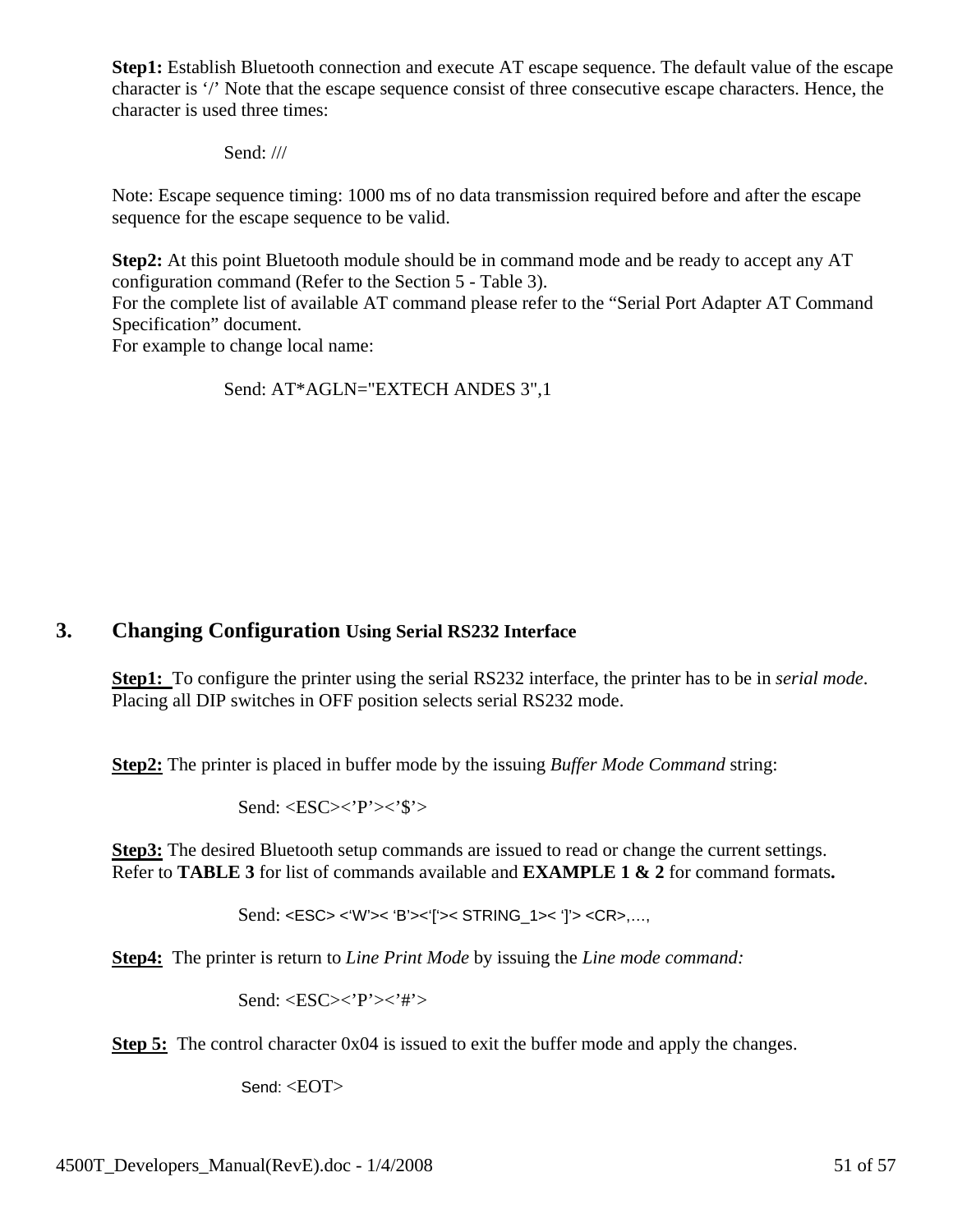**Step1:** Establish Bluetooth connection and execute AT escape sequence. The default value of the escape character is '/' Note that the escape sequence consist of three consecutive escape characters. Hence, the character is used three times:

Send: ///

Note: Escape sequence timing: 1000 ms of no data transmission required before and after the escape sequence for the escape sequence to be valid.

**Step2:** At this point Bluetooth module should be in command mode and be ready to accept any AT configuration command (Refer to the Section 5 - Table 3).
For the complete list of available AT command please refer to the "Serial Port Adapter AT Command Specification" document.
For example to change local name:

Send: AT*AGLN="EXTECH ANDES 3",1

## 3. Changing Configuration Using Serial RS232 Interface

**Step1:** To configure the printer using the serial RS232 interface, the printer has to be in *serial mode*. Placing all DIP switches in OFF position selects serial RS232 mode.

**Step2:** The printer is placed in buffer mode by the issuing *Buffer Mode Command* string:

Send: <ESC><'P'><'$'>

**Step3:** The desired Bluetooth setup commands are issued to read or change the current settings. Refer to **TABLE 3** for list of commands available and **EXAMPLE 1 & 2** for command formats**.**

Send: <ESC> <'W'>< 'B'><'['>< STRING_1>< ']'> <CR>,…,

**Step4:** The printer is return to *Line Print Mode* by issuing the *Line mode command:*

Send: <ESC><'P'><'#'>

**Step 5:** The control character 0x04 is issued to exit the buffer mode and apply the changes.

Send: <EOT>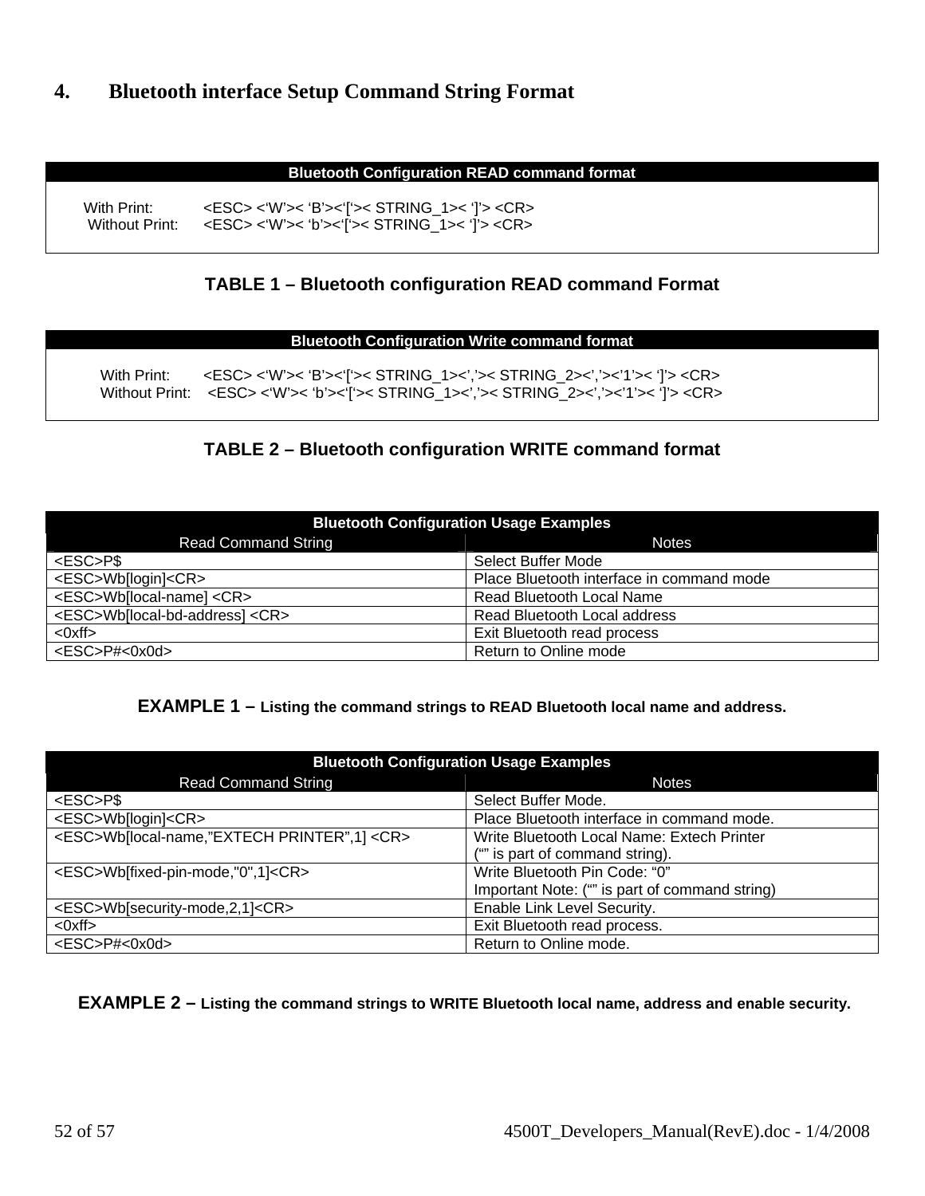# 4. Bluetooth interface Setup Command String Format

| Bluetooth Configuration READ command format | |
|---|---|
| With Print: | <ESC> <‘W’>< ‘B’><‘[‘>< STRING_1>< ‘]’> <CR> |
| Without Print: | <ESC> <‘W’>< ‘b’><‘[‘>< STRING_1>< ‘]’> <CR> |

**TABLE 1 – Bluetooth configuration READ command Format**

| Bluetooth Configuration Write command format | |
|---|---|
| With Print: | <ESC> <‘W’>< ‘B’><‘[‘>< STRING_1><‘,’>< STRING_2><‘,’><‘1’>< ‘]’> <CR> |
| Without Print: | <ESC> <‘W’>< ‘b’><‘[‘>< STRING_1><‘,’>< STRING_2><‘,’><‘1’>< ‘]’> <CR> |

**TABLE 2 – Bluetooth configuration WRITE command format**

| Bluetooth Configuration Usage Examples | |
|---|---|
| Read Command String | Notes |
| <ESC>P$ | Select Buffer Mode |
| <ESC>Wb[login]<CR> | Place Bluetooth interface in command mode |
| <ESC>Wb[local-name] <CR> | Read Bluetooth Local Name |
| <ESC>Wb[local-bd-address] <CR> | Read Bluetooth Local address |
| <0xff> | Exit Bluetooth read process |
| <ESC>P#<0x0d> | Return to Online mode |

**EXAMPLE 1 – Listing the command strings to READ Bluetooth local name and address.**

| Bluetooth Configuration Usage Examples | |
|---|---|
| Read Command String | Notes |
| <ESC>P$ | Select Buffer Mode. |
| <ESC>Wb[login]<CR> | Place Bluetooth interface in command mode. |
| <ESC>Wb[local-name,”EXTECH PRINTER”,1] <CR> | Write Bluetooth Local Name: Extech Printer (“” is part of command string). |
| <ESC>Wb[fixed-pin-mode,"0",1]<CR> | Write Bluetooth Pin Code: “0” Important Note: (“” is part of command string) |
| <ESC>Wb[security-mode,2,1]<CR> | Enable Link Level Security. |
| <0xff> | Exit Bluetooth read process. |
| <ESC>P#<0x0d> | Return to Online mode. |

**EXAMPLE 2 – Listing the command strings to WRITE Bluetooth local name, address and enable security.**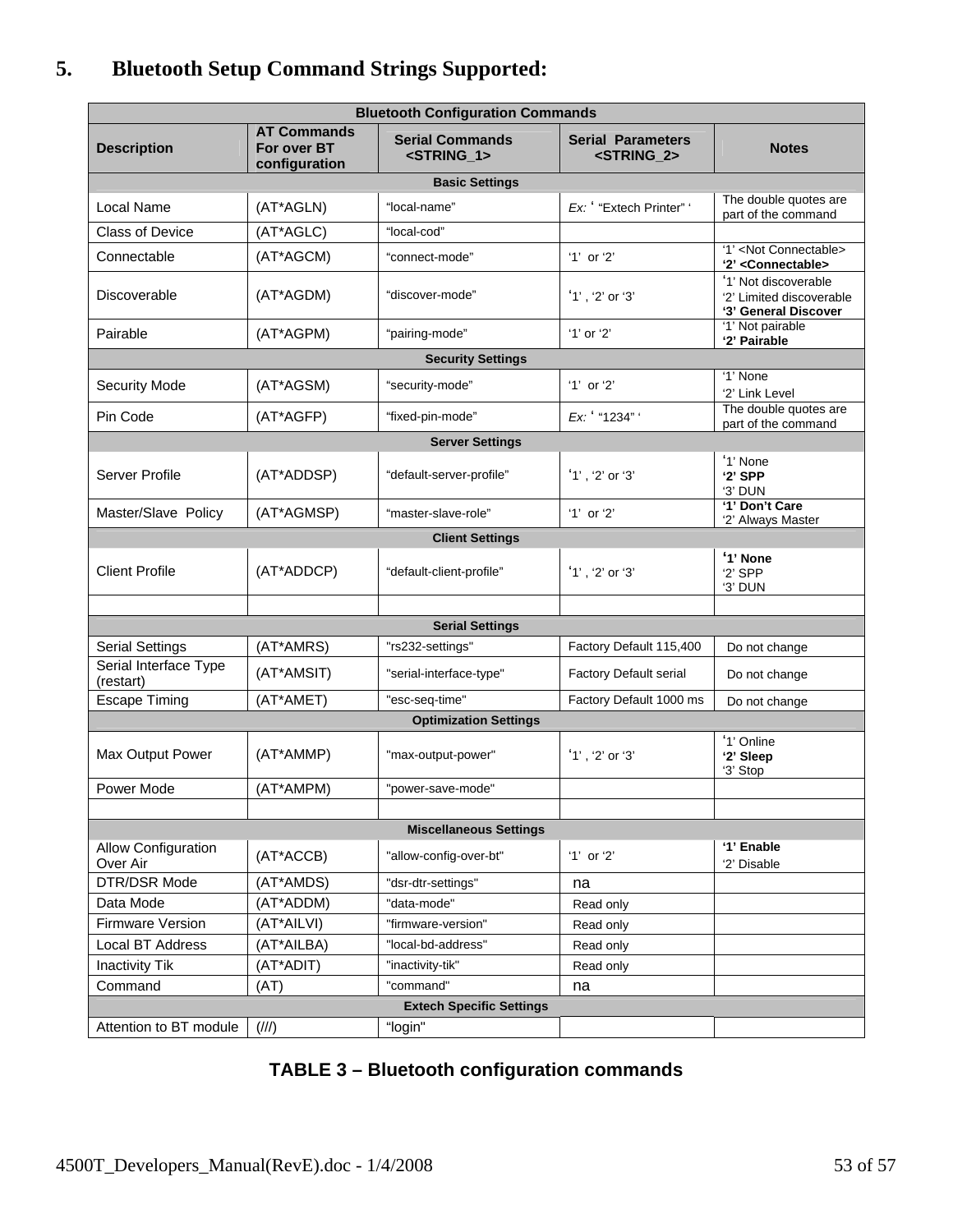# 5. Bluetooth Setup Command Strings Supported:

| Bluetooth Configuration Commands | | | | |
|---|---|---|---|---|
| **Description** | **AT Commands For over BT configuration** | **Serial Commands <STRING_1>** | **Serial Parameters <STRING_2>** | **Notes** |
| **Basic Settings** | | | | |
| Local Name | (AT*AGLN) | "local-name" | *Ex:* ' "Extech Printer" ' | The double quotes are part of the command |
| Class of Device | (AT*AGLC) | "local-cod" | | |
| Connectable | (AT*AGCM) | "connect-mode" | '1' or '2' | '1' <Not Connectable> **'2' <Connectable>** |
| Discoverable | (AT*AGDM) | "discover-mode" | '1' , '2' or '3' | '1' Not discoverable '2' Limited discoverable **'3' General Discover** |
| Pairable | (AT*AGPM) | "pairing-mode" | '1' or '2' | '1' Not pairable **'2' Pairable** |
| **Security Settings** | | | | |
| Security Mode | (AT*AGSM) | "security-mode" | '1' or '2' | '1' None '2' Link Level |
| Pin Code | (AT*AGFP) | "fixed-pin-mode" | *Ex:* ' "1234" ' | The double quotes are part of the command |
| **Server Settings** | | | | |
| Server Profile | (AT*ADDSP) | "default-server-profile" | '1' , '2' or '3' | '1' None **'2' SPP** '3' DUN |
| Master/Slave Policy | (AT*AGMSP) | "master-slave-role" | '1' or '2' | **'1' Don't Care** '2' Always Master |
| **Client Settings** | | | | |
| Client Profile | (AT*ADDCP) | "default-client-profile" | '1' , '2' or '3' | **'1' None** '2' SPP '3' DUN |
| | | | | |
| **Serial Settings** | | | | |
| Serial Settings | (AT*AMRS) | "rs232-settings" | Factory Default 115,400 | Do not change |
| Serial Interface Type (restart) | (AT*AMSIT) | "serial-interface-type" | Factory Default serial | Do not change |
| Escape Timing | (AT*AMET) | "esc-seq-time" | Factory Default 1000 ms | Do not change |
| **Optimization Settings** | | | | |
| Max Output Power | (AT*AMMP) | "max-output-power" | '1' , '2' or '3' | '1' Online **'2' Sleep** '3' Stop |
| Power Mode | (AT*AMPM) | "power-save-mode" | | |
| | | | | |
| **Miscellaneous Settings** | | | | |
| Allow Configuration Over Air | (AT*ACCB) | "allow-config-over-bt" | '1' or '2' | **'1' Enable** '2' Disable |
| DTR/DSR Mode | (AT*AMDS) | "dsr-dtr-settings" | na | |
| Data Mode | (AT*ADDM) | "data-mode" | Read only | |
| Firmware Version | (AT*AILVI) | "firmware-version" | Read only | |
| Local BT Address | (AT*AILBA) | "local-bd-address" | Read only | |
| Inactivity Tik | (AT*ADIT) | "inactivity-tik" | Read only | |
| Command | (AT) | "command" | na | |
| **Extech Specific Settings** | | | | |
| Attention to BT module | (///) | "login" | | |

**TABLE 3 – Bluetooth configuration commands**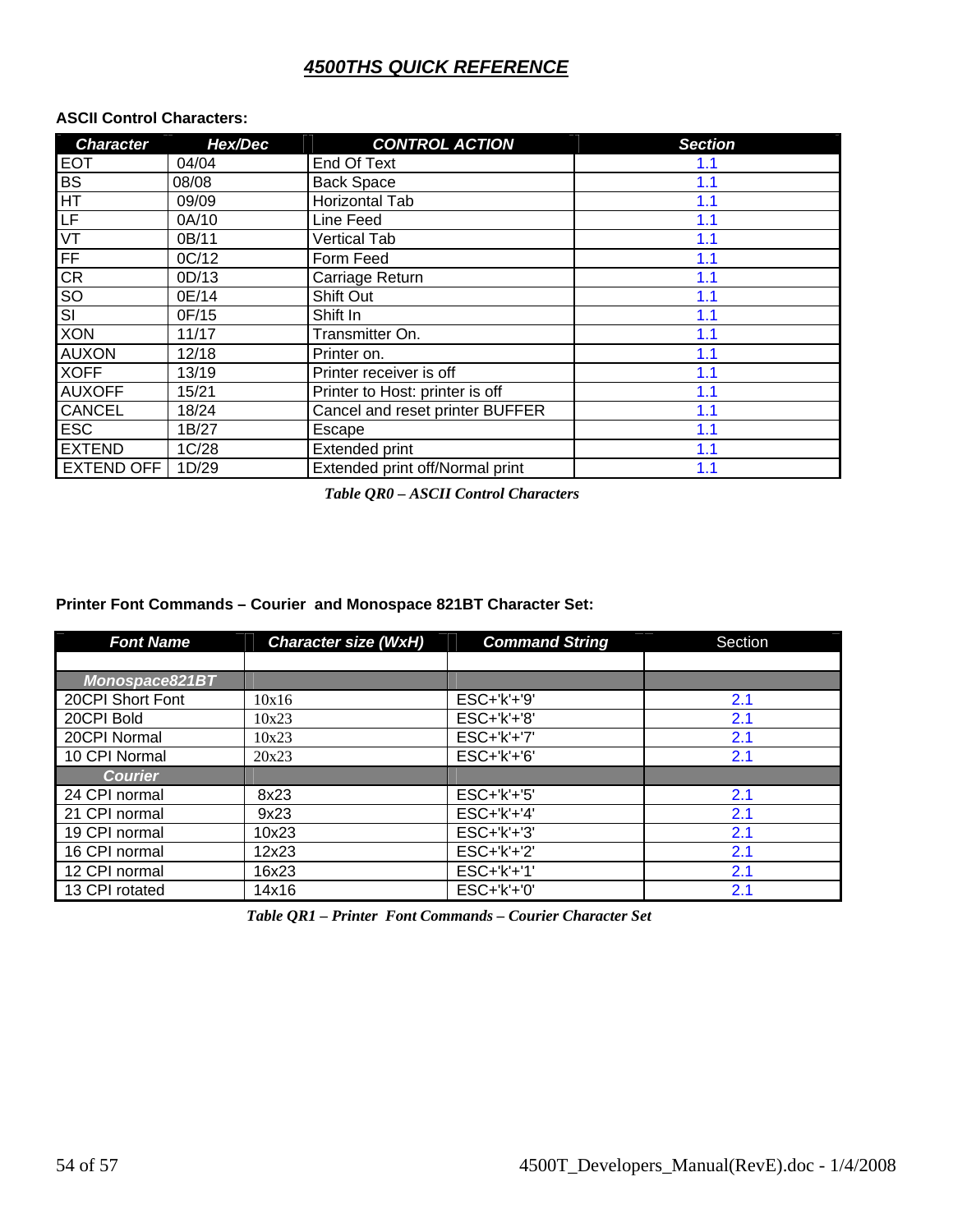# *4500THS QUICK REFERENCE*

**ASCII Control Characters:**

| Character | Hex/Dec | CONTROL ACTION | Section |
|---|---|---|---|
| EOT | 04/04 | End Of Text | 1.1 |
| BS | 08/08 | Back Space | 1.1 |
| HT | 09/09 | Horizontal Tab | 1.1 |
| LF | 0A/10 | Line Feed | 1.1 |
| VT | 0B/11 | Vertical Tab | 1.1 |
| FF | 0C/12 | Form Feed | 1.1 |
| CR | 0D/13 | Carriage Return | 1.1 |
| SO | 0E/14 | Shift Out | 1.1 |
| SI | 0F/15 | Shift In | 1.1 |
| XON | 11/17 | Transmitter On. | 1.1 |
| AUXON | 12/18 | Printer on. | 1.1 |
| XOFF | 13/19 | Printer receiver is off | 1.1 |
| AUXOFF | 15/21 | Printer to Host: printer is off | 1.1 |
| CANCEL | 18/24 | Cancel and reset printer BUFFER | 1.1 |
| ESC | 1B/27 | Escape | 1.1 |
| EXTEND | 1C/28 | Extended print | 1.1 |
| EXTEND OFF | 1D/29 | Extended print off/Normal print | 1.1 |

*Table QR0 – ASCII Control Characters*

**Printer Font Commands – Courier and Monospace 821BT Character Set:**

| Font Name | Character size (WxH) | Command String | Section |
|---|---|---|---|
| | | | |
| ***Monospace821BT*** | | | |
| 20CPI Short Font | 10x16 | ESC+'k'+'9' | 2.1 |
| 20CPI Bold | 10x23 | ESC+'k'+'8' | 2.1 |
| 20CPI Normal | 10x23 | ESC+'k'+'7' | 2.1 |
| 10 CPI Normal | 20x23 | ESC+'k'+'6' | 2.1 |
| ***Courier*** | | | |
| 24 CPI normal | 8x23 | ESC+'k'+'5' | 2.1 |
| 21 CPI normal | 9x23 | ESC+'k'+'4' | 2.1 |
| 19 CPI normal | 10x23 | ESC+'k'+'3' | 2.1 |
| 16 CPI normal | 12x23 | ESC+'k'+'2' | 2.1 |
| 12 CPI normal | 16x23 | ESC+'k'+'1' | 2.1 |
| 13 CPI rotated | 14x16 | ESC+'k'+'0' | 2.1 |

*Table QR1 – Printer Font Commands – Courier Character Set*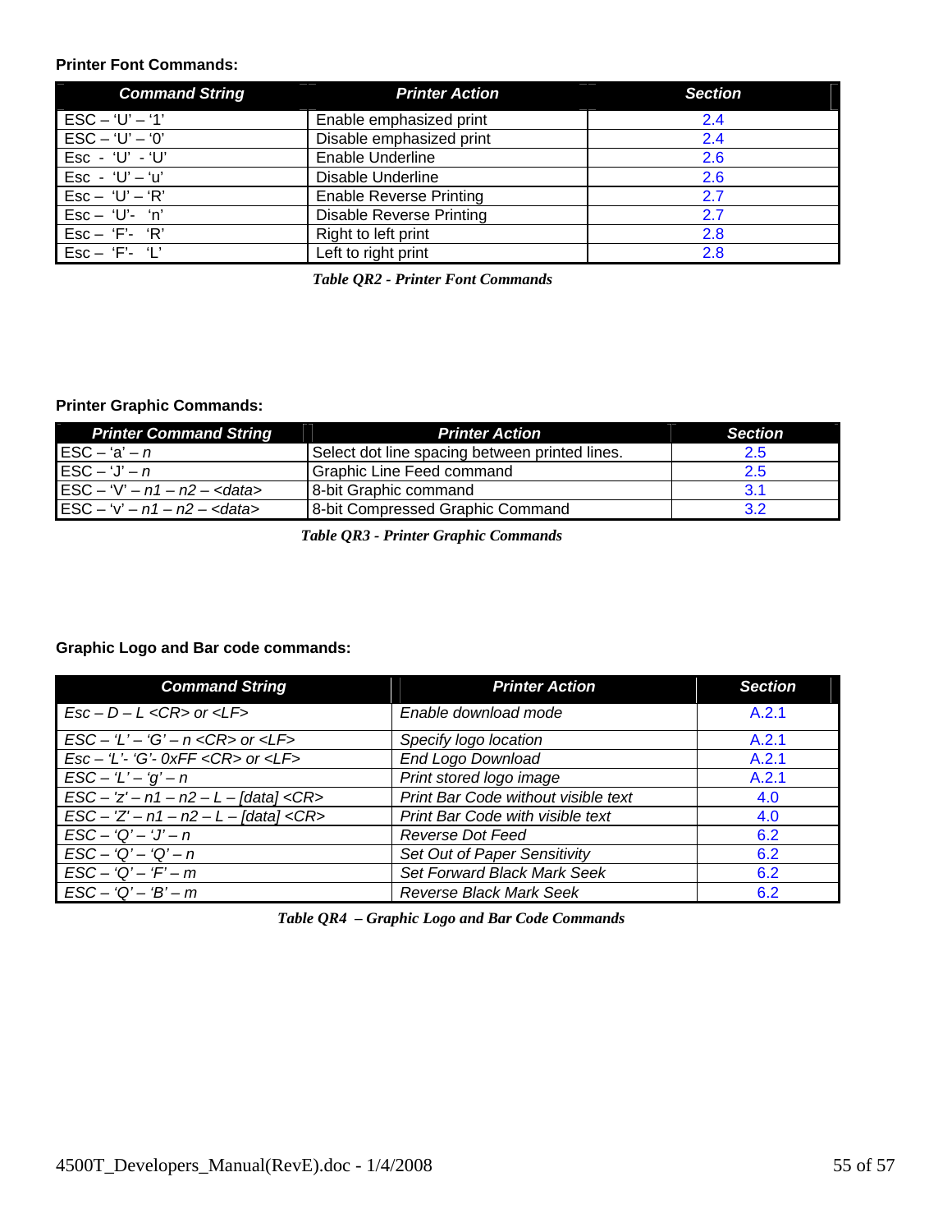**Printer Font Commands:**

| ***Command String*** | ***Printer Action*** | ***Section*** |
|---|---|---|
| ESC – ‘U’ – ‘1’ | Enable emphasized print | 2.4 |
| ESC – ‘U’ – ‘0’ | Disable emphasized print | 2.4 |
| Esc - ‘U’ - ‘U’ | Enable Underline | 2.6 |
| Esc - ‘U’ – ‘u’ | Disable Underline | 2.6 |
| Esc – ‘U’ – ‘R’ | Enable Reverse Printing | 2.7 |
| Esc – ‘U’- ‘n’ | Disable Reverse Printing | 2.7 |
| Esc – ‘F’- ‘R’ | Right to left print | 2.8 |
| Esc – ‘F’- ‘L’ | Left to right print | 2.8 |

***Table QR2 - Printer Font Commands***

**Printer Graphic Commands:**

| ***Printer Command String*** | ***Printer Action*** | ***Section*** |
|---|---|---|
| ESC – ‘a’ – *n* | Select dot line spacing between printed lines. | 2.5 |
| ESC – ‘J’ – *n* | Graphic Line Feed command | 2.5 |
| ESC – ‘V’ – *n1 – n2 – <data>* | 8-bit Graphic command | 3.1 |
| ESC – ‘v’ – *n1 – n2 – <data>* | 8-bit Compressed Graphic Command | 3.2 |

***Table QR3 - Printer Graphic Commands***

**Graphic Logo and Bar code commands:**

| ***Command String*** | ***Printer Action*** | ***Section*** |
|---|---|---|
| *Esc – D – L <CR> or <LF>* | *Enable download mode* | A.2.1 |
| *ESC – ‘L’ – ‘G’ – n <CR> or <LF>* | *Specify logo location* | A.2.1 |
| *Esc – ‘L’- ‘G’- 0xFF <CR> or <LF>* | *End Logo Download* | A.2.1 |
| *ESC – ‘L’ – ‘g’ – n* | *Print stored logo image* | A.2.1 |
| *ESC – ‘z’ – n1 – n2 – L – [data] <CR>* | *Print Bar Code without visible text* | 4.0 |
| *ESC – ‘Z’ – n1 – n2 – L – [data] <CR>* | *Print Bar Code with visible text* | 4.0 |
| *ESC – ‘Q’ – ‘J’ – n* | *Reverse Dot Feed* | 6.2 |
| *ESC – ‘Q’ – ‘Q’ – n* | *Set Out of Paper Sensitivity* | 6.2 |
| *ESC – ‘Q’ – ‘F’ – m* | *Set Forward Black Mark Seek* | 6.2 |
| *ESC – ‘Q’ – ‘B’ – m* | *Reverse Black Mark Seek* | 6.2 |

***Table QR4 – Graphic Logo and Bar Code Commands***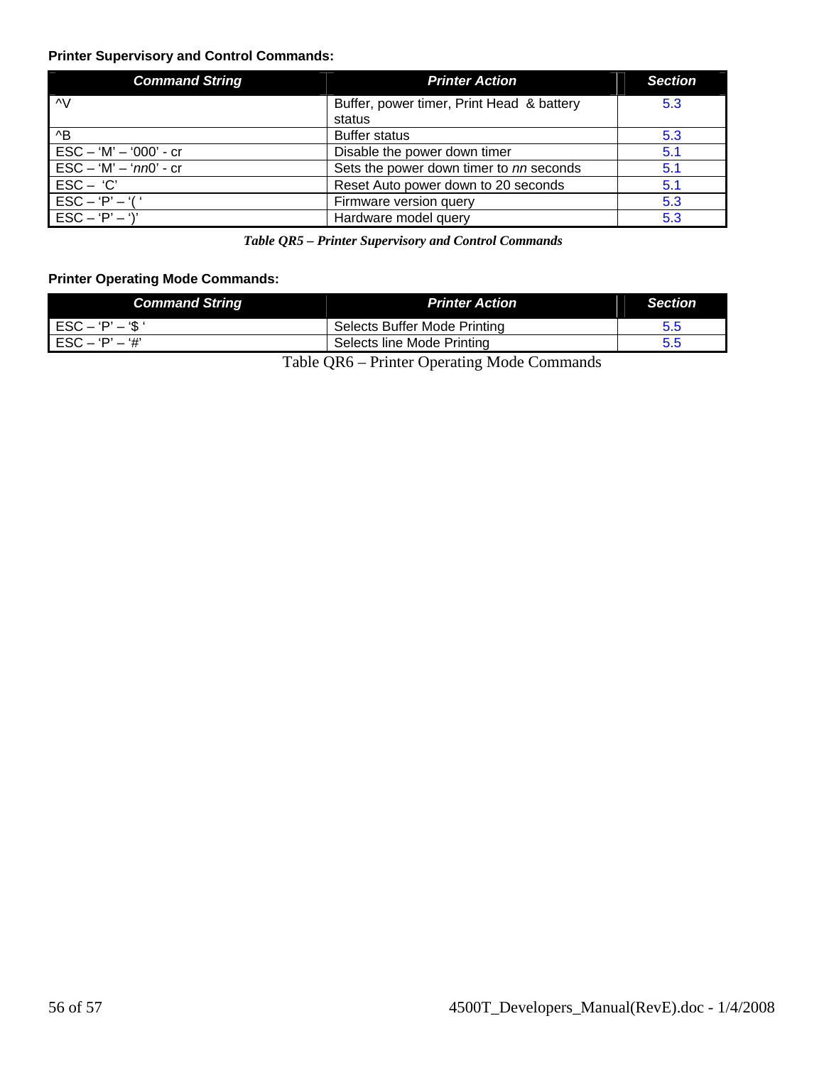**Printer Supervisory and Control Commands:**

| Command String | Printer Action | Section |
|---|---|---|
| ^V | Buffer, power timer, Print Head & battery status | 5.3 |
| ^B | Buffer status | 5.3 |
| ESC – 'M' – '000' - cr | Disable the power down timer | 5.1 |
| ESC – 'M' – '*nn*0' - cr | Sets the power down timer to *nn* seconds | 5.1 |
| ESC – 'C' | Reset Auto power down to 20 seconds | 5.1 |
| ESC – 'P' – '( ' | Firmware version query | 5.3 |
| ESC – 'P' – ')' | Hardware model query | 5.3 |

*Table QR5 – Printer Supervisory and Control Commands*

**Printer Operating Mode Commands:**

| Command String | Printer Action | Section |
|---|---|---|
| ESC – 'P' – '$ ' | Selects Buffer Mode Printing | 5.5 |
| ESC – 'P' – '#' | Selects line Mode Printing | 5.5 |

Table QR6 – Printer Operating Mode Commands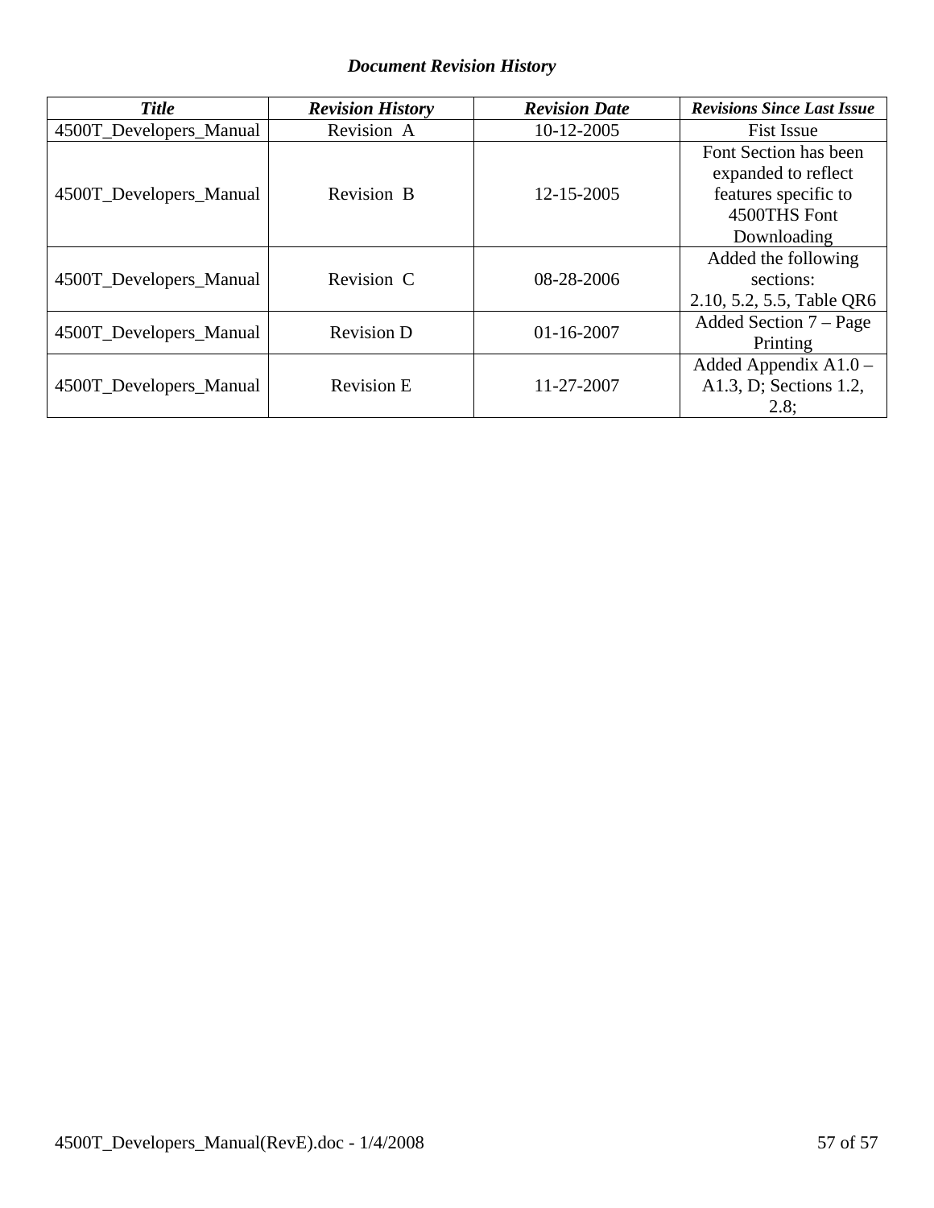***Document Revision History***

| ***Title*** | ***Revision History*** | ***Revision Date*** | ***Revisions Since Last Issue*** |
|---|---|---|---|
| 4500T_Developers_Manual | Revision A | 10-12-2005 | Fist Issue |
| 4500T_Developers_Manual | Revision B | 12-15-2005 | Font Section has been expanded to reflect features specific to 4500THS Font Downloading |
| 4500T_Developers_Manual | Revision C | 08-28-2006 | Added the following sections: 2.10, 5.2, 5.5, Table QR6 |
| 4500T_Developers_Manual | Revision D | 01-16-2007 | Added Section 7 – Page Printing |
| 4500T_Developers_Manual | Revision E | 11-27-2007 | Added Appendix A1.0 – A1.3, D; Sections 1.2, 2.8; |